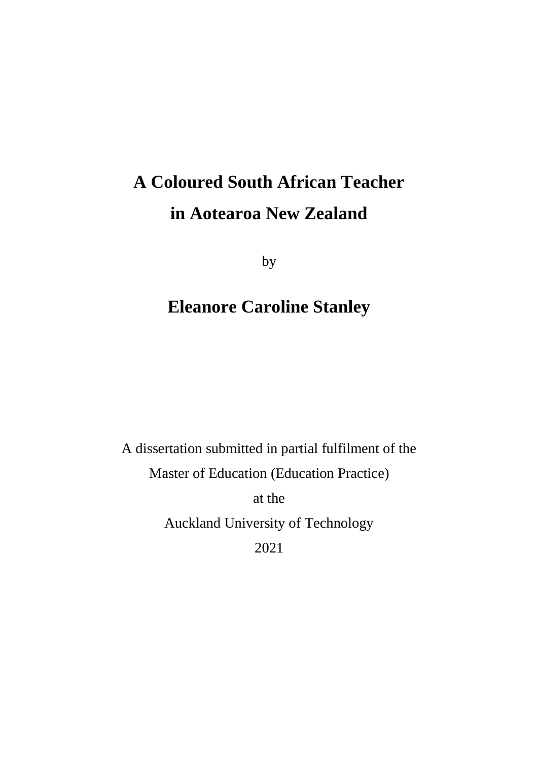# A Coloured South African Teacher in Aotearoa New Zealand

by

**Eleanore Caroline Stanley**

A dissertation submitted in partial fulfilment of the

Master of Education (Education Practice)

at the

Auckland University of Technology

2021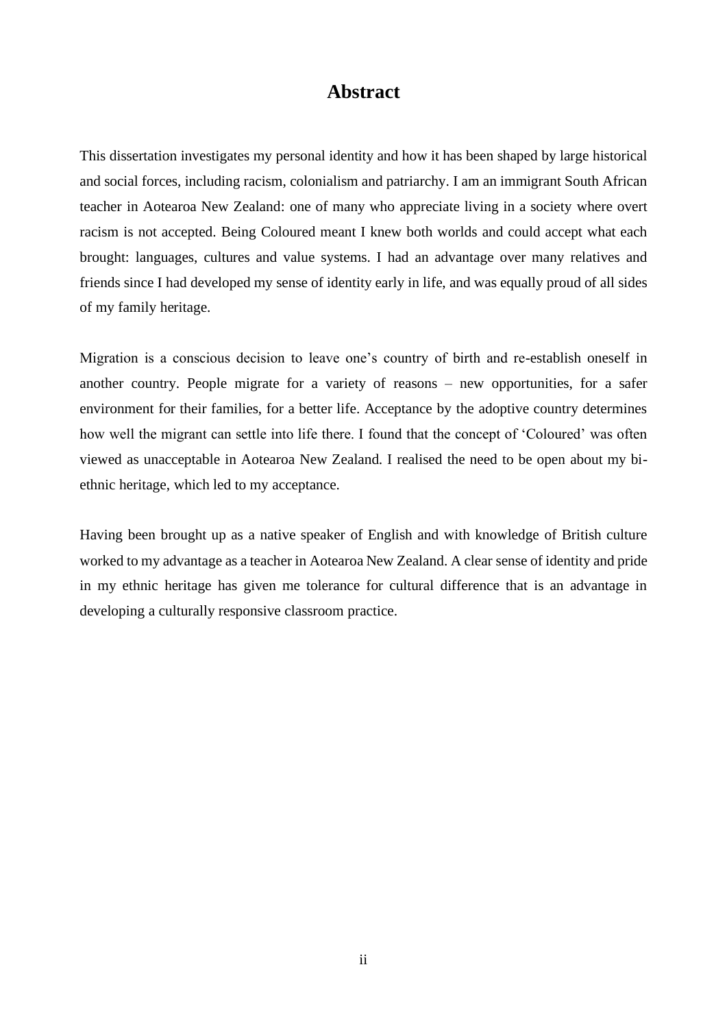# Abstract

This dissertation investigates my personal identity and how it has been shaped by large historical and social forces, including racism, colonialism and patriarchy. I am an immigrant South African teacher in Aotearoa New Zealand: one of many who appreciate living in a society where overt racism is not accepted. Being Coloured meant I knew both worlds and could accept what each brought: languages, cultures and value systems. I had an advantage over many relatives and friends since I had developed my sense of identity early in life, and was equally proud of all sides of my family heritage.

Migration is a conscious decision to leave one's country of birth and re-establish oneself in another country. People migrate for a variety of reasons – new opportunities, for a safer environment for their families, for a better life. Acceptance by the adoptive country determines how well the migrant can settle into life there. I found that the concept of 'Coloured' was often viewed as unacceptable in Aotearoa New Zealand. I realised the need to be open about my bi-ethnic heritage, which led to my acceptance.

Having been brought up as a native speaker of English and with knowledge of British culture worked to my advantage as a teacher in Aotearoa New Zealand. A clear sense of identity and pride in my ethnic heritage has given me tolerance for cultural difference that is an advantage in developing a culturally responsive classroom practice.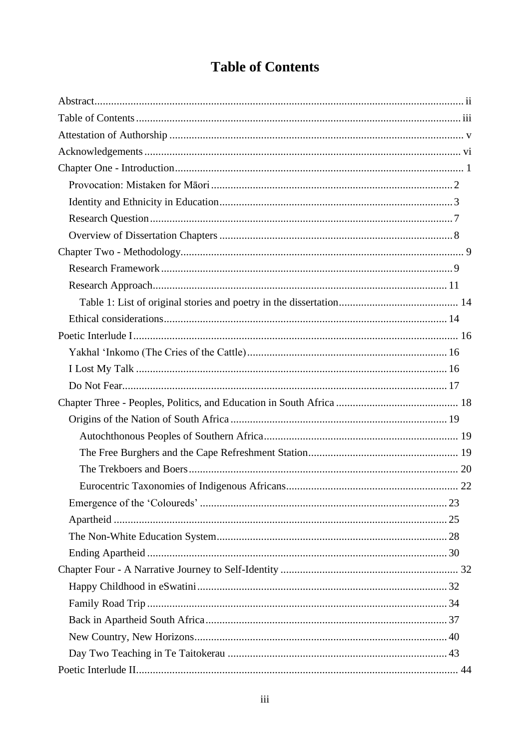# Table of Contents

Abstract ..... ii
Table of Contents ..... iii
Attestation of Authorship ..... v
Acknowledgements ..... vi
Chapter One - Introduction ..... 1
- Provocation: Mistaken for Māori ..... 2
- Identity and Ethnicity in Education ..... 3
- Research Question ..... 7
- Overview of Dissertation Chapters ..... 8

Chapter Two - Methodology ..... 9
- Research Framework ..... 9
- Research Approach ..... 11
  - Table 1: List of original stories and poetry in the dissertation ..... 14
- Ethical considerations ..... 14

Poetic Interlude I ..... 16
- Yakhal 'Inkomo (The Cries of the Cattle) ..... 16
- I Lost My Talk ..... 16
- Do Not Fear ..... 17

Chapter Three - Peoples, Politics, and Education in South Africa ..... 18
- Origins of the Nation of South Africa ..... 19
  - Autochthonous Peoples of Southern Africa ..... 19
  - The Free Burghers and the Cape Refreshment Station ..... 19
  - The Trekboers and Boers ..... 20
  - Eurocentric Taxonomies of Indigenous Africans ..... 22
- Emergence of the 'Coloureds' ..... 23
- Apartheid ..... 25
- The Non-White Education System ..... 28
- Ending Apartheid ..... 30

Chapter Four - A Narrative Journey to Self-Identity ..... 32
- Happy Childhood in eSwatini ..... 32
- Family Road Trip ..... 34
- Back in Apartheid South Africa ..... 37
- New Country, New Horizons ..... 40
- Day Two Teaching in Te Taitokerau ..... 43

Poetic Interlude II ..... 44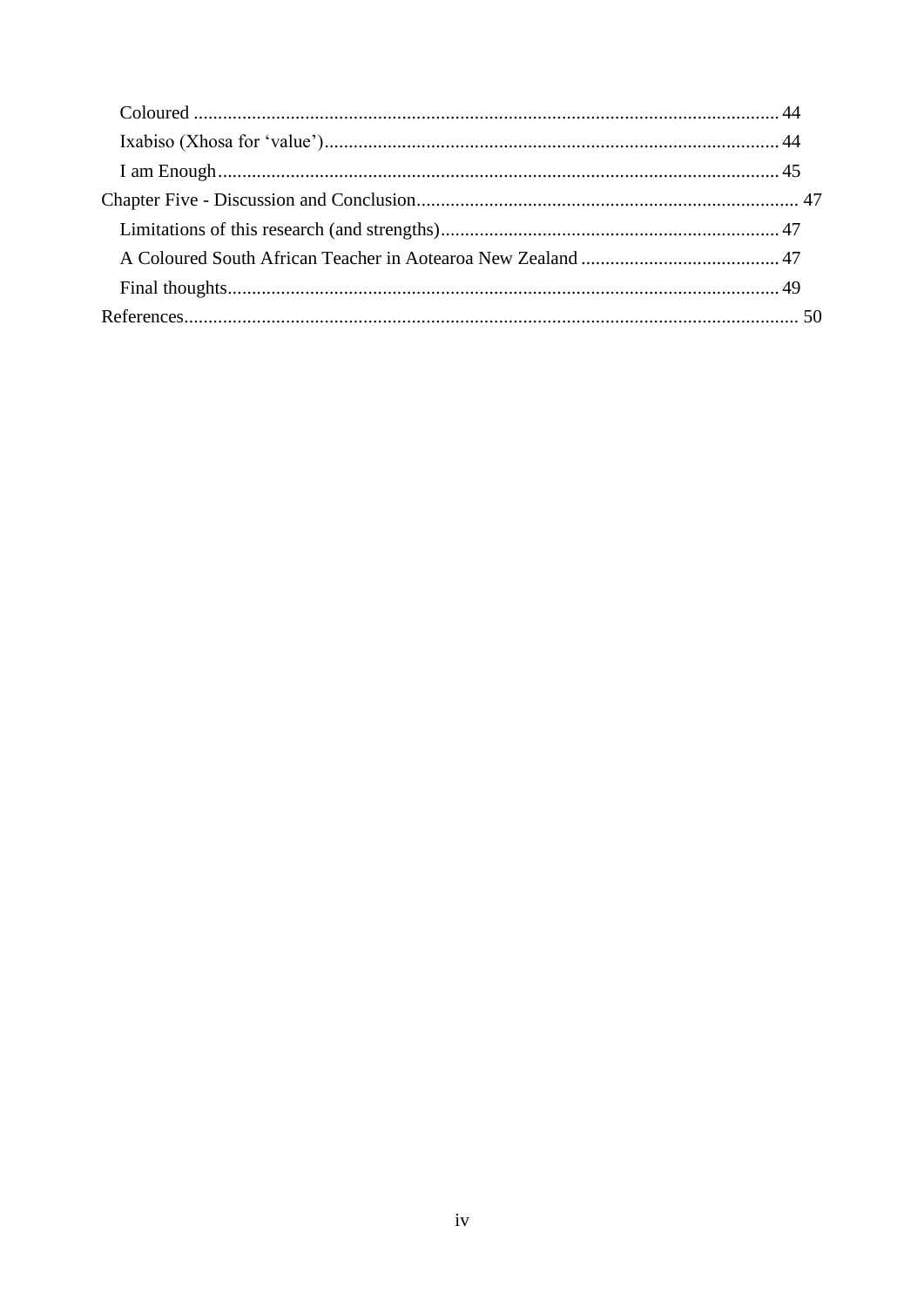Coloured ........................................................................................................................ 44

Ixabiso (Xhosa for 'value') ............................................................................................. 44

I am Enough ................................................................................................................... 45

Chapter Five - Discussion and Conclusion ............................................................................ 47

Limitations of this research (and strengths) ...................................................................... 47

A Coloured South African Teacher in Aotearoa New Zealand ......................................... 47

Final thoughts .................................................................................................................. 49

References ............................................................................................................................. 50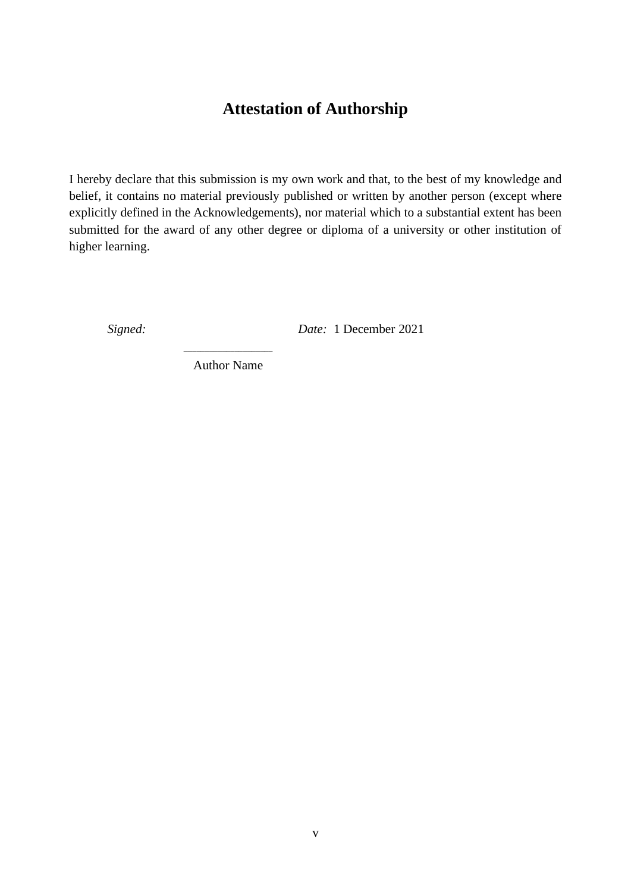# Attestation of Authorship

I hereby declare that this submission is my own work and that, to the best of my knowledge and belief, it contains no material previously published or written by another person (except where explicitly defined in the Acknowledgements), nor material which to a substantial extent has been submitted for the award of any other degree or diploma of a university or other institution of higher learning.

*Signed:* _______________ *Date:* 1 December 2021

Author Name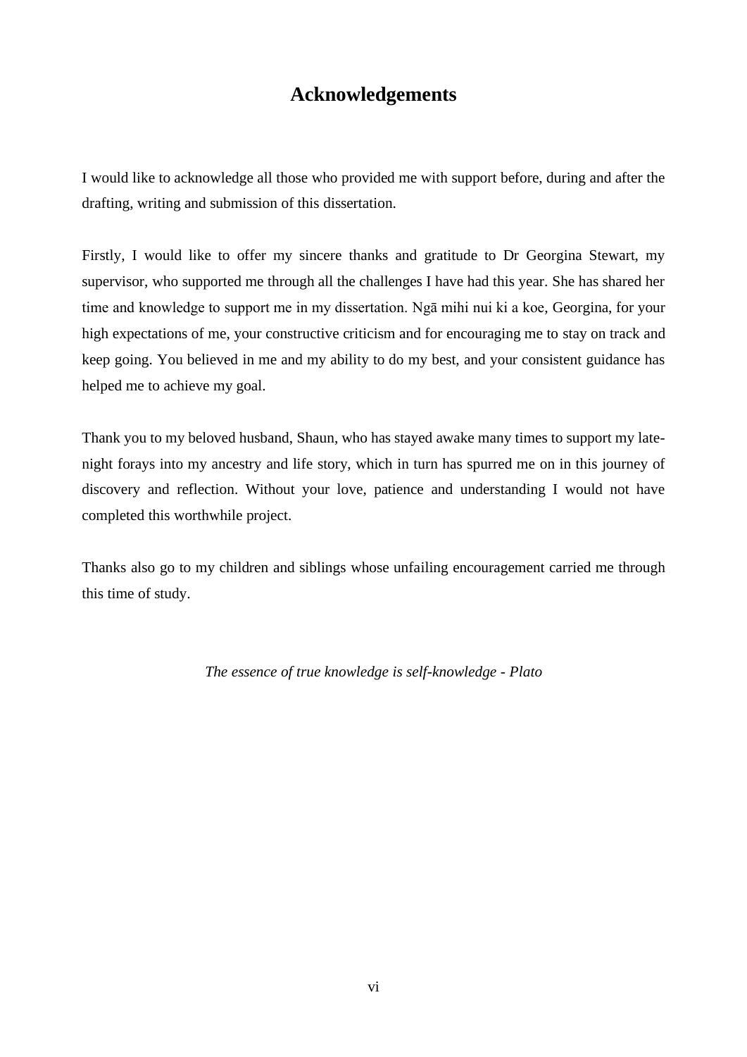# Acknowledgements

I would like to acknowledge all those who provided me with support before, during and after the drafting, writing and submission of this dissertation.

Firstly, I would like to offer my sincere thanks and gratitude to Dr Georgina Stewart, my supervisor, who supported me through all the challenges I have had this year. She has shared her time and knowledge to support me in my dissertation. Ngā mihi nui ki a koe, Georgina, for your high expectations of me, your constructive criticism and for encouraging me to stay on track and keep going. You believed in me and my ability to do my best, and your consistent guidance has helped me to achieve my goal.

Thank you to my beloved husband, Shaun, who has stayed awake many times to support my late-night forays into my ancestry and life story, which in turn has spurred me on in this journey of discovery and reflection. Without your love, patience and understanding I would not have completed this worthwhile project.

Thanks also go to my children and siblings whose unfailing encouragement carried me through this time of study.

*The essence of true knowledge is self-knowledge - Plato*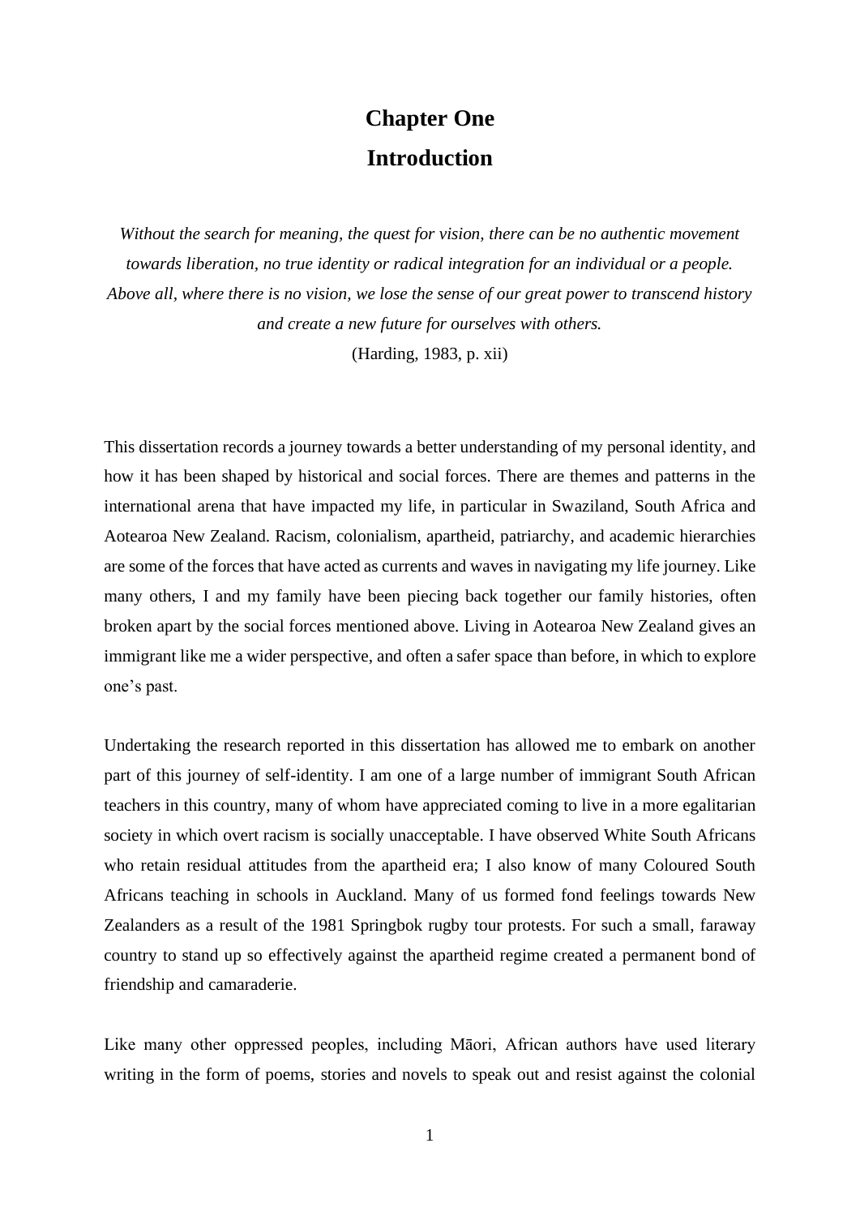# Chapter One

# Introduction

*Without the search for meaning, the quest for vision, there can be no authentic movement towards liberation, no true identity or radical integration for an individual or a people. Above all, where there is no vision, we lose the sense of our great power to transcend history and create a new future for ourselves with others.*

(Harding, 1983, p. xii)

This dissertation records a journey towards a better understanding of my personal identity, and how it has been shaped by historical and social forces. There are themes and patterns in the international arena that have impacted my life, in particular in Swaziland, South Africa and Aotearoa New Zealand. Racism, colonialism, apartheid, patriarchy, and academic hierarchies are some of the forces that have acted as currents and waves in navigating my life journey. Like many others, I and my family have been piecing back together our family histories, often broken apart by the social forces mentioned above. Living in Aotearoa New Zealand gives an immigrant like me a wider perspective, and often a safer space than before, in which to explore one's past.

Undertaking the research reported in this dissertation has allowed me to embark on another part of this journey of self-identity. I am one of a large number of immigrant South African teachers in this country, many of whom have appreciated coming to live in a more egalitarian society in which overt racism is socially unacceptable. I have observed White South Africans who retain residual attitudes from the apartheid era; I also know of many Coloured South Africans teaching in schools in Auckland. Many of us formed fond feelings towards New Zealanders as a result of the 1981 Springbok rugby tour protests. For such a small, faraway country to stand up so effectively against the apartheid regime created a permanent bond of friendship and camaraderie.

Like many other oppressed peoples, including Māori, African authors have used literary writing in the form of poems, stories and novels to speak out and resist against the colonial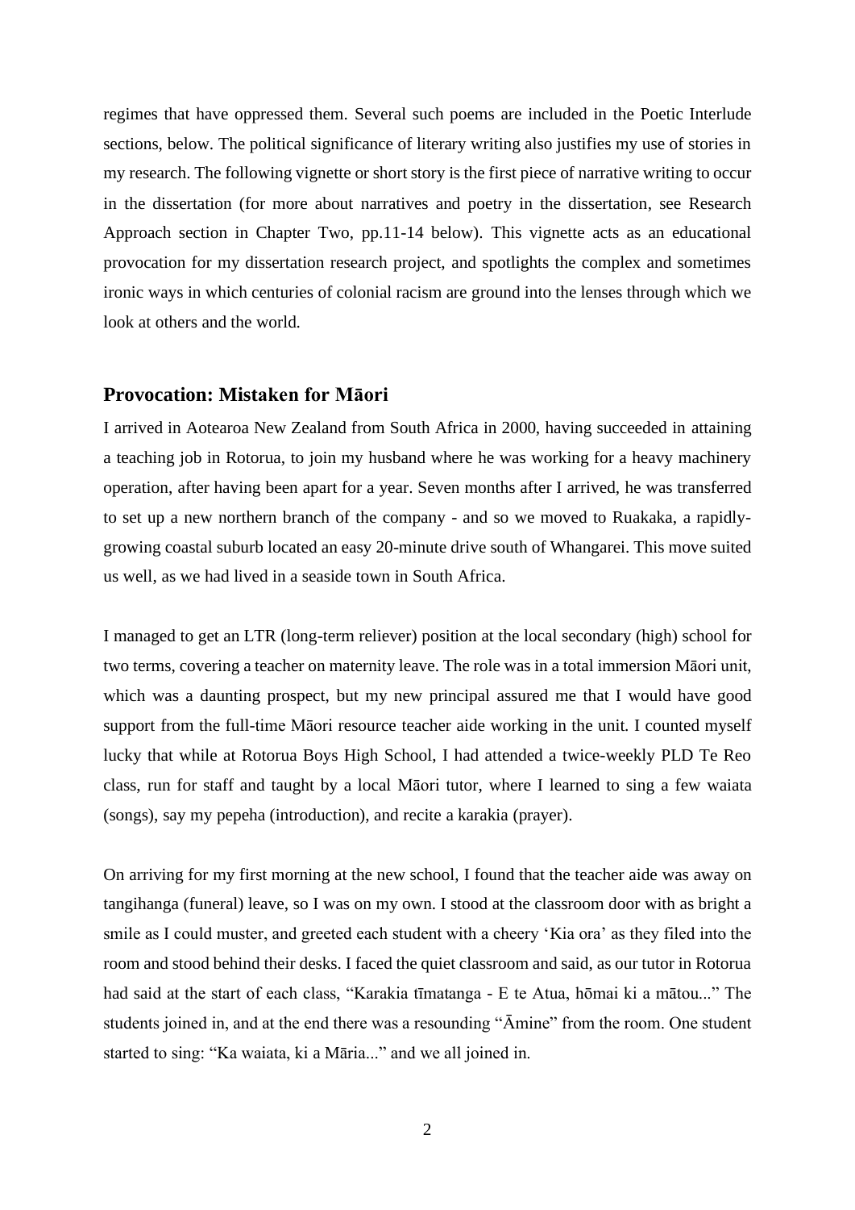regimes that have oppressed them. Several such poems are included in the Poetic Interlude sections, below. The political significance of literary writing also justifies my use of stories in my research. The following vignette or short story is the first piece of narrative writing to occur in the dissertation (for more about narratives and poetry in the dissertation, see Research Approach section in Chapter Two, pp.11-14 below). This vignette acts as an educational provocation for my dissertation research project, and spotlights the complex and sometimes ironic ways in which centuries of colonial racism are ground into the lenses through which we look at others and the world.

### Provocation: Mistaken for Māori

I arrived in Aotearoa New Zealand from South Africa in 2000, having succeeded in attaining a teaching job in Rotorua, to join my husband where he was working for a heavy machinery operation, after having been apart for a year. Seven months after I arrived, he was transferred to set up a new northern branch of the company - and so we moved to Ruakaka, a rapidly-growing coastal suburb located an easy 20-minute drive south of Whangarei. This move suited us well, as we had lived in a seaside town in South Africa.

I managed to get an LTR (long-term reliever) position at the local secondary (high) school for two terms, covering a teacher on maternity leave. The role was in a total immersion Māori unit, which was a daunting prospect, but my new principal assured me that I would have good support from the full-time Māori resource teacher aide working in the unit. I counted myself lucky that while at Rotorua Boys High School, I had attended a twice-weekly PLD Te Reo class, run for staff and taught by a local Māori tutor, where I learned to sing a few waiata (songs), say my pepeha (introduction), and recite a karakia (prayer).

On arriving for my first morning at the new school, I found that the teacher aide was away on tangihanga (funeral) leave, so I was on my own. I stood at the classroom door with as bright a smile as I could muster, and greeted each student with a cheery 'Kia ora' as they filed into the room and stood behind their desks. I faced the quiet classroom and said, as our tutor in Rotorua had said at the start of each class, "Karakia tīmatanga - E te Atua, hōmai ki a mātou..." The students joined in, and at the end there was a resounding "Āmine" from the room. One student started to sing: "Ka waiata, ki a Māria..." and we all joined in.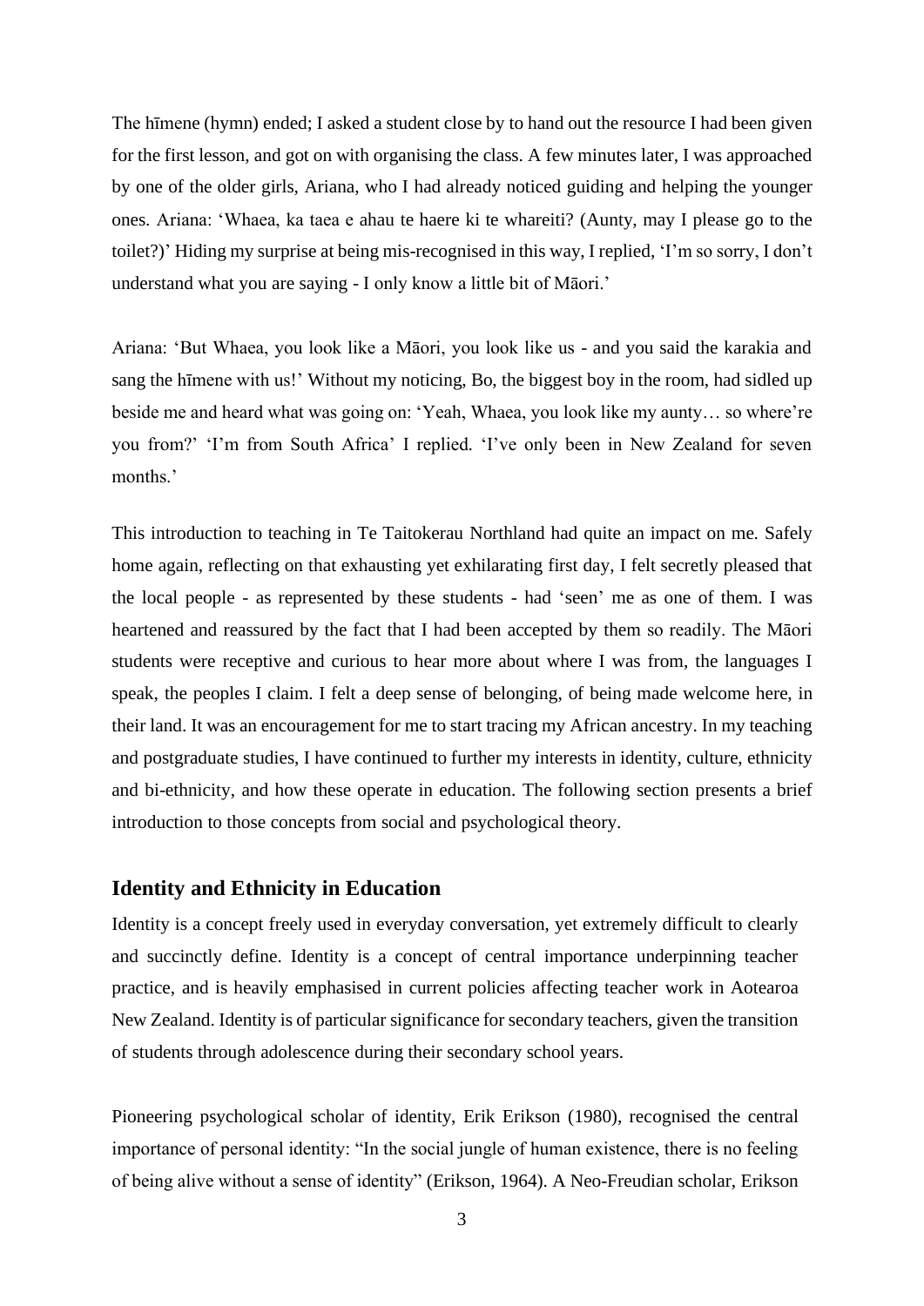The hīmene (hymn) ended; I asked a student close by to hand out the resource I had been given for the first lesson, and got on with organising the class. A few minutes later, I was approached by one of the older girls, Ariana, who I had already noticed guiding and helping the younger ones. Ariana: 'Whaea, ka taea e ahau te haere ki te whareiti? (Aunty, may I please go to the toilet?)' Hiding my surprise at being mis-recognised in this way, I replied, 'I'm so sorry, I don't understand what you are saying - I only know a little bit of Māori.'

Ariana: 'But Whaea, you look like a Māori, you look like us - and you said the karakia and sang the hīmene with us!' Without my noticing, Bo, the biggest boy in the room, had sidled up beside me and heard what was going on: 'Yeah, Whaea, you look like my aunty… so where're you from?' 'I'm from South Africa' I replied. 'I've only been in New Zealand for seven months.'

This introduction to teaching in Te Taitokerau Northland had quite an impact on me. Safely home again, reflecting on that exhausting yet exhilarating first day, I felt secretly pleased that the local people - as represented by these students - had 'seen' me as one of them. I was heartened and reassured by the fact that I had been accepted by them so readily. The Māori students were receptive and curious to hear more about where I was from, the languages I speak, the peoples I claim. I felt a deep sense of belonging, of being made welcome here, in their land. It was an encouragement for me to start tracing my African ancestry. In my teaching and postgraduate studies, I have continued to further my interests in identity, culture, ethnicity and bi-ethnicity, and how these operate in education. The following section presents a brief introduction to those concepts from social and psychological theory.

## Identity and Ethnicity in Education

Identity is a concept freely used in everyday conversation, yet extremely difficult to clearly and succinctly define. Identity is a concept of central importance underpinning teacher practice, and is heavily emphasised in current policies affecting teacher work in Aotearoa New Zealand. Identity is of particular significance for secondary teachers, given the transition of students through adolescence during their secondary school years.

Pioneering psychological scholar of identity, Erik Erikson (1980), recognised the central importance of personal identity: "In the social jungle of human existence, there is no feeling of being alive without a sense of identity" (Erikson, 1964). A Neo-Freudian scholar, Erikson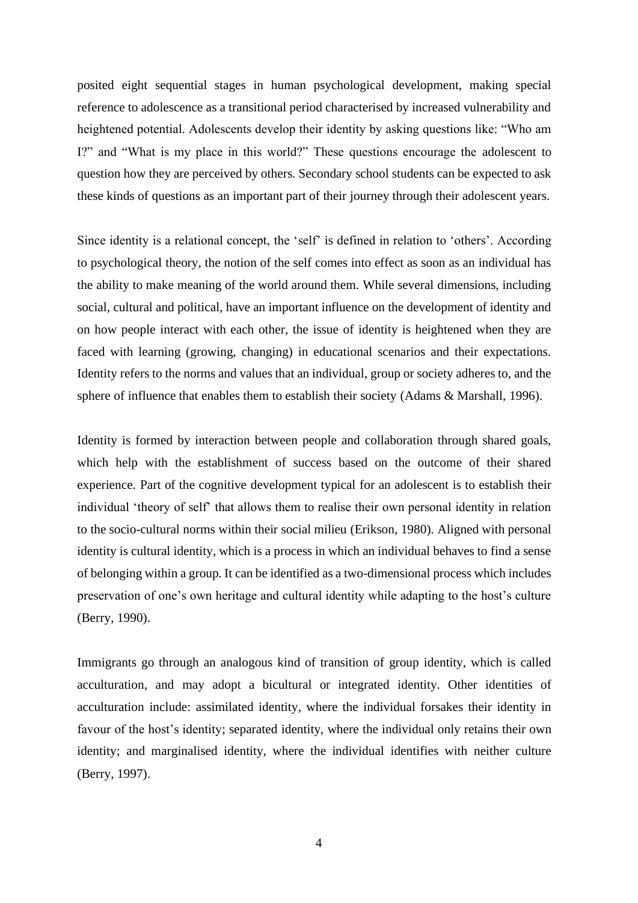posited eight sequential stages in human psychological development, making special reference to adolescence as a transitional period characterised by increased vulnerability and heightened potential. Adolescents develop their identity by asking questions like: "Who am I?" and "What is my place in this world?" These questions encourage the adolescent to question how they are perceived by others. Secondary school students can be expected to ask these kinds of questions as an important part of their journey through their adolescent years.

Since identity is a relational concept, the 'self' is defined in relation to 'others'. According to psychological theory, the notion of the self comes into effect as soon as an individual has the ability to make meaning of the world around them. While several dimensions, including social, cultural and political, have an important influence on the development of identity and on how people interact with each other, the issue of identity is heightened when they are faced with learning (growing, changing) in educational scenarios and their expectations. Identity refers to the norms and values that an individual, group or society adheres to, and the sphere of influence that enables them to establish their society (Adams & Marshall, 1996).

Identity is formed by interaction between people and collaboration through shared goals, which help with the establishment of success based on the outcome of their shared experience. Part of the cognitive development typical for an adolescent is to establish their individual 'theory of self' that allows them to realise their own personal identity in relation to the socio-cultural norms within their social milieu (Erikson, 1980). Aligned with personal identity is cultural identity, which is a process in which an individual behaves to find a sense of belonging within a group. It can be identified as a two-dimensional process which includes preservation of one's own heritage and cultural identity while adapting to the host's culture (Berry, 1990).

Immigrants go through an analogous kind of transition of group identity, which is called acculturation, and may adopt a bicultural or integrated identity. Other identities of acculturation include: assimilated identity, where the individual forsakes their identity in favour of the host's identity; separated identity, where the individual only retains their own identity; and marginalised identity, where the individual identifies with neither culture (Berry, 1997).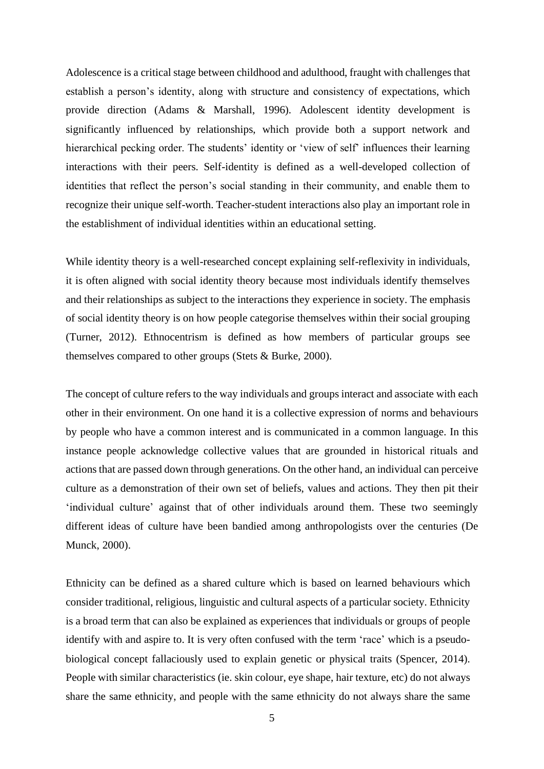Adolescence is a critical stage between childhood and adulthood, fraught with challenges that establish a person's identity, along with structure and consistency of expectations, which provide direction (Adams & Marshall, 1996). Adolescent identity development is significantly influenced by relationships, which provide both a support network and hierarchical pecking order. The students' identity or 'view of self' influences their learning interactions with their peers. Self-identity is defined as a well-developed collection of identities that reflect the person's social standing in their community, and enable them to recognize their unique self-worth. Teacher-student interactions also play an important role in the establishment of individual identities within an educational setting.

While identity theory is a well-researched concept explaining self-reflexivity in individuals, it is often aligned with social identity theory because most individuals identify themselves and their relationships as subject to the interactions they experience in society. The emphasis of social identity theory is on how people categorise themselves within their social grouping (Turner, 2012). Ethnocentrism is defined as how members of particular groups see themselves compared to other groups (Stets & Burke, 2000).

The concept of culture refers to the way individuals and groups interact and associate with each other in their environment. On one hand it is a collective expression of norms and behaviours by people who have a common interest and is communicated in a common language. In this instance people acknowledge collective values that are grounded in historical rituals and actions that are passed down through generations. On the other hand, an individual can perceive culture as a demonstration of their own set of beliefs, values and actions. They then pit their 'individual culture' against that of other individuals around them. These two seemingly different ideas of culture have been bandied among anthropologists over the centuries (De Munck, 2000).

Ethnicity can be defined as a shared culture which is based on learned behaviours which consider traditional, religious, linguistic and cultural aspects of a particular society. Ethnicity is a broad term that can also be explained as experiences that individuals or groups of people identify with and aspire to. It is very often confused with the term 'race' which is a pseudo-biological concept fallaciously used to explain genetic or physical traits (Spencer, 2014). People with similar characteristics (ie. skin colour, eye shape, hair texture, etc) do not always share the same ethnicity, and people with the same ethnicity do not always share the same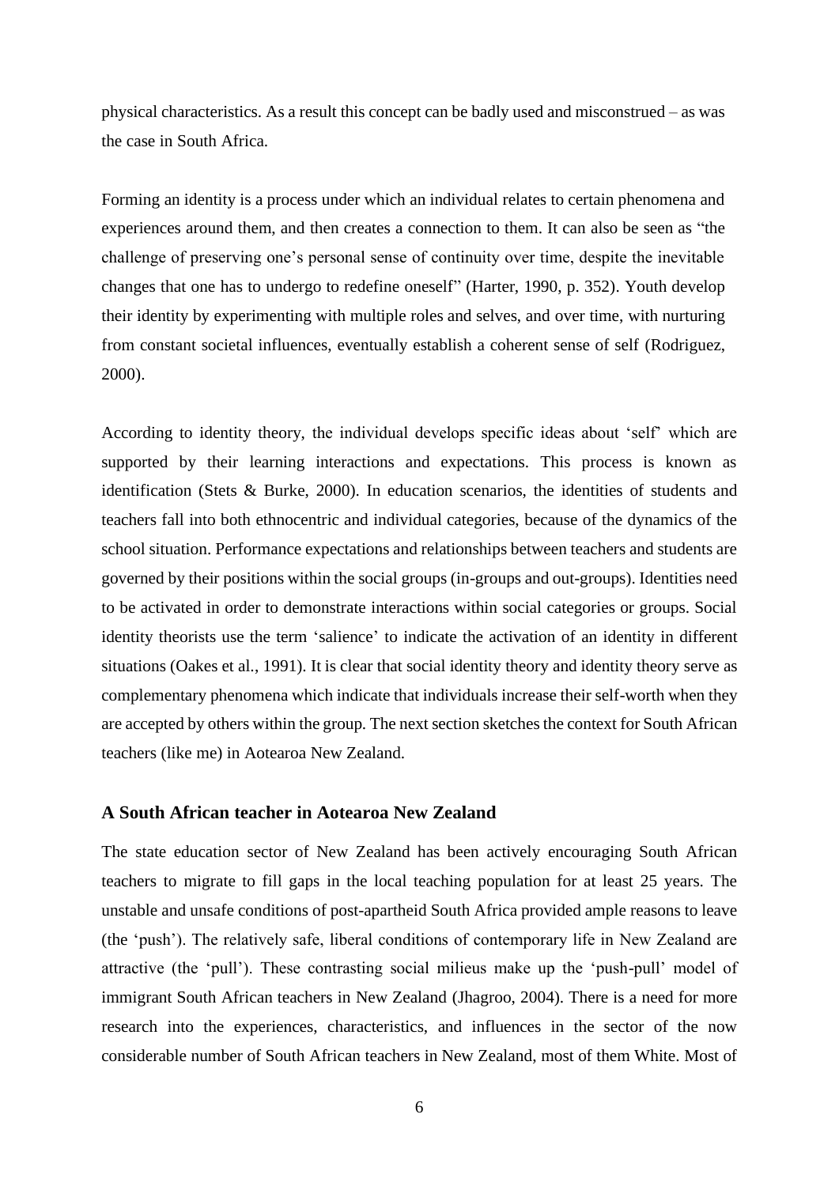physical characteristics. As a result this concept can be badly used and misconstrued – as was the case in South Africa.

Forming an identity is a process under which an individual relates to certain phenomena and experiences around them, and then creates a connection to them. It can also be seen as "the challenge of preserving one's personal sense of continuity over time, despite the inevitable changes that one has to undergo to redefine oneself" (Harter, 1990, p. 352). Youth develop their identity by experimenting with multiple roles and selves, and over time, with nurturing from constant societal influences, eventually establish a coherent sense of self (Rodriguez, 2000).

According to identity theory, the individual develops specific ideas about 'self' which are supported by their learning interactions and expectations. This process is known as identification (Stets & Burke, 2000). In education scenarios, the identities of students and teachers fall into both ethnocentric and individual categories, because of the dynamics of the school situation. Performance expectations and relationships between teachers and students are governed by their positions within the social groups (in-groups and out-groups). Identities need to be activated in order to demonstrate interactions within social categories or groups. Social identity theorists use the term 'salience' to indicate the activation of an identity in different situations (Oakes et al., 1991). It is clear that social identity theory and identity theory serve as complementary phenomena which indicate that individuals increase their self-worth when they are accepted by others within the group. The next section sketches the context for South African teachers (like me) in Aotearoa New Zealand.

### A South African teacher in Aotearoa New Zealand

The state education sector of New Zealand has been actively encouraging South African teachers to migrate to fill gaps in the local teaching population for at least 25 years. The unstable and unsafe conditions of post-apartheid South Africa provided ample reasons to leave (the 'push'). The relatively safe, liberal conditions of contemporary life in New Zealand are attractive (the 'pull'). These contrasting social milieus make up the 'push-pull' model of immigrant South African teachers in New Zealand (Jhagroo, 2004). There is a need for more research into the experiences, characteristics, and influences in the sector of the now considerable number of South African teachers in New Zealand, most of them White. Most of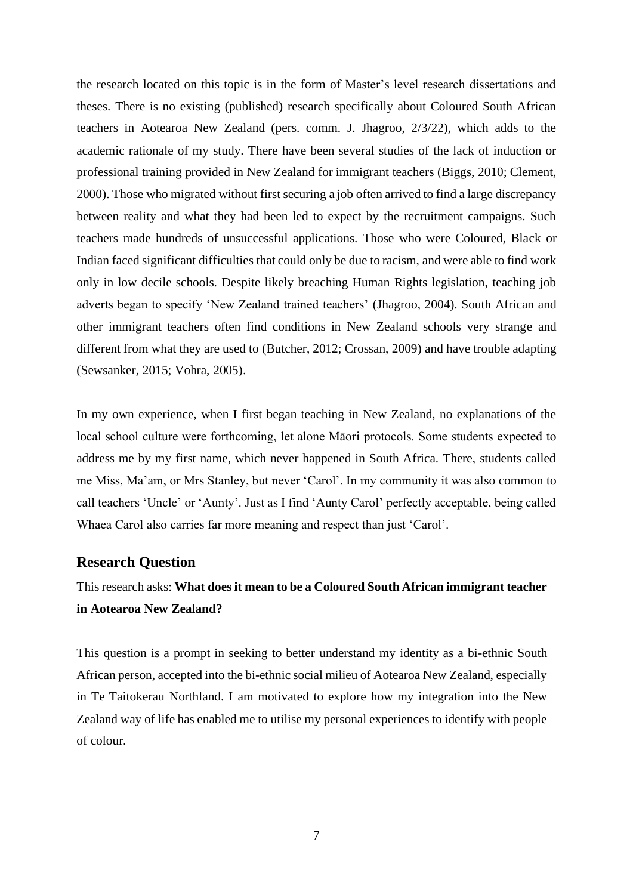the research located on this topic is in the form of Master's level research dissertations and theses. There is no existing (published) research specifically about Coloured South African teachers in Aotearoa New Zealand (pers. comm. J. Jhagroo, 2/3/22), which adds to the academic rationale of my study. There have been several studies of the lack of induction or professional training provided in New Zealand for immigrant teachers (Biggs, 2010; Clement, 2000). Those who migrated without first securing a job often arrived to find a large discrepancy between reality and what they had been led to expect by the recruitment campaigns. Such teachers made hundreds of unsuccessful applications. Those who were Coloured, Black or Indian faced significant difficulties that could only be due to racism, and were able to find work only in low decile schools. Despite likely breaching Human Rights legislation, teaching job adverts began to specify 'New Zealand trained teachers' (Jhagroo, 2004). South African and other immigrant teachers often find conditions in New Zealand schools very strange and different from what they are used to (Butcher, 2012; Crossan, 2009) and have trouble adapting (Sewsanker, 2015; Vohra, 2005).

In my own experience, when I first began teaching in New Zealand, no explanations of the local school culture were forthcoming, let alone Māori protocols. Some students expected to address me by my first name, which never happened in South Africa. There, students called me Miss, Ma'am, or Mrs Stanley, but never 'Carol'. In my community it was also common to call teachers 'Uncle' or 'Aunty'. Just as I find 'Aunty Carol' perfectly acceptable, being called Whaea Carol also carries far more meaning and respect than just 'Carol'.

## Research Question

This research asks: **What does it mean to be a Coloured South African immigrant teacher in Aotearoa New Zealand?**

This question is a prompt in seeking to better understand my identity as a bi-ethnic South African person, accepted into the bi-ethnic social milieu of Aotearoa New Zealand, especially in Te Taitokerau Northland. I am motivated to explore how my integration into the New Zealand way of life has enabled me to utilise my personal experiences to identify with people of colour.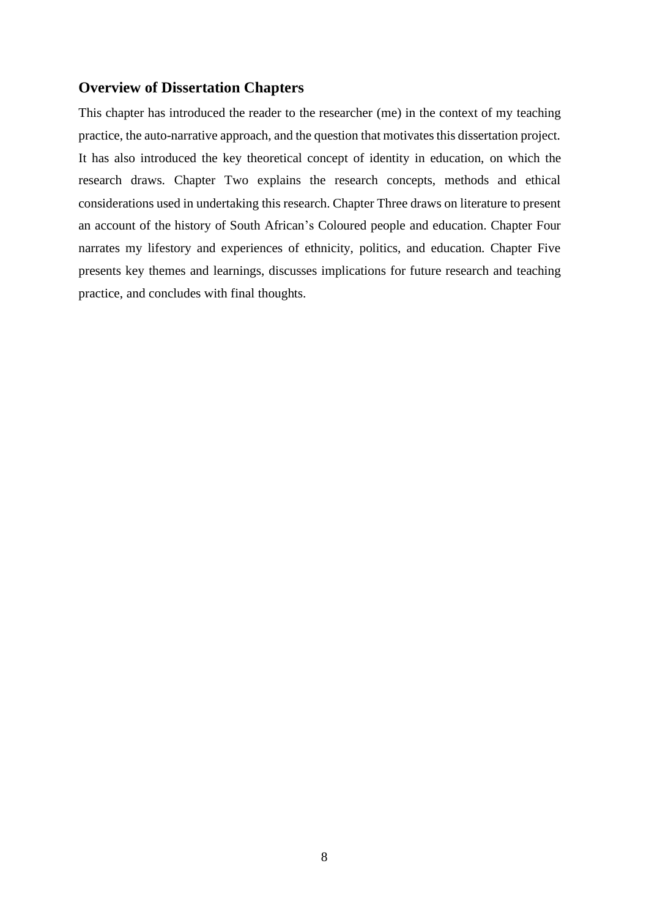## Overview of Dissertation Chapters

This chapter has introduced the reader to the researcher (me) in the context of my teaching practice, the auto-narrative approach, and the question that motivates this dissertation project. It has also introduced the key theoretical concept of identity in education, on which the research draws. Chapter Two explains the research concepts, methods and ethical considerations used in undertaking this research. Chapter Three draws on literature to present an account of the history of South African's Coloured people and education. Chapter Four narrates my lifestory and experiences of ethnicity, politics, and education. Chapter Five presents key themes and learnings, discusses implications for future research and teaching practice, and concludes with final thoughts.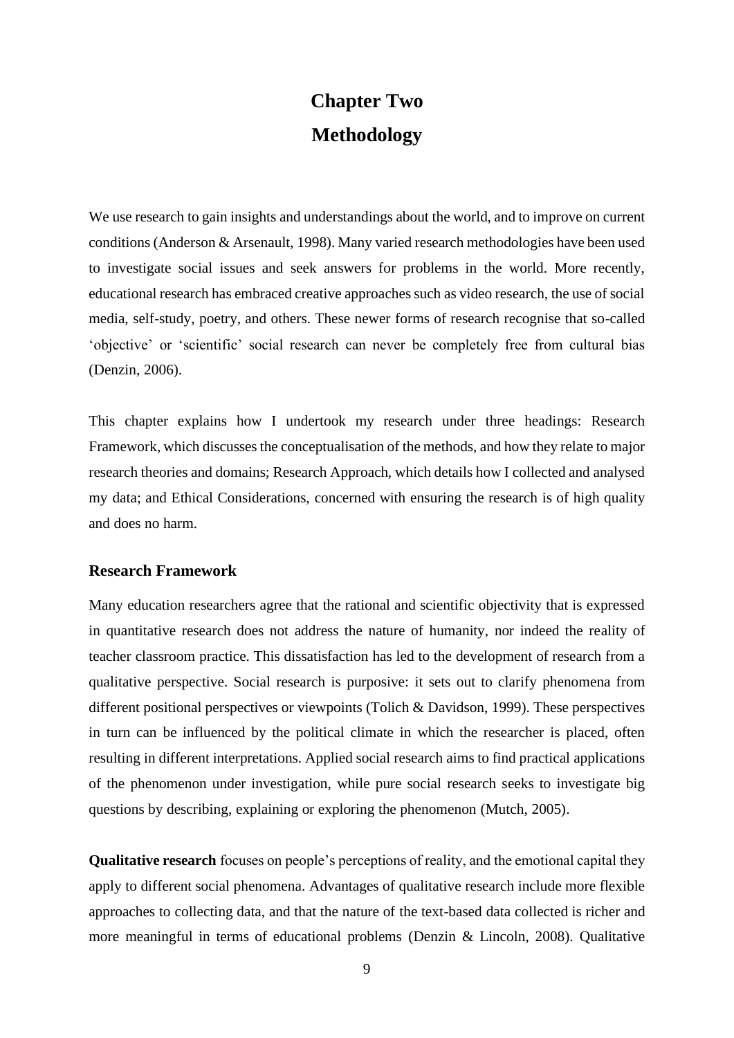# Chapter Two
# Methodology

We use research to gain insights and understandings about the world, and to improve on current conditions (Anderson & Arsenault, 1998). Many varied research methodologies have been used to investigate social issues and seek answers for problems in the world. More recently, educational research has embraced creative approaches such as video research, the use of social media, self-study, poetry, and others. These newer forms of research recognise that so-called 'objective' or 'scientific' social research can never be completely free from cultural bias (Denzin, 2006).

This chapter explains how I undertook my research under three headings: Research Framework, which discusses the conceptualisation of the methods, and how they relate to major research theories and domains; Research Approach, which details how I collected and analysed my data; and Ethical Considerations, concerned with ensuring the research is of high quality and does no harm.

## Research Framework

Many education researchers agree that the rational and scientific objectivity that is expressed in quantitative research does not address the nature of humanity, nor indeed the reality of teacher classroom practice. This dissatisfaction has led to the development of research from a qualitative perspective. Social research is purposive: it sets out to clarify phenomena from different positional perspectives or viewpoints (Tolich & Davidson, 1999). These perspectives in turn can be influenced by the political climate in which the researcher is placed, often resulting in different interpretations. Applied social research aims to find practical applications of the phenomenon under investigation, while pure social research seeks to investigate big questions by describing, explaining or exploring the phenomenon (Mutch, 2005).

**Qualitative research** focuses on people's perceptions of reality, and the emotional capital they apply to different social phenomena. Advantages of qualitative research include more flexible approaches to collecting data, and that the nature of the text-based data collected is richer and more meaningful in terms of educational problems (Denzin & Lincoln, 2008). Qualitative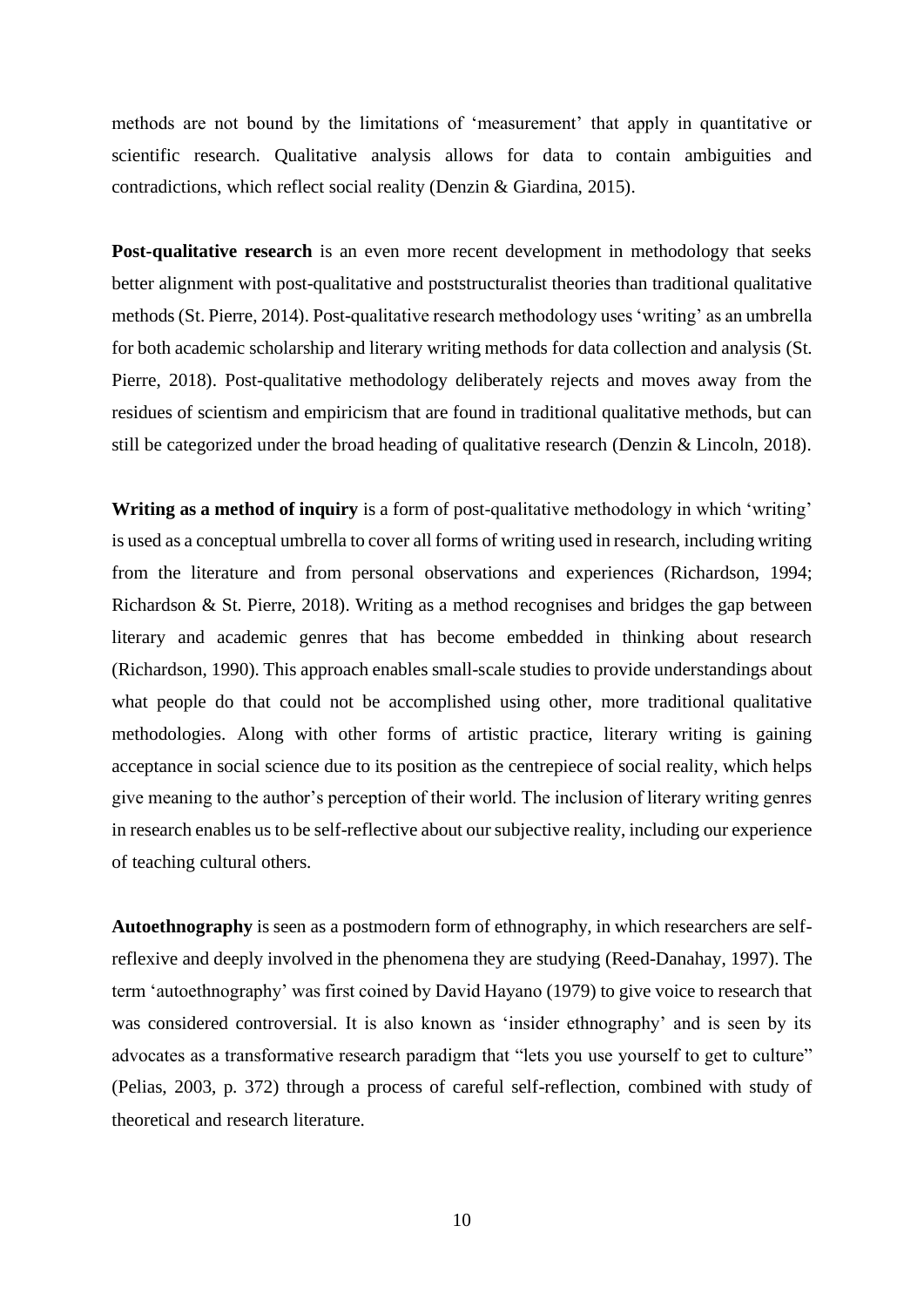methods are not bound by the limitations of 'measurement' that apply in quantitative or scientific research. Qualitative analysis allows for data to contain ambiguities and contradictions, which reflect social reality (Denzin & Giardina, 2015).

**Post-qualitative research** is an even more recent development in methodology that seeks better alignment with post-qualitative and poststructuralist theories than traditional qualitative methods (St. Pierre, 2014). Post-qualitative research methodology uses 'writing' as an umbrella for both academic scholarship and literary writing methods for data collection and analysis (St. Pierre, 2018). Post-qualitative methodology deliberately rejects and moves away from the residues of scientism and empiricism that are found in traditional qualitative methods, but can still be categorized under the broad heading of qualitative research (Denzin & Lincoln, 2018).

**Writing as a method of inquiry** is a form of post-qualitative methodology in which 'writing' is used as a conceptual umbrella to cover all forms of writing used in research, including writing from the literature and from personal observations and experiences (Richardson, 1994; Richardson & St. Pierre, 2018). Writing as a method recognises and bridges the gap between literary and academic genres that has become embedded in thinking about research (Richardson, 1990). This approach enables small-scale studies to provide understandings about what people do that could not be accomplished using other, more traditional qualitative methodologies. Along with other forms of artistic practice, literary writing is gaining acceptance in social science due to its position as the centrepiece of social reality, which helps give meaning to the author's perception of their world. The inclusion of literary writing genres in research enables us to be self-reflective about our subjective reality, including our experience of teaching cultural others.

**Autoethnography** is seen as a postmodern form of ethnography, in which researchers are self-reflexive and deeply involved in the phenomena they are studying (Reed-Danahay, 1997). The term 'autoethnography' was first coined by David Hayano (1979) to give voice to research that was considered controversial. It is also known as 'insider ethnography' and is seen by its advocates as a transformative research paradigm that "lets you use yourself to get to culture" (Pelias, 2003, p. 372) through a process of careful self-reflection, combined with study of theoretical and research literature.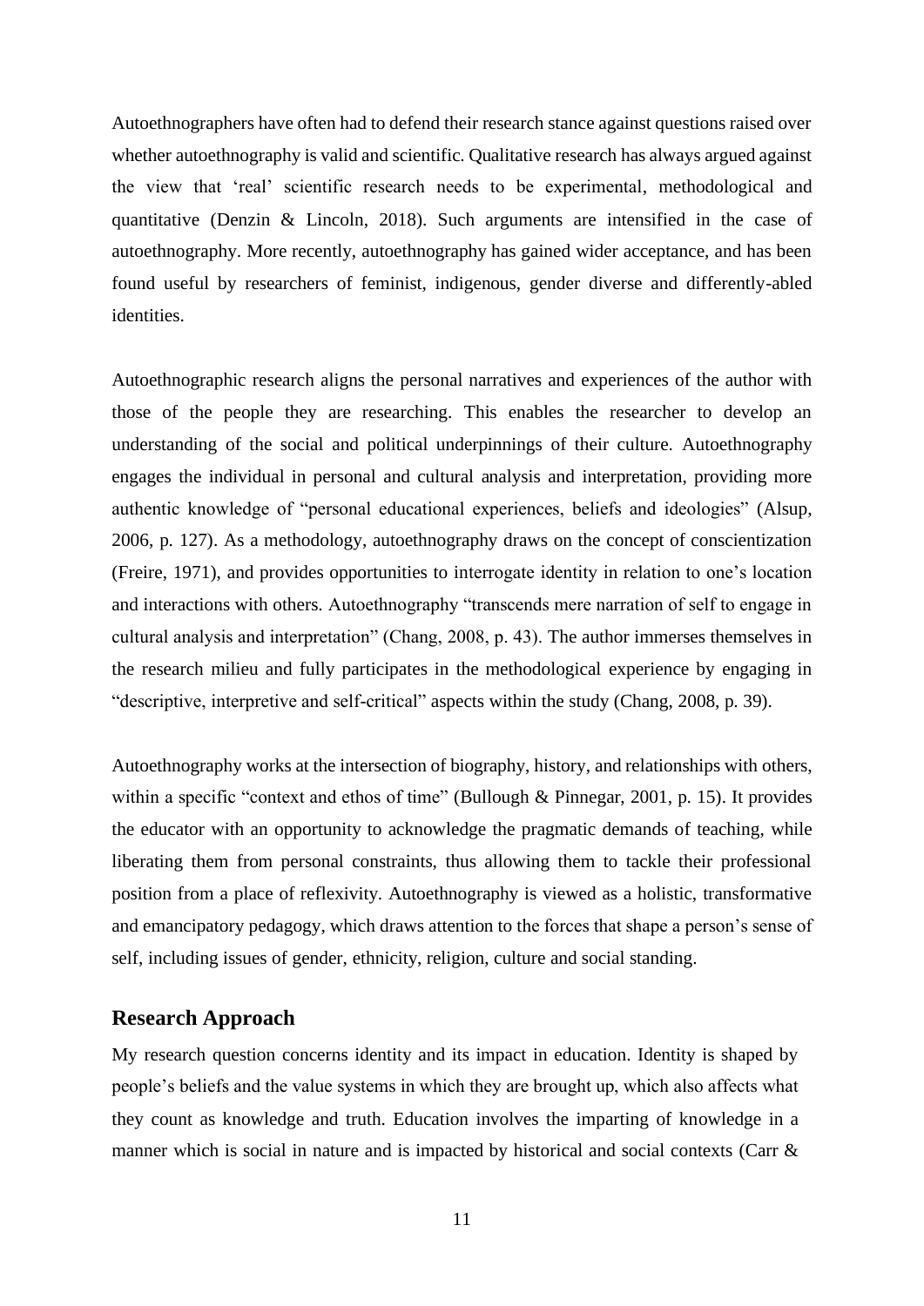Autoethnographers have often had to defend their research stance against questions raised over whether autoethnography is valid and scientific. Qualitative research has always argued against the view that 'real' scientific research needs to be experimental, methodological and quantitative (Denzin & Lincoln, 2018). Such arguments are intensified in the case of autoethnography. More recently, autoethnography has gained wider acceptance, and has been found useful by researchers of feminist, indigenous, gender diverse and differently-abled identities.

Autoethnographic research aligns the personal narratives and experiences of the author with those of the people they are researching. This enables the researcher to develop an understanding of the social and political underpinnings of their culture. Autoethnography engages the individual in personal and cultural analysis and interpretation, providing more authentic knowledge of "personal educational experiences, beliefs and ideologies" (Alsup, 2006, p. 127). As a methodology, autoethnography draws on the concept of conscientization (Freire, 1971), and provides opportunities to interrogate identity in relation to one's location and interactions with others. Autoethnography "transcends mere narration of self to engage in cultural analysis and interpretation" (Chang, 2008, p. 43). The author immerses themselves in the research milieu and fully participates in the methodological experience by engaging in "descriptive, interpretive and self-critical" aspects within the study (Chang, 2008, p. 39).

Autoethnography works at the intersection of biography, history, and relationships with others, within a specific "context and ethos of time" (Bullough & Pinnegar, 2001, p. 15). It provides the educator with an opportunity to acknowledge the pragmatic demands of teaching, while liberating them from personal constraints, thus allowing them to tackle their professional position from a place of reflexivity. Autoethnography is viewed as a holistic, transformative and emancipatory pedagogy, which draws attention to the forces that shape a person's sense of self, including issues of gender, ethnicity, religion, culture and social standing.

## Research Approach

My research question concerns identity and its impact in education. Identity is shaped by people's beliefs and the value systems in which they are brought up, which also affects what they count as knowledge and truth. Education involves the imparting of knowledge in a manner which is social in nature and is impacted by historical and social contexts (Carr &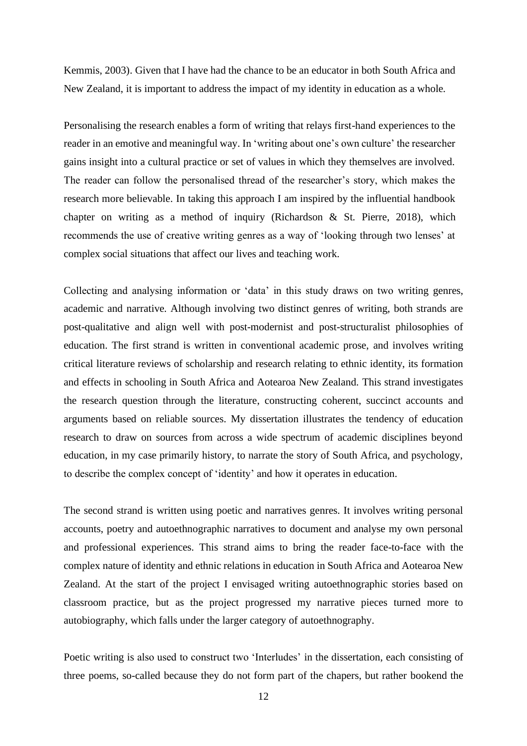Kemmis, 2003). Given that I have had the chance to be an educator in both South Africa and New Zealand, it is important to address the impact of my identity in education as a whole.

Personalising the research enables a form of writing that relays first-hand experiences to the reader in an emotive and meaningful way. In 'writing about one's own culture' the researcher gains insight into a cultural practice or set of values in which they themselves are involved. The reader can follow the personalised thread of the researcher's story, which makes the research more believable. In taking this approach I am inspired by the influential handbook chapter on writing as a method of inquiry (Richardson & St. Pierre, 2018), which recommends the use of creative writing genres as a way of 'looking through two lenses' at complex social situations that affect our lives and teaching work.

Collecting and analysing information or 'data' in this study draws on two writing genres, academic and narrative. Although involving two distinct genres of writing, both strands are post-qualitative and align well with post-modernist and post-structuralist philosophies of education. The first strand is written in conventional academic prose, and involves writing critical literature reviews of scholarship and research relating to ethnic identity, its formation and effects in schooling in South Africa and Aotearoa New Zealand. This strand investigates the research question through the literature, constructing coherent, succinct accounts and arguments based on reliable sources. My dissertation illustrates the tendency of education research to draw on sources from across a wide spectrum of academic disciplines beyond education, in my case primarily history, to narrate the story of South Africa, and psychology, to describe the complex concept of 'identity' and how it operates in education.

The second strand is written using poetic and narratives genres. It involves writing personal accounts, poetry and autoethnographic narratives to document and analyse my own personal and professional experiences. This strand aims to bring the reader face-to-face with the complex nature of identity and ethnic relations in education in South Africa and Aotearoa New Zealand. At the start of the project I envisaged writing autoethnographic stories based on classroom practice, but as the project progressed my narrative pieces turned more to autobiography, which falls under the larger category of autoethnography.

Poetic writing is also used to construct two 'Interludes' in the dissertation, each consisting of three poems, so-called because they do not form part of the chapers, but rather bookend the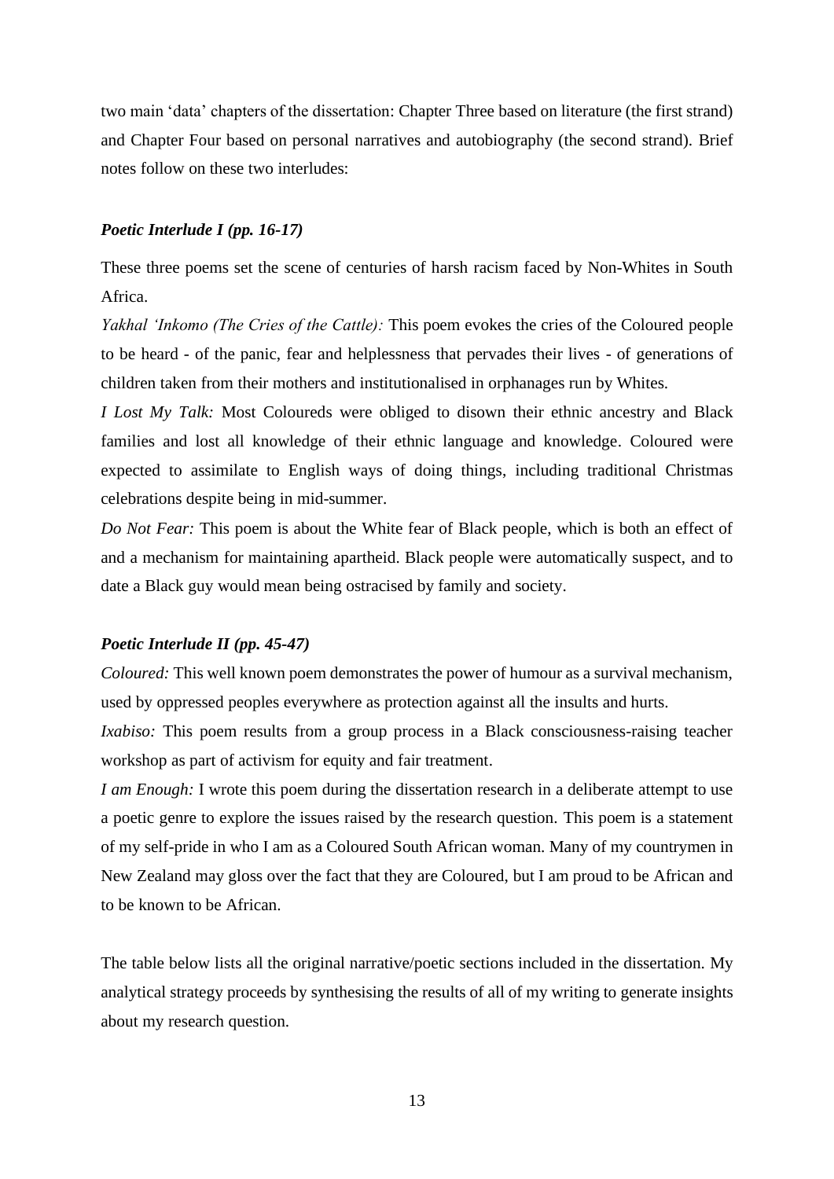two main 'data' chapters of the dissertation: Chapter Three based on literature (the first strand) and Chapter Four based on personal narratives and autobiography (the second strand). Brief notes follow on these two interludes:

### *Poetic Interlude I (pp. 16-17)*

These three poems set the scene of centuries of harsh racism faced by Non-Whites in South Africa.

*Yakhal 'Inkomo (The Cries of the Cattle):* This poem evokes the cries of the Coloured people to be heard - of the panic, fear and helplessness that pervades their lives - of generations of children taken from their mothers and institutionalised in orphanages run by Whites.

*I Lost My Talk:* Most Coloureds were obliged to disown their ethnic ancestry and Black families and lost all knowledge of their ethnic language and knowledge. Coloured were expected to assimilate to English ways of doing things, including traditional Christmas celebrations despite being in mid-summer.

*Do Not Fear:* This poem is about the White fear of Black people, which is both an effect of and a mechanism for maintaining apartheid. Black people were automatically suspect, and to date a Black guy would mean being ostracised by family and society.

### *Poetic Interlude II (pp. 45-47)*

*Coloured:* This well known poem demonstrates the power of humour as a survival mechanism, used by oppressed peoples everywhere as protection against all the insults and hurts.

*Ixabiso:* This poem results from a group process in a Black consciousness-raising teacher workshop as part of activism for equity and fair treatment.

*I am Enough:* I wrote this poem during the dissertation research in a deliberate attempt to use a poetic genre to explore the issues raised by the research question. This poem is a statement of my self-pride in who I am as a Coloured South African woman. Many of my countrymen in New Zealand may gloss over the fact that they are Coloured, but I am proud to be African and to be known to be African.

The table below lists all the original narrative/poetic sections included in the dissertation. My analytical strategy proceeds by synthesising the results of all of my writing to generate insights about my research question.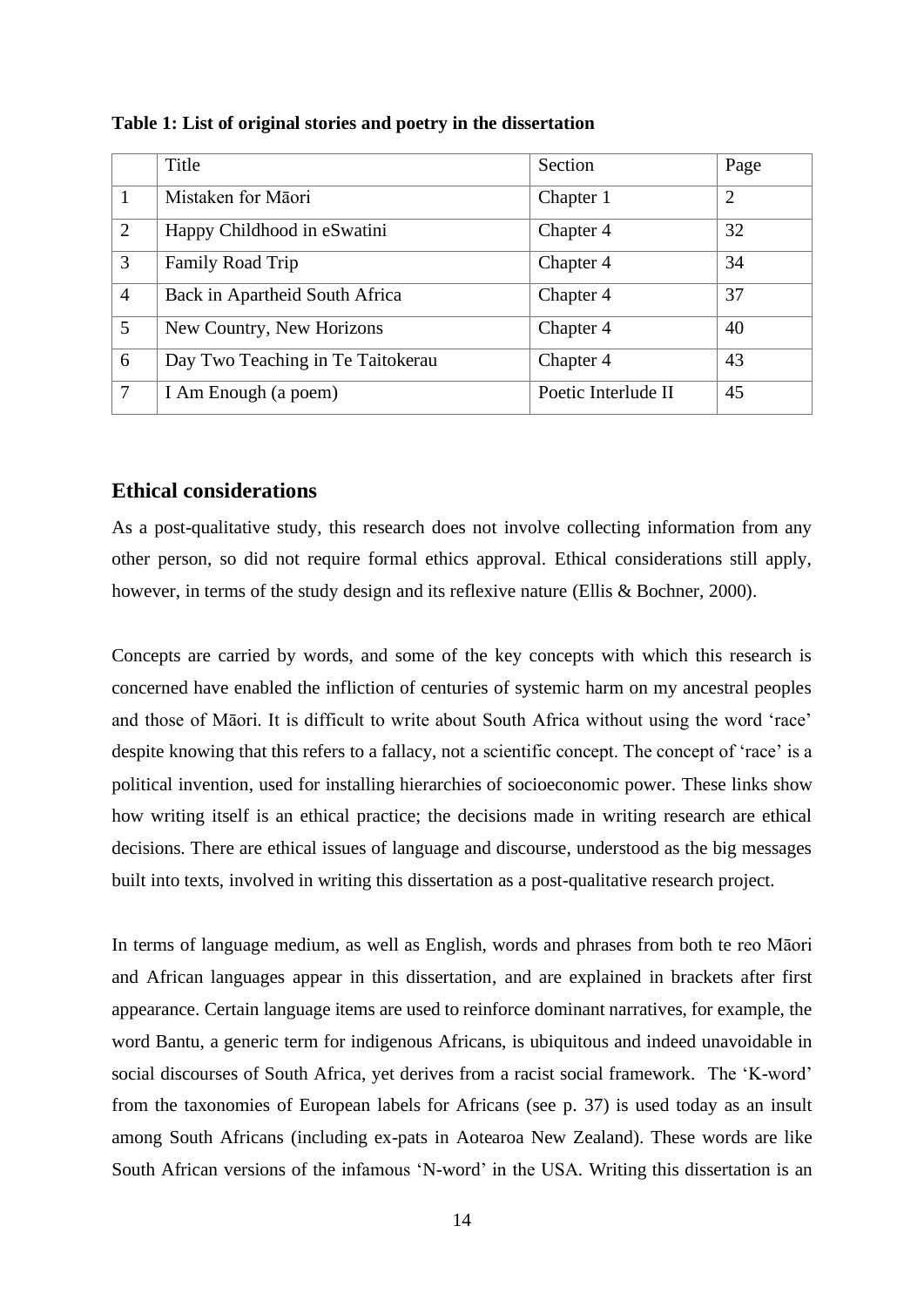**Table 1: List of original stories and poetry in the dissertation**

| | Title | Section | Page |
|---|---|---|---|
| 1 | Mistaken for Māori | Chapter 1 | 2 |
| 2 | Happy Childhood in eSwatini | Chapter 4 | 32 |
| 3 | Family Road Trip | Chapter 4 | 34 |
| 4 | Back in Apartheid South Africa | Chapter 4 | 37 |
| 5 | New Country, New Horizons | Chapter 4 | 40 |
| 6 | Day Two Teaching in Te Taitokerau | Chapter 4 | 43 |
| 7 | I Am Enough (a poem) | Poetic Interlude II | 45 |

## Ethical considerations

As a post-qualitative study, this research does not involve collecting information from any other person, so did not require formal ethics approval. Ethical considerations still apply, however, in terms of the study design and its reflexive nature (Ellis & Bochner, 2000).

Concepts are carried by words, and some of the key concepts with which this research is concerned have enabled the infliction of centuries of systemic harm on my ancestral peoples and those of Māori. It is difficult to write about South Africa without using the word 'race' despite knowing that this refers to a fallacy, not a scientific concept. The concept of 'race' is a political invention, used for installing hierarchies of socioeconomic power. These links show how writing itself is an ethical practice; the decisions made in writing research are ethical decisions. There are ethical issues of language and discourse, understood as the big messages built into texts, involved in writing this dissertation as a post-qualitative research project.

In terms of language medium, as well as English, words and phrases from both te reo Māori and African languages appear in this dissertation, and are explained in brackets after first appearance. Certain language items are used to reinforce dominant narratives, for example, the word Bantu, a generic term for indigenous Africans, is ubiquitous and indeed unavoidable in social discourses of South Africa, yet derives from a racist social framework. The 'K-word' from the taxonomies of European labels for Africans (see p. 37) is used today as an insult among South Africans (including ex-pats in Aotearoa New Zealand). These words are like South African versions of the infamous 'N-word' in the USA. Writing this dissertation is an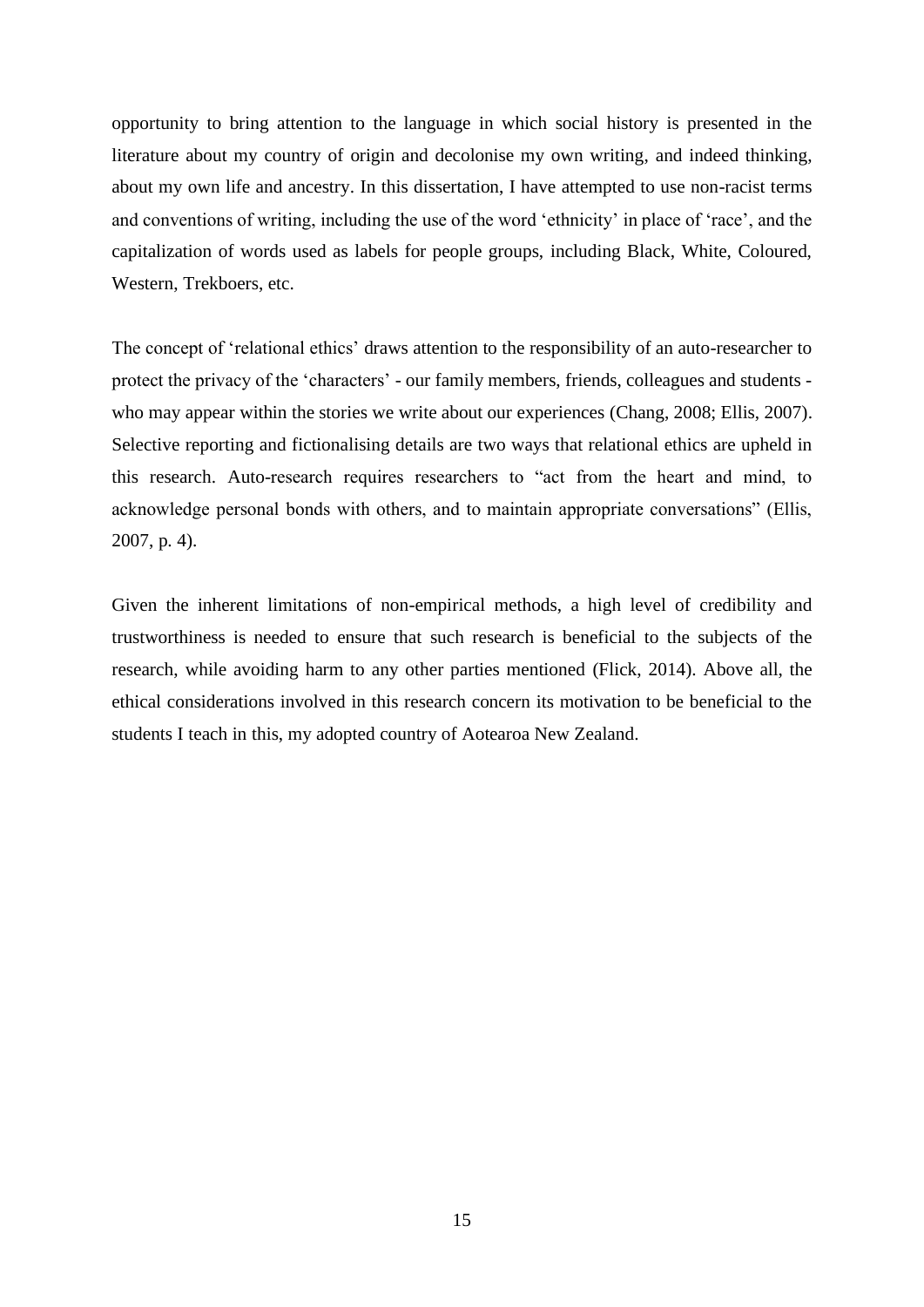opportunity to bring attention to the language in which social history is presented in the literature about my country of origin and decolonise my own writing, and indeed thinking, about my own life and ancestry. In this dissertation, I have attempted to use non-racist terms and conventions of writing, including the use of the word 'ethnicity' in place of 'race', and the capitalization of words used as labels for people groups, including Black, White, Coloured, Western, Trekboers, etc.

The concept of 'relational ethics' draws attention to the responsibility of an auto-researcher to protect the privacy of the 'characters' - our family members, friends, colleagues and students - who may appear within the stories we write about our experiences (Chang, 2008; Ellis, 2007). Selective reporting and fictionalising details are two ways that relational ethics are upheld in this research. Auto-research requires researchers to "act from the heart and mind, to acknowledge personal bonds with others, and to maintain appropriate conversations" (Ellis, 2007, p. 4).

Given the inherent limitations of non-empirical methods, a high level of credibility and trustworthiness is needed to ensure that such research is beneficial to the subjects of the research, while avoiding harm to any other parties mentioned (Flick, 2014). Above all, the ethical considerations involved in this research concern its motivation to be beneficial to the students I teach in this, my adopted country of Aotearoa New Zealand.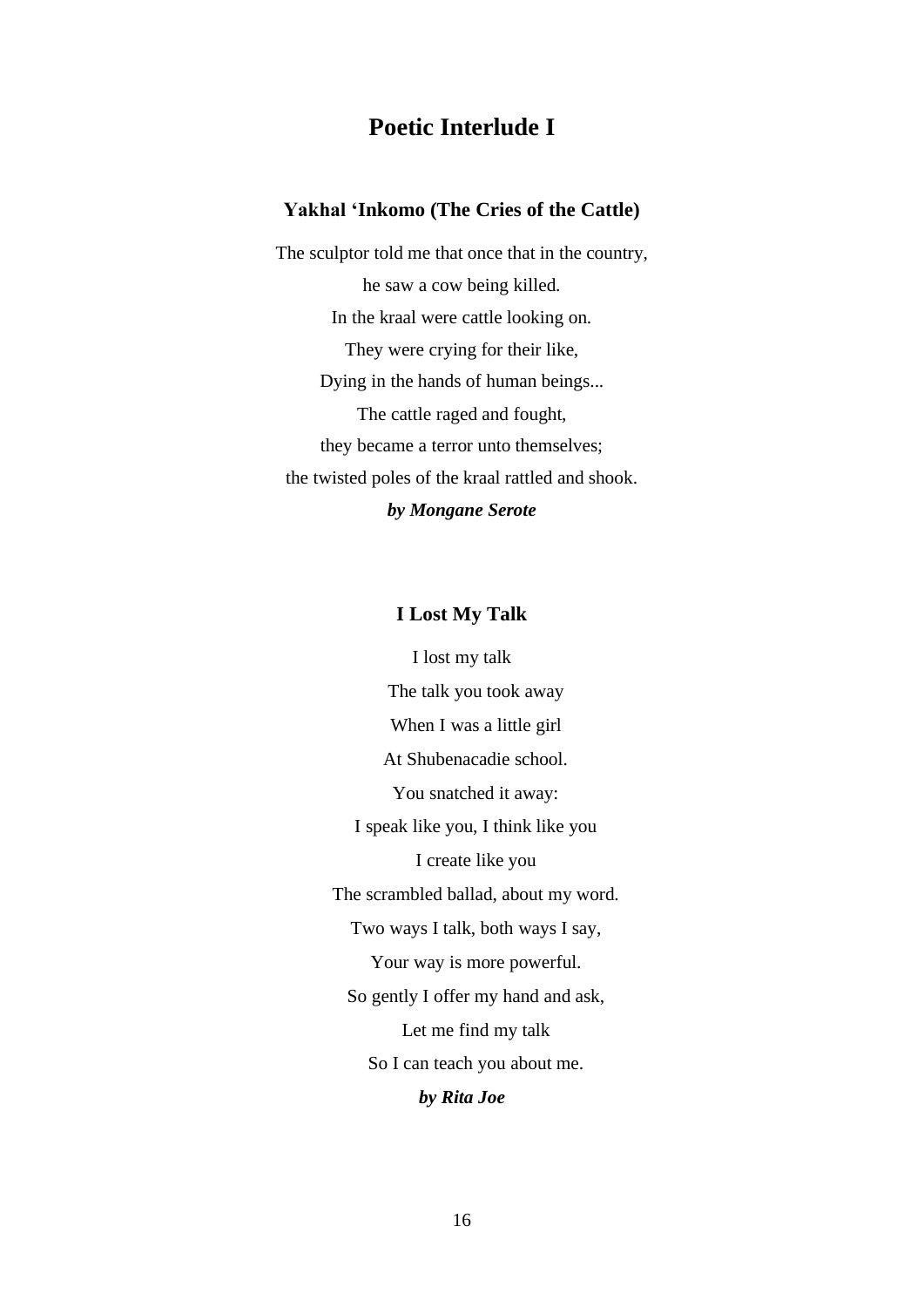# Poetic Interlude I

### Yakhal 'Inkomo (The Cries of the Cattle)

The sculptor told me that once that in the country,
he saw a cow being killed.
In the kraal were cattle looking on.
They were crying for their like,
Dying in the hands of human beings...
The cattle raged and fought,
they became a terror unto themselves;
the twisted poles of the kraal rattled and shook.

***by Mongane Serote***

### I Lost My Talk

I lost my talk
The talk you took away
When I was a little girl
At Shubenacadie school.
You snatched it away:
I speak like you, I think like you
I create like you
The scrambled ballad, about my word.
Two ways I talk, both ways I say,
Your way is more powerful.
So gently I offer my hand and ask,
Let me find my talk
So I can teach you about me.

***by Rita Joe***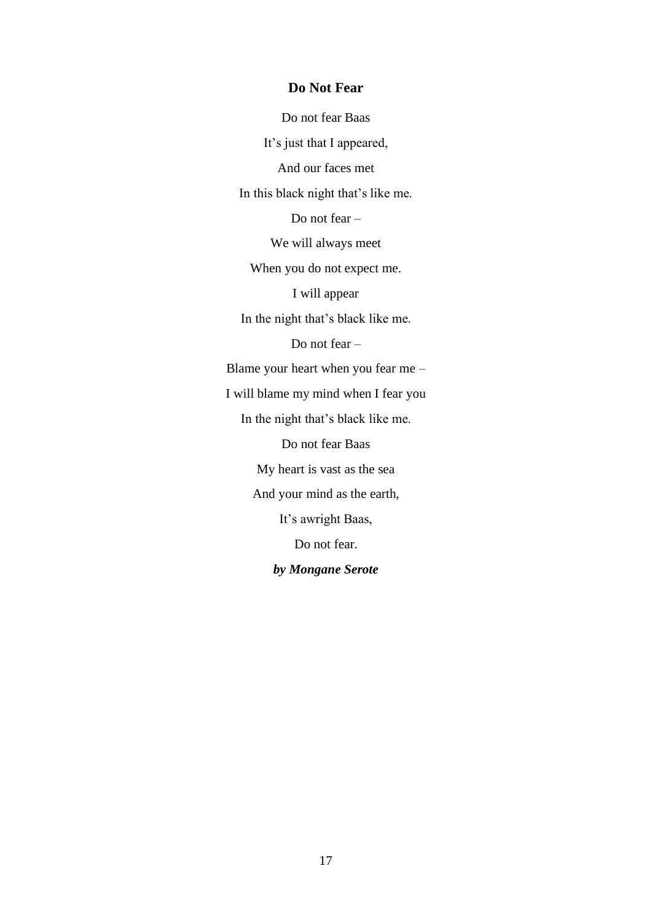## Do Not Fear

Do not fear Baas

It's just that I appeared,

And our faces met

In this black night that's like me.

Do not fear –

We will always meet

When you do not expect me.

I will appear

In the night that's black like me.

Do not fear –

Blame your heart when you fear me –

I will blame my mind when I fear you

In the night that's black like me.

Do not fear Baas

My heart is vast as the sea

And your mind as the earth,

It's awright Baas,

Do not fear.

***by Mongane Serote***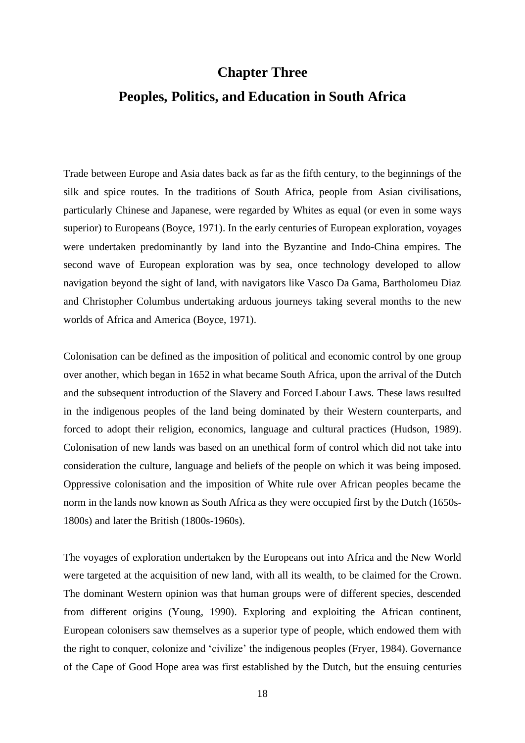# Chapter Three

# Peoples, Politics, and Education in South Africa

Trade between Europe and Asia dates back as far as the fifth century, to the beginnings of the silk and spice routes. In the traditions of South Africa, people from Asian civilisations, particularly Chinese and Japanese, were regarded by Whites as equal (or even in some ways superior) to Europeans (Boyce, 1971). In the early centuries of European exploration, voyages were undertaken predominantly by land into the Byzantine and Indo-China empires. The second wave of European exploration was by sea, once technology developed to allow navigation beyond the sight of land, with navigators like Vasco Da Gama, Bartholomeu Diaz and Christopher Columbus undertaking arduous journeys taking several months to the new worlds of Africa and America (Boyce, 1971).

Colonisation can be defined as the imposition of political and economic control by one group over another, which began in 1652 in what became South Africa, upon the arrival of the Dutch and the subsequent introduction of the Slavery and Forced Labour Laws. These laws resulted in the indigenous peoples of the land being dominated by their Western counterparts, and forced to adopt their religion, economics, language and cultural practices (Hudson, 1989). Colonisation of new lands was based on an unethical form of control which did not take into consideration the culture, language and beliefs of the people on which it was being imposed. Oppressive colonisation and the imposition of White rule over African peoples became the norm in the lands now known as South Africa as they were occupied first by the Dutch (1650s-1800s) and later the British (1800s-1960s).

The voyages of exploration undertaken by the Europeans out into Africa and the New World were targeted at the acquisition of new land, with all its wealth, to be claimed for the Crown. The dominant Western opinion was that human groups were of different species, descended from different origins (Young, 1990). Exploring and exploiting the African continent, European colonisers saw themselves as a superior type of people, which endowed them with the right to conquer, colonize and 'civilize' the indigenous peoples (Fryer, 1984). Governance of the Cape of Good Hope area was first established by the Dutch, but the ensuing centuries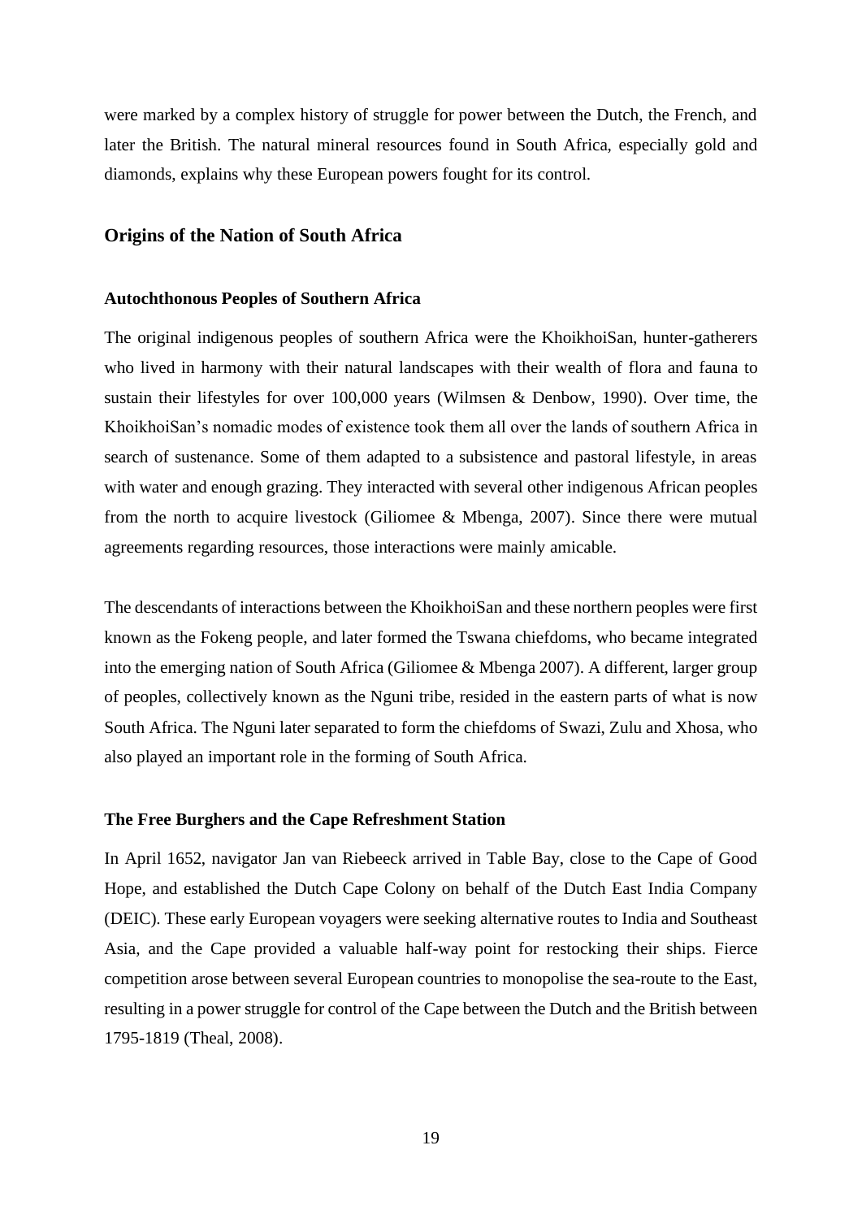were marked by a complex history of struggle for power between the Dutch, the French, and later the British. The natural mineral resources found in South Africa, especially gold and diamonds, explains why these European powers fought for its control.

## Origins of the Nation of South Africa

### Autochthonous Peoples of Southern Africa

The original indigenous peoples of southern Africa were the KhoikhoiSan, hunter-gatherers who lived in harmony with their natural landscapes with their wealth of flora and fauna to sustain their lifestyles for over 100,000 years (Wilmsen & Denbow, 1990). Over time, the KhoikhoiSan's nomadic modes of existence took them all over the lands of southern Africa in search of sustenance. Some of them adapted to a subsistence and pastoral lifestyle, in areas with water and enough grazing. They interacted with several other indigenous African peoples from the north to acquire livestock (Giliomee & Mbenga, 2007). Since there were mutual agreements regarding resources, those interactions were mainly amicable.

The descendants of interactions between the KhoikhoiSan and these northern peoples were first known as the Fokeng people, and later formed the Tswana chiefdoms, who became integrated into the emerging nation of South Africa (Giliomee & Mbenga 2007). A different, larger group of peoples, collectively known as the Nguni tribe, resided in the eastern parts of what is now South Africa. The Nguni later separated to form the chiefdoms of Swazi, Zulu and Xhosa, who also played an important role in the forming of South Africa.

### The Free Burghers and the Cape Refreshment Station

In April 1652, navigator Jan van Riebeeck arrived in Table Bay, close to the Cape of Good Hope, and established the Dutch Cape Colony on behalf of the Dutch East India Company (DEIC). These early European voyagers were seeking alternative routes to India and Southeast Asia, and the Cape provided a valuable half-way point for restocking their ships. Fierce competition arose between several European countries to monopolise the sea-route to the East, resulting in a power struggle for control of the Cape between the Dutch and the British between 1795-1819 (Theal, 2008).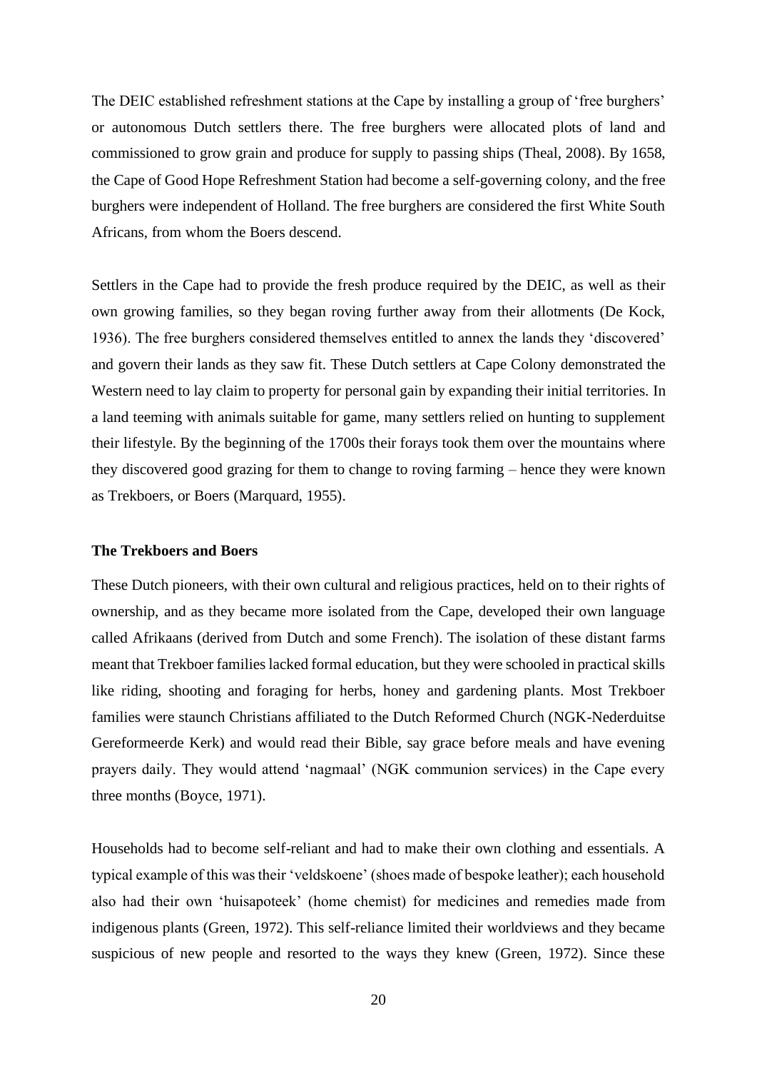The DEIC established refreshment stations at the Cape by installing a group of 'free burghers' or autonomous Dutch settlers there. The free burghers were allocated plots of land and commissioned to grow grain and produce for supply to passing ships (Theal, 2008). By 1658, the Cape of Good Hope Refreshment Station had become a self-governing colony, and the free burghers were independent of Holland. The free burghers are considered the first White South Africans, from whom the Boers descend.

Settlers in the Cape had to provide the fresh produce required by the DEIC, as well as their own growing families, so they began roving further away from their allotments (De Kock, 1936). The free burghers considered themselves entitled to annex the lands they 'discovered' and govern their lands as they saw fit. These Dutch settlers at Cape Colony demonstrated the Western need to lay claim to property for personal gain by expanding their initial territories. In a land teeming with animals suitable for game, many settlers relied on hunting to supplement their lifestyle. By the beginning of the 1700s their forays took them over the mountains where they discovered good grazing for them to change to roving farming – hence they were known as Trekboers, or Boers (Marquard, 1955).

**The Trekboers and Boers**

These Dutch pioneers, with their own cultural and religious practices, held on to their rights of ownership, and as they became more isolated from the Cape, developed their own language called Afrikaans (derived from Dutch and some French). The isolation of these distant farms meant that Trekboer families lacked formal education, but they were schooled in practical skills like riding, shooting and foraging for herbs, honey and gardening plants. Most Trekboer families were staunch Christians affiliated to the Dutch Reformed Church (NGK-Nederduitse Gereformeerde Kerk) and would read their Bible, say grace before meals and have evening prayers daily. They would attend 'nagmaal' (NGK communion services) in the Cape every three months (Boyce, 1971).

Households had to become self-reliant and had to make their own clothing and essentials. A typical example of this was their 'veldskoene' (shoes made of bespoke leather); each household also had their own 'huisapoteek' (home chemist) for medicines and remedies made from indigenous plants (Green, 1972). This self-reliance limited their worldviews and they became suspicious of new people and resorted to the ways they knew (Green, 1972). Since these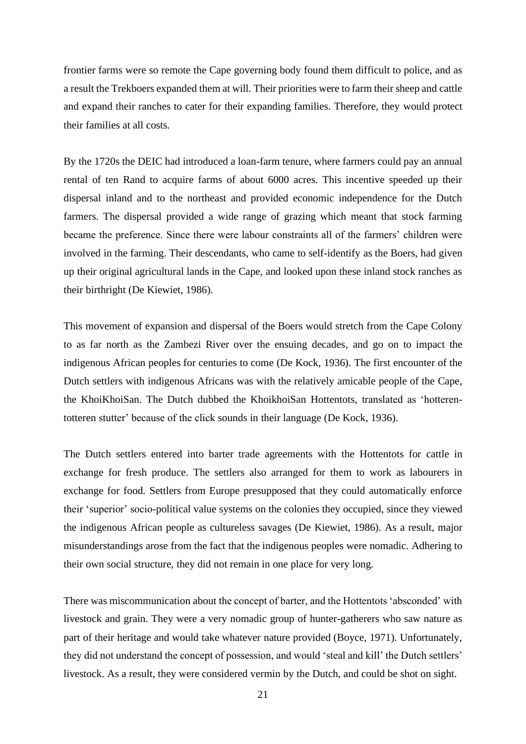frontier farms were so remote the Cape governing body found them difficult to police, and as a result the Trekboers expanded them at will. Their priorities were to farm their sheep and cattle and expand their ranches to cater for their expanding families. Therefore, they would protect their families at all costs.

By the 1720s the DEIC had introduced a loan-farm tenure, where farmers could pay an annual rental of ten Rand to acquire farms of about 6000 acres. This incentive speeded up their dispersal inland and to the northeast and provided economic independence for the Dutch farmers. The dispersal provided a wide range of grazing which meant that stock farming became the preference. Since there were labour constraints all of the farmers' children were involved in the farming. Their descendants, who came to self-identify as the Boers, had given up their original agricultural lands in the Cape, and looked upon these inland stock ranches as their birthright (De Kiewiet, 1986).

This movement of expansion and dispersal of the Boers would stretch from the Cape Colony to as far north as the Zambezi River over the ensuing decades, and go on to impact the indigenous African peoples for centuries to come (De Kock, 1936). The first encounter of the Dutch settlers with indigenous Africans was with the relatively amicable people of the Cape, the KhoiKhoiSan. The Dutch dubbed the KhoikhoiSan Hottentots, translated as 'hotteren-totteren stutter' because of the click sounds in their language (De Kock, 1936).

The Dutch settlers entered into barter trade agreements with the Hottentots for cattle in exchange for fresh produce. The settlers also arranged for them to work as labourers in exchange for food. Settlers from Europe presupposed that they could automatically enforce their 'superior' socio-political value systems on the colonies they occupied, since they viewed the indigenous African people as cultureless savages (De Kiewiet, 1986). As a result, major misunderstandings arose from the fact that the indigenous peoples were nomadic. Adhering to their own social structure, they did not remain in one place for very long.

There was miscommunication about the concept of barter, and the Hottentots 'absconded' with livestock and grain. They were a very nomadic group of hunter-gatherers who saw nature as part of their heritage and would take whatever nature provided (Boyce, 1971). Unfortunately, they did not understand the concept of possession, and would 'steal and kill' the Dutch settlers' livestock. As a result, they were considered vermin by the Dutch, and could be shot on sight.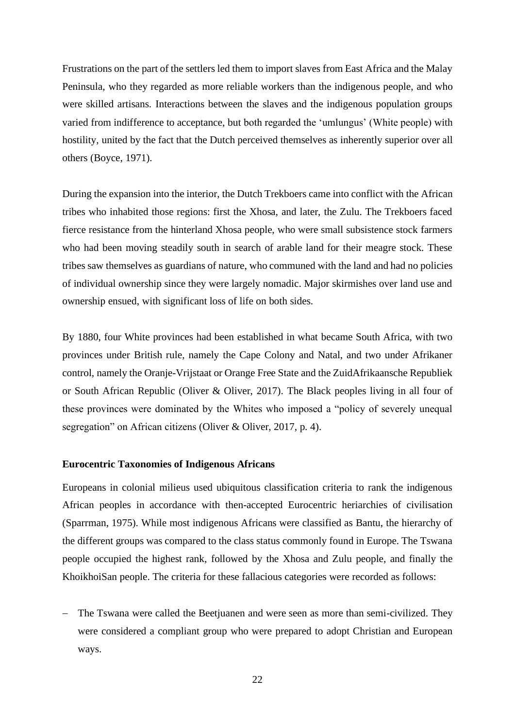Frustrations on the part of the settlers led them to import slaves from East Africa and the Malay Peninsula, who they regarded as more reliable workers than the indigenous people, and who were skilled artisans. Interactions between the slaves and the indigenous population groups varied from indifference to acceptance, but both regarded the 'umlungus' (White people) with hostility, united by the fact that the Dutch perceived themselves as inherently superior over all others (Boyce, 1971).

During the expansion into the interior, the Dutch Trekboers came into conflict with the African tribes who inhabited those regions: first the Xhosa, and later, the Zulu. The Trekboers faced fierce resistance from the hinterland Xhosa people, who were small subsistence stock farmers who had been moving steadily south in search of arable land for their meagre stock. These tribes saw themselves as guardians of nature, who communed with the land and had no policies of individual ownership since they were largely nomadic. Major skirmishes over land use and ownership ensued, with significant loss of life on both sides.

By 1880, four White provinces had been established in what became South Africa, with two provinces under British rule, namely the Cape Colony and Natal, and two under Afrikaner control, namely the Oranje-Vrijstaat or Orange Free State and the ZuidAfrikaansche Republiek or South African Republic (Oliver & Oliver, 2017). The Black peoples living in all four of these provinces were dominated by the Whites who imposed a "policy of severely unequal segregation" on African citizens (Oliver & Oliver, 2017, p. 4).

**Eurocentric Taxonomies of Indigenous Africans**

Europeans in colonial milieus used ubiquitous classification criteria to rank the indigenous African peoples in accordance with then-accepted Eurocentric heriarchies of civilisation (Sparrman, 1975). While most indigenous Africans were classified as Bantu, the hierarchy of the different groups was compared to the class status commonly found in Europe. The Tswana people occupied the highest rank, followed by the Xhosa and Zulu people, and finally the KhoikhoiSan people. The criteria for these fallacious categories were recorded as follows:

- The Tswana were called the Beetjuanen and were seen as more than semi-civilized. They were considered a compliant group who were prepared to adopt Christian and European ways.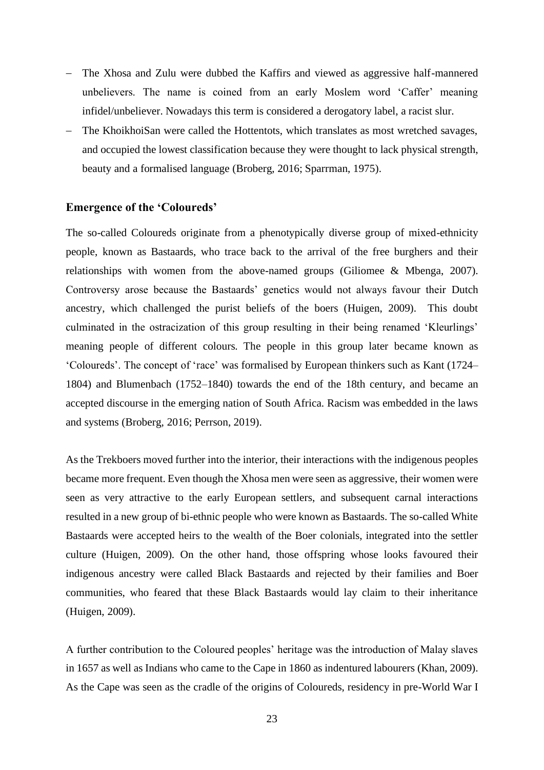- The Xhosa and Zulu were dubbed the Kaffirs and viewed as aggressive half-mannered unbelievers. The name is coined from an early Moslem word 'Caffer' meaning infidel/unbeliever. Nowadays this term is considered a derogatory label, a racist slur.
- The KhoikhoiSan were called the Hottentots, which translates as most wretched savages, and occupied the lowest classification because they were thought to lack physical strength, beauty and a formalised language (Broberg, 2016; Sparrman, 1975).

### Emergence of the 'Coloureds'

The so-called Coloureds originate from a phenotypically diverse group of mixed-ethnicity people, known as Bastaards, who trace back to the arrival of the free burghers and their relationships with women from the above-named groups (Giliomee & Mbenga, 2007). Controversy arose because the Bastaards' genetics would not always favour their Dutch ancestry, which challenged the purist beliefs of the boers (Huigen, 2009). This doubt culminated in the ostracization of this group resulting in their being renamed 'Kleurlings' meaning people of different colours. The people in this group later became known as 'Coloureds'. The concept of 'race' was formalised by European thinkers such as Kant (1724–1804) and Blumenbach (1752–1840) towards the end of the 18th century, and became an accepted discourse in the emerging nation of South Africa. Racism was embedded in the laws and systems (Broberg, 2016; Perrson, 2019).

As the Trekboers moved further into the interior, their interactions with the indigenous peoples became more frequent. Even though the Xhosa men were seen as aggressive, their women were seen as very attractive to the early European settlers, and subsequent carnal interactions resulted in a new group of bi-ethnic people who were known as Bastaards. The so-called White Bastaards were accepted heirs to the wealth of the Boer colonials, integrated into the settler culture (Huigen, 2009). On the other hand, those offspring whose looks favoured their indigenous ancestry were called Black Bastaards and rejected by their families and Boer communities, who feared that these Black Bastaards would lay claim to their inheritance (Huigen, 2009).

A further contribution to the Coloured peoples' heritage was the introduction of Malay slaves in 1657 as well as Indians who came to the Cape in 1860 as indentured labourers (Khan, 2009). As the Cape was seen as the cradle of the origins of Coloureds, residency in pre-World War I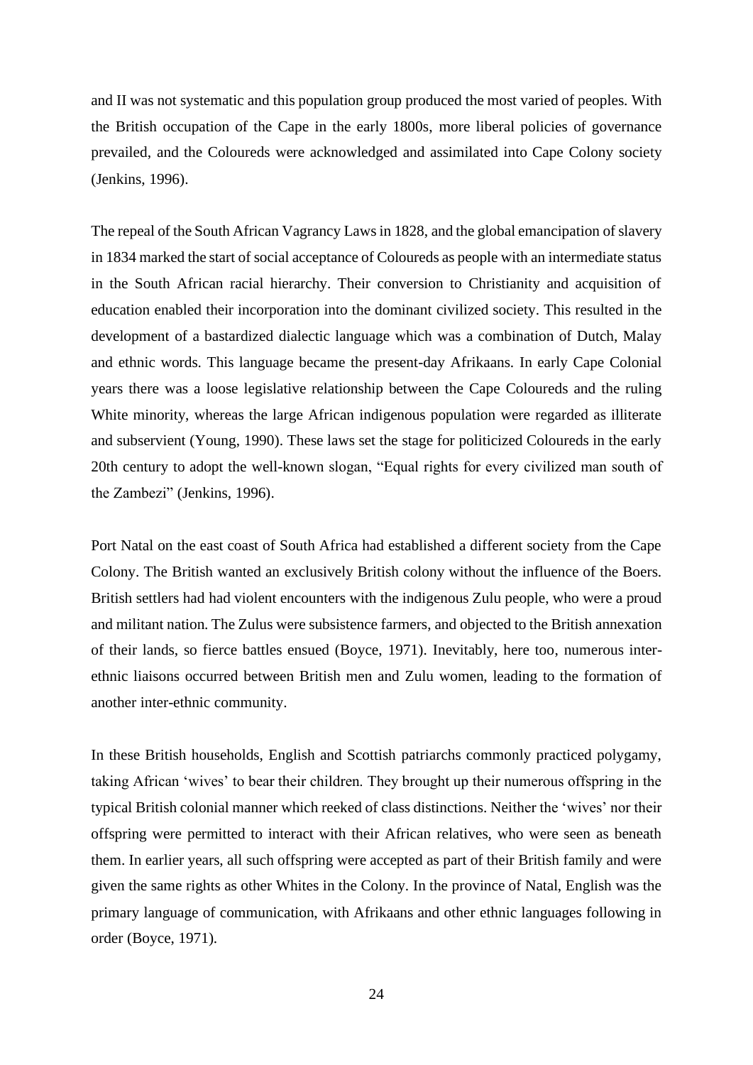and II was not systematic and this population group produced the most varied of peoples. With the British occupation of the Cape in the early 1800s, more liberal policies of governance prevailed, and the Coloureds were acknowledged and assimilated into Cape Colony society (Jenkins, 1996).

The repeal of the South African Vagrancy Laws in 1828, and the global emancipation of slavery in 1834 marked the start of social acceptance of Coloureds as people with an intermediate status in the South African racial hierarchy. Their conversion to Christianity and acquisition of education enabled their incorporation into the dominant civilized society. This resulted in the development of a bastardized dialectic language which was a combination of Dutch, Malay and ethnic words. This language became the present-day Afrikaans. In early Cape Colonial years there was a loose legislative relationship between the Cape Coloureds and the ruling White minority, whereas the large African indigenous population were regarded as illiterate and subservient (Young, 1990). These laws set the stage for politicized Coloureds in the early 20th century to adopt the well-known slogan, "Equal rights for every civilized man south of the Zambezi" (Jenkins, 1996).

Port Natal on the east coast of South Africa had established a different society from the Cape Colony. The British wanted an exclusively British colony without the influence of the Boers. British settlers had had violent encounters with the indigenous Zulu people, who were a proud and militant nation. The Zulus were subsistence farmers, and objected to the British annexation of their lands, so fierce battles ensued (Boyce, 1971). Inevitably, here too, numerous inter-ethnic liaisons occurred between British men and Zulu women, leading to the formation of another inter-ethnic community.

In these British households, English and Scottish patriarchs commonly practiced polygamy, taking African 'wives' to bear their children. They brought up their numerous offspring in the typical British colonial manner which reeked of class distinctions. Neither the 'wives' nor their offspring were permitted to interact with their African relatives, who were seen as beneath them. In earlier years, all such offspring were accepted as part of their British family and were given the same rights as other Whites in the Colony. In the province of Natal, English was the primary language of communication, with Afrikaans and other ethnic languages following in order (Boyce, 1971).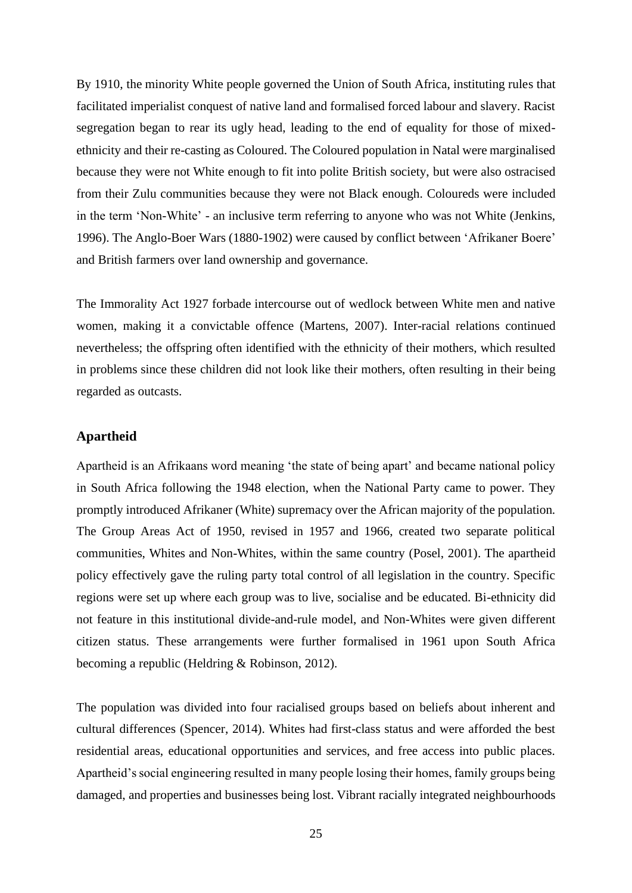By 1910, the minority White people governed the Union of South Africa, instituting rules that facilitated imperialist conquest of native land and formalised forced labour and slavery. Racist segregation began to rear its ugly head, leading to the end of equality for those of mixed-ethnicity and their re-casting as Coloured. The Coloured population in Natal were marginalised because they were not White enough to fit into polite British society, but were also ostracised from their Zulu communities because they were not Black enough. Coloureds were included in the term 'Non-White' - an inclusive term referring to anyone who was not White (Jenkins, 1996). The Anglo-Boer Wars (1880-1902) were caused by conflict between 'Afrikaner Boere' and British farmers over land ownership and governance.

The Immorality Act 1927 forbade intercourse out of wedlock between White men and native women, making it a convictable offence (Martens, 2007). Inter-racial relations continued nevertheless; the offspring often identified with the ethnicity of their mothers, which resulted in problems since these children did not look like their mothers, often resulting in their being regarded as outcasts.

## Apartheid

Apartheid is an Afrikaans word meaning 'the state of being apart' and became national policy in South Africa following the 1948 election, when the National Party came to power. They promptly introduced Afrikaner (White) supremacy over the African majority of the population. The Group Areas Act of 1950, revised in 1957 and 1966, created two separate political communities, Whites and Non-Whites, within the same country (Posel, 2001). The apartheid policy effectively gave the ruling party total control of all legislation in the country. Specific regions were set up where each group was to live, socialise and be educated. Bi-ethnicity did not feature in this institutional divide-and-rule model, and Non-Whites were given different citizen status. These arrangements were further formalised in 1961 upon South Africa becoming a republic (Heldring & Robinson, 2012).

The population was divided into four racialised groups based on beliefs about inherent and cultural differences (Spencer, 2014). Whites had first-class status and were afforded the best residential areas, educational opportunities and services, and free access into public places. Apartheid's social engineering resulted in many people losing their homes, family groups being damaged, and properties and businesses being lost. Vibrant racially integrated neighbourhoods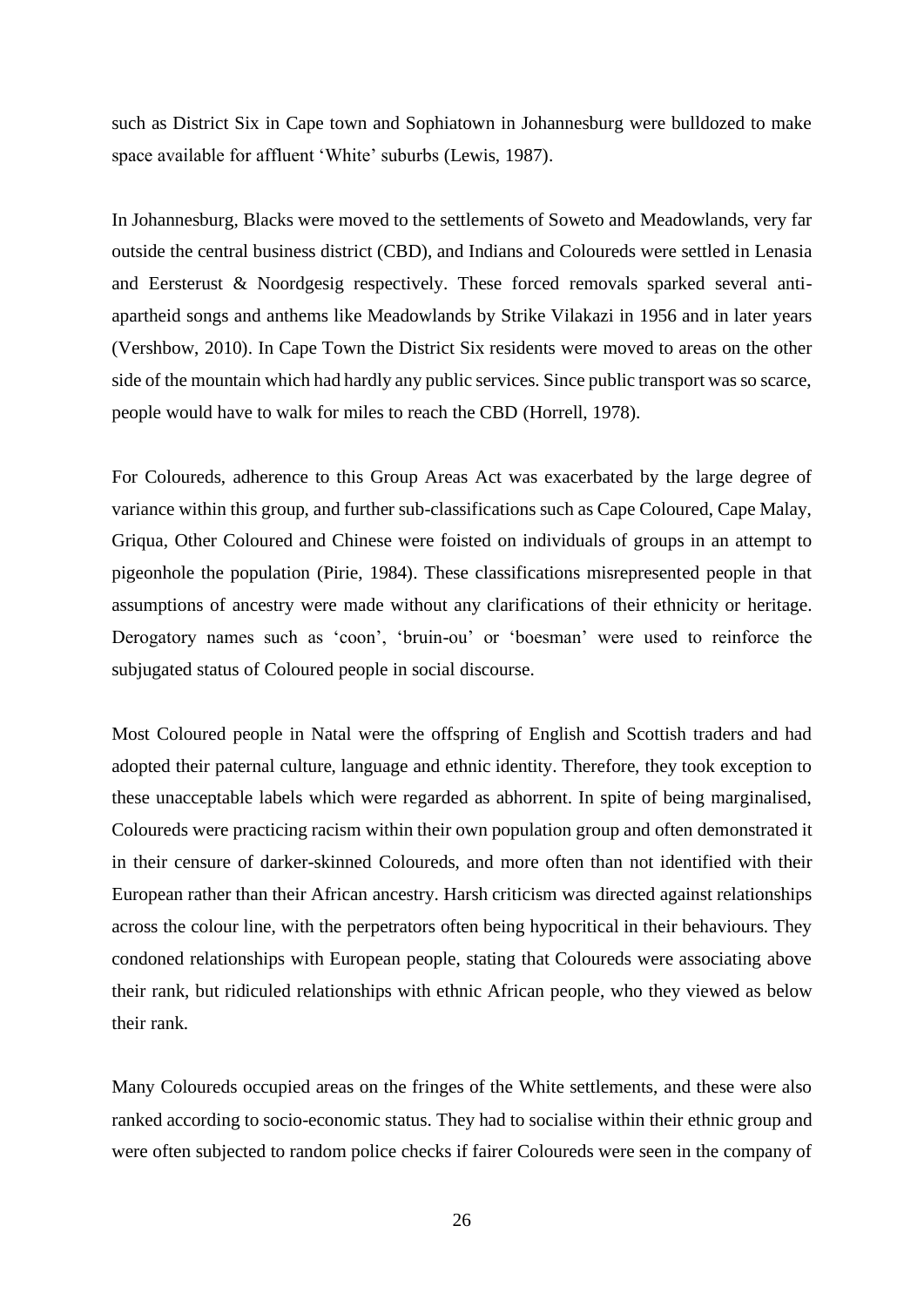such as District Six in Cape town and Sophiatown in Johannesburg were bulldozed to make space available for affluent 'White' suburbs (Lewis, 1987).

In Johannesburg, Blacks were moved to the settlements of Soweto and Meadowlands, very far outside the central business district (CBD), and Indians and Coloureds were settled in Lenasia and Eersterust & Noordgesig respectively. These forced removals sparked several anti-apartheid songs and anthems like Meadowlands by Strike Vilakazi in 1956 and in later years (Vershbow, 2010). In Cape Town the District Six residents were moved to areas on the other side of the mountain which had hardly any public services. Since public transport was so scarce, people would have to walk for miles to reach the CBD (Horrell, 1978).

For Coloureds, adherence to this Group Areas Act was exacerbated by the large degree of variance within this group, and further sub-classifications such as Cape Coloured, Cape Malay, Griqua, Other Coloured and Chinese were foisted on individuals of groups in an attempt to pigeonhole the population (Pirie, 1984). These classifications misrepresented people in that assumptions of ancestry were made without any clarifications of their ethnicity or heritage. Derogatory names such as 'coon', 'bruin-ou' or 'boesman' were used to reinforce the subjugated status of Coloured people in social discourse.

Most Coloured people in Natal were the offspring of English and Scottish traders and had adopted their paternal culture, language and ethnic identity. Therefore, they took exception to these unacceptable labels which were regarded as abhorrent. In spite of being marginalised, Coloureds were practicing racism within their own population group and often demonstrated it in their censure of darker-skinned Coloureds, and more often than not identified with their European rather than their African ancestry. Harsh criticism was directed against relationships across the colour line, with the perpetrators often being hypocritical in their behaviours. They condoned relationships with European people, stating that Coloureds were associating above their rank, but ridiculed relationships with ethnic African people, who they viewed as below their rank.

Many Coloureds occupied areas on the fringes of the White settlements, and these were also ranked according to socio-economic status. They had to socialise within their ethnic group and were often subjected to random police checks if fairer Coloureds were seen in the company of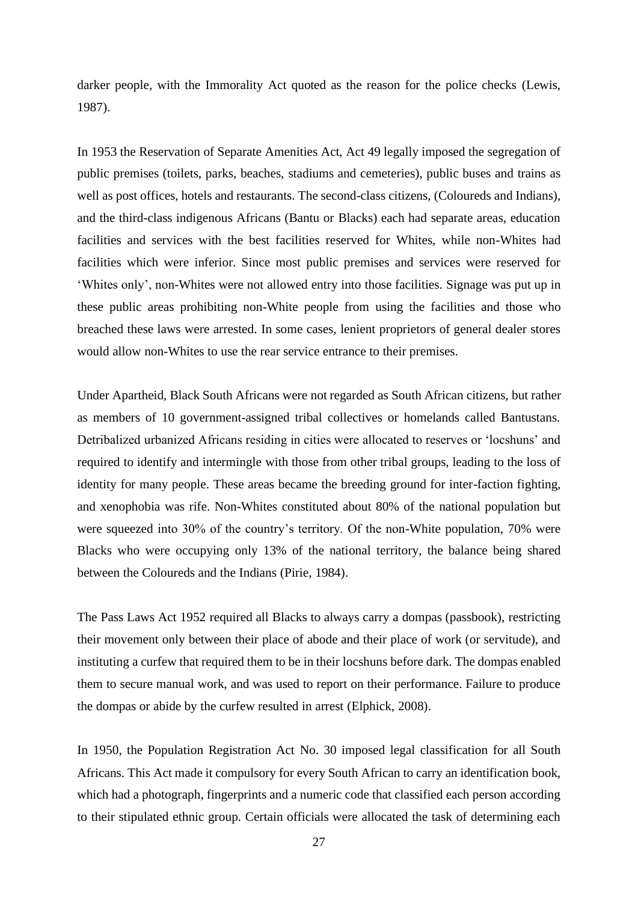darker people, with the Immorality Act quoted as the reason for the police checks (Lewis, 1987).

In 1953 the Reservation of Separate Amenities Act, Act 49 legally imposed the segregation of public premises (toilets, parks, beaches, stadiums and cemeteries), public buses and trains as well as post offices, hotels and restaurants. The second-class citizens, (Coloureds and Indians), and the third-class indigenous Africans (Bantu or Blacks) each had separate areas, education facilities and services with the best facilities reserved for Whites, while non-Whites had facilities which were inferior. Since most public premises and services were reserved for 'Whites only', non-Whites were not allowed entry into those facilities. Signage was put up in these public areas prohibiting non-White people from using the facilities and those who breached these laws were arrested. In some cases, lenient proprietors of general dealer stores would allow non-Whites to use the rear service entrance to their premises.

Under Apartheid, Black South Africans were not regarded as South African citizens, but rather as members of 10 government-assigned tribal collectives or homelands called Bantustans. Detribalized urbanized Africans residing in cities were allocated to reserves or 'locshuns' and required to identify and intermingle with those from other tribal groups, leading to the loss of identity for many people. These areas became the breeding ground for inter-faction fighting, and xenophobia was rife. Non-Whites constituted about 80% of the national population but were squeezed into 30% of the country's territory. Of the non-White population, 70% were Blacks who were occupying only 13% of the national territory, the balance being shared between the Coloureds and the Indians (Pirie, 1984).

The Pass Laws Act 1952 required all Blacks to always carry a dompas (passbook), restricting their movement only between their place of abode and their place of work (or servitude), and instituting a curfew that required them to be in their locshuns before dark. The dompas enabled them to secure manual work, and was used to report on their performance. Failure to produce the dompas or abide by the curfew resulted in arrest (Elphick, 2008).

In 1950, the Population Registration Act No. 30 imposed legal classification for all South Africans. This Act made it compulsory for every South African to carry an identification book, which had a photograph, fingerprints and a numeric code that classified each person according to their stipulated ethnic group. Certain officials were allocated the task of determining each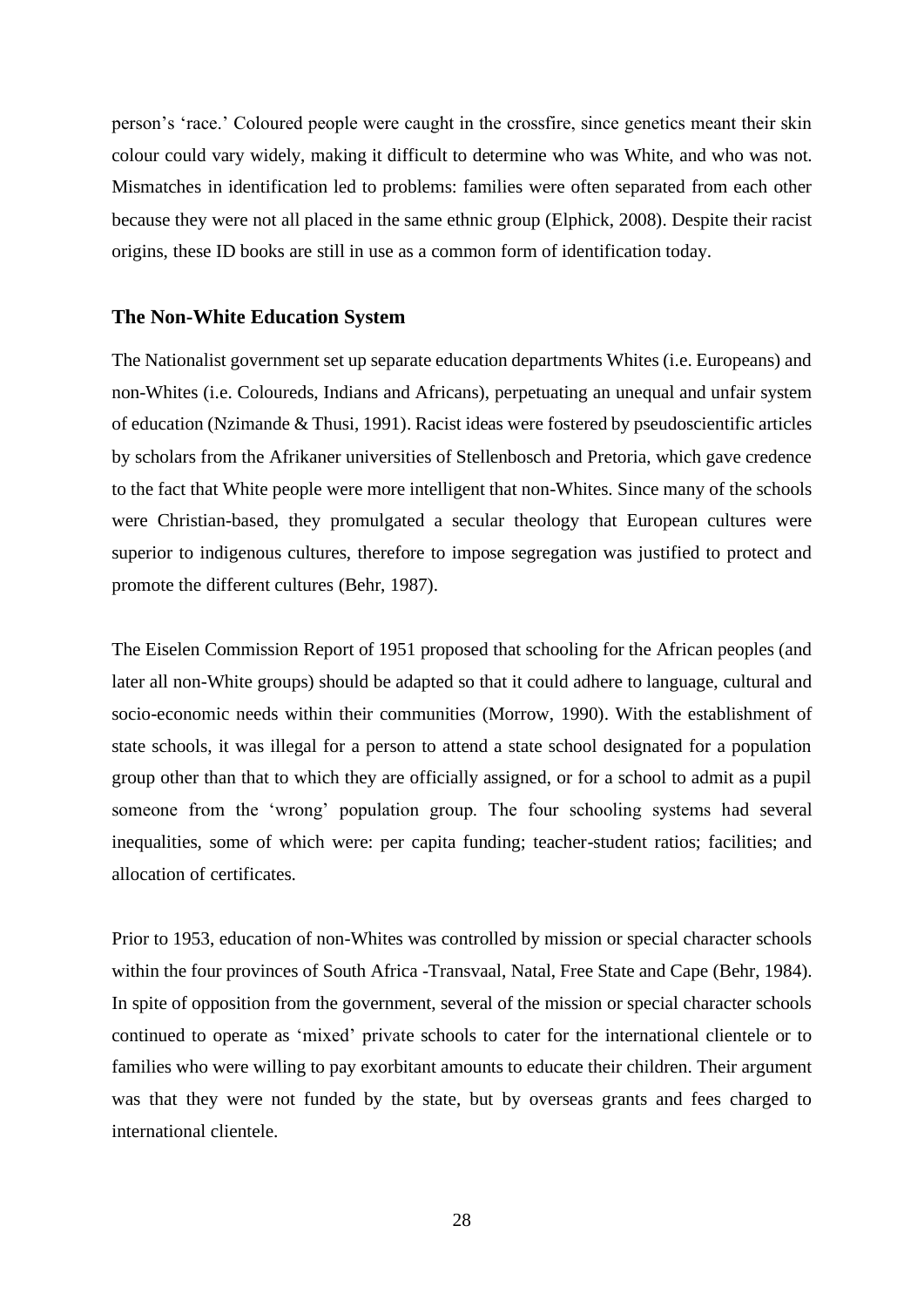person's 'race.' Coloured people were caught in the crossfire, since genetics meant their skin colour could vary widely, making it difficult to determine who was White, and who was not. Mismatches in identification led to problems: families were often separated from each other because they were not all placed in the same ethnic group (Elphick, 2008). Despite their racist origins, these ID books are still in use as a common form of identification today.

### The Non-White Education System

The Nationalist government set up separate education departments Whites (i.e. Europeans) and non-Whites (i.e. Coloureds, Indians and Africans), perpetuating an unequal and unfair system of education (Nzimande & Thusi, 1991). Racist ideas were fostered by pseudoscientific articles by scholars from the Afrikaner universities of Stellenbosch and Pretoria, which gave credence to the fact that White people were more intelligent that non-Whites. Since many of the schools were Christian-based, they promulgated a secular theology that European cultures were superior to indigenous cultures, therefore to impose segregation was justified to protect and promote the different cultures (Behr, 1987).

The Eiselen Commission Report of 1951 proposed that schooling for the African peoples (and later all non-White groups) should be adapted so that it could adhere to language, cultural and socio-economic needs within their communities (Morrow, 1990). With the establishment of state schools, it was illegal for a person to attend a state school designated for a population group other than that to which they are officially assigned, or for a school to admit as a pupil someone from the 'wrong' population group. The four schooling systems had several inequalities, some of which were: per capita funding; teacher-student ratios; facilities; and allocation of certificates.

Prior to 1953, education of non-Whites was controlled by mission or special character schools within the four provinces of South Africa -Transvaal, Natal, Free State and Cape (Behr, 1984). In spite of opposition from the government, several of the mission or special character schools continued to operate as 'mixed' private schools to cater for the international clientele or to families who were willing to pay exorbitant amounts to educate their children. Their argument was that they were not funded by the state, but by overseas grants and fees charged to international clientele.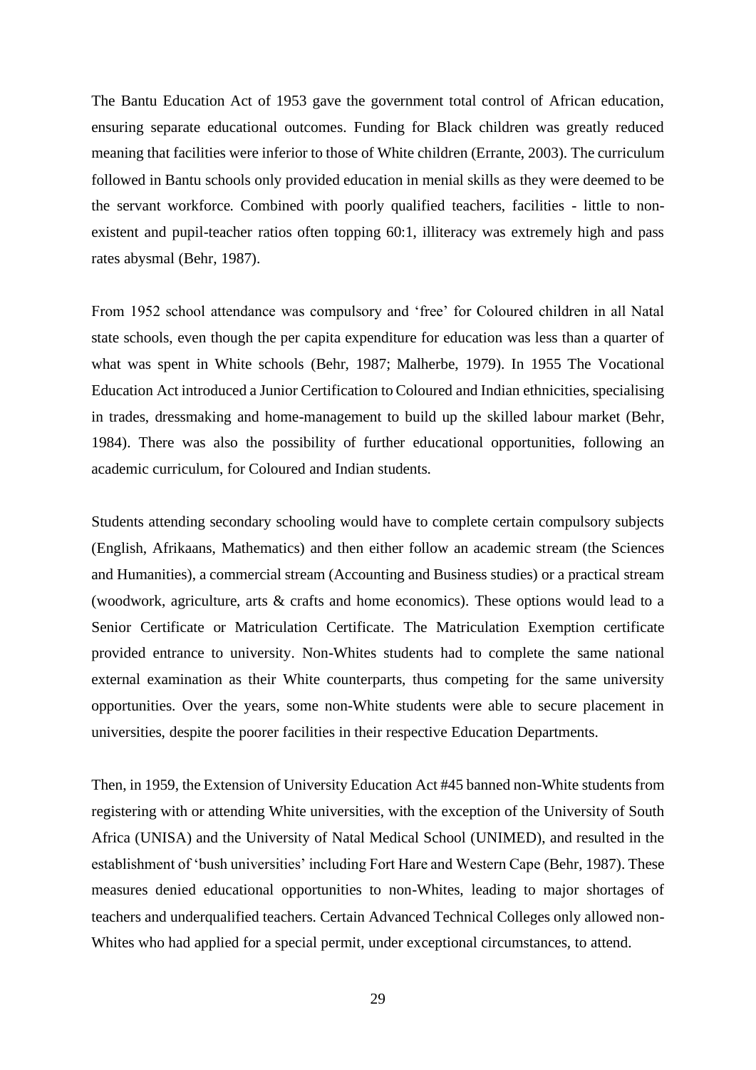The Bantu Education Act of 1953 gave the government total control of African education, ensuring separate educational outcomes. Funding for Black children was greatly reduced meaning that facilities were inferior to those of White children (Errante, 2003). The curriculum followed in Bantu schools only provided education in menial skills as they were deemed to be the servant workforce. Combined with poorly qualified teachers, facilities - little to non-existent and pupil-teacher ratios often topping 60:1, illiteracy was extremely high and pass rates abysmal (Behr, 1987).

From 1952 school attendance was compulsory and 'free' for Coloured children in all Natal state schools, even though the per capita expenditure for education was less than a quarter of what was spent in White schools (Behr, 1987; Malherbe, 1979). In 1955 The Vocational Education Act introduced a Junior Certification to Coloured and Indian ethnicities, specialising in trades, dressmaking and home-management to build up the skilled labour market (Behr, 1984). There was also the possibility of further educational opportunities, following an academic curriculum, for Coloured and Indian students.

Students attending secondary schooling would have to complete certain compulsory subjects (English, Afrikaans, Mathematics) and then either follow an academic stream (the Sciences and Humanities), a commercial stream (Accounting and Business studies) or a practical stream (woodwork, agriculture, arts & crafts and home economics). These options would lead to a Senior Certificate or Matriculation Certificate. The Matriculation Exemption certificate provided entrance to university. Non-Whites students had to complete the same national external examination as their White counterparts, thus competing for the same university opportunities. Over the years, some non-White students were able to secure placement in universities, despite the poorer facilities in their respective Education Departments.

Then, in 1959, the Extension of University Education Act #45 banned non-White students from registering with or attending White universities, with the exception of the University of South Africa (UNISA) and the University of Natal Medical School (UNIMED), and resulted in the establishment of 'bush universities' including Fort Hare and Western Cape (Behr, 1987). These measures denied educational opportunities to non-Whites, leading to major shortages of teachers and underqualified teachers. Certain Advanced Technical Colleges only allowed non-Whites who had applied for a special permit, under exceptional circumstances, to attend.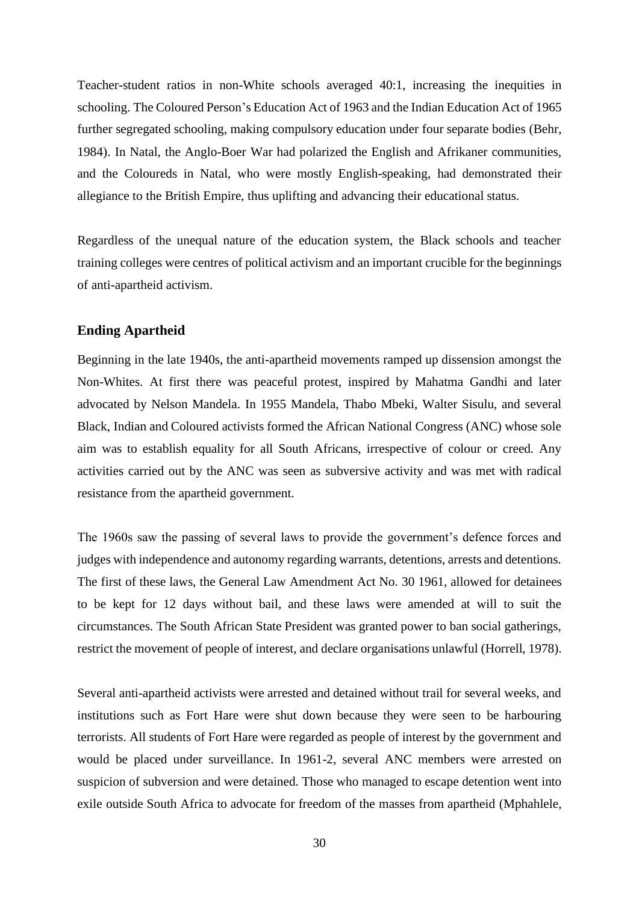Teacher-student ratios in non-White schools averaged 40:1, increasing the inequities in schooling. The Coloured Person's Education Act of 1963 and the Indian Education Act of 1965 further segregated schooling, making compulsory education under four separate bodies (Behr, 1984). In Natal, the Anglo-Boer War had polarized the English and Afrikaner communities, and the Coloureds in Natal, who were mostly English-speaking, had demonstrated their allegiance to the British Empire, thus uplifting and advancing their educational status.

Regardless of the unequal nature of the education system, the Black schools and teacher training colleges were centres of political activism and an important crucible for the beginnings of anti-apartheid activism.

### Ending Apartheid

Beginning in the late 1940s, the anti-apartheid movements ramped up dissension amongst the Non-Whites. At first there was peaceful protest, inspired by Mahatma Gandhi and later advocated by Nelson Mandela. In 1955 Mandela, Thabo Mbeki, Walter Sisulu, and several Black, Indian and Coloured activists formed the African National Congress (ANC) whose sole aim was to establish equality for all South Africans, irrespective of colour or creed. Any activities carried out by the ANC was seen as subversive activity and was met with radical resistance from the apartheid government.

The 1960s saw the passing of several laws to provide the government's defence forces and judges with independence and autonomy regarding warrants, detentions, arrests and detentions. The first of these laws, the General Law Amendment Act No. 30 1961, allowed for detainees to be kept for 12 days without bail, and these laws were amended at will to suit the circumstances. The South African State President was granted power to ban social gatherings, restrict the movement of people of interest, and declare organisations unlawful (Horrell, 1978).

Several anti-apartheid activists were arrested and detained without trail for several weeks, and institutions such as Fort Hare were shut down because they were seen to be harbouring terrorists. All students of Fort Hare were regarded as people of interest by the government and would be placed under surveillance. In 1961-2, several ANC members were arrested on suspicion of subversion and were detained. Those who managed to escape detention went into exile outside South Africa to advocate for freedom of the masses from apartheid (Mphahlele,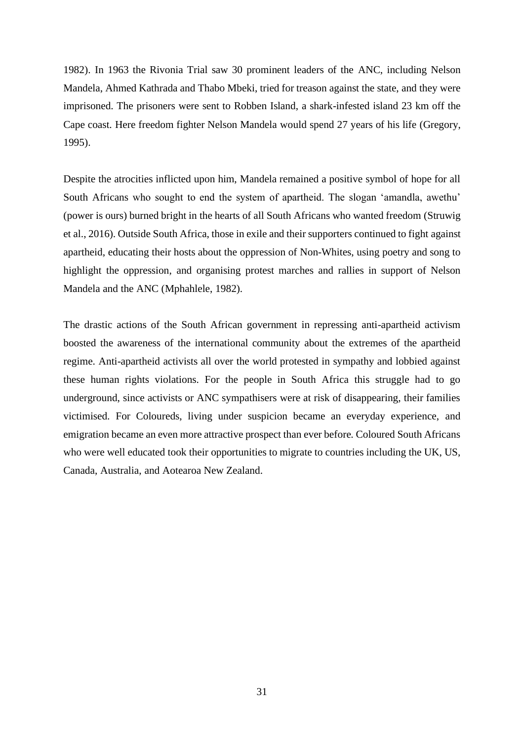1982). In 1963 the Rivonia Trial saw 30 prominent leaders of the ANC, including Nelson Mandela, Ahmed Kathrada and Thabo Mbeki, tried for treason against the state, and they were imprisoned. The prisoners were sent to Robben Island, a shark-infested island 23 km off the Cape coast. Here freedom fighter Nelson Mandela would spend 27 years of his life (Gregory, 1995).

Despite the atrocities inflicted upon him, Mandela remained a positive symbol of hope for all South Africans who sought to end the system of apartheid. The slogan 'amandla, awethu' (power is ours) burned bright in the hearts of all South Africans who wanted freedom (Struwig et al., 2016). Outside South Africa, those in exile and their supporters continued to fight against apartheid, educating their hosts about the oppression of Non-Whites, using poetry and song to highlight the oppression, and organising protest marches and rallies in support of Nelson Mandela and the ANC (Mphahlele, 1982).

The drastic actions of the South African government in repressing anti-apartheid activism boosted the awareness of the international community about the extremes of the apartheid regime. Anti-apartheid activists all over the world protested in sympathy and lobbied against these human rights violations. For the people in South Africa this struggle had to go underground, since activists or ANC sympathisers were at risk of disappearing, their families victimised. For Coloureds, living under suspicion became an everyday experience, and emigration became an even more attractive prospect than ever before. Coloured South Africans who were well educated took their opportunities to migrate to countries including the UK, US, Canada, Australia, and Aotearoa New Zealand.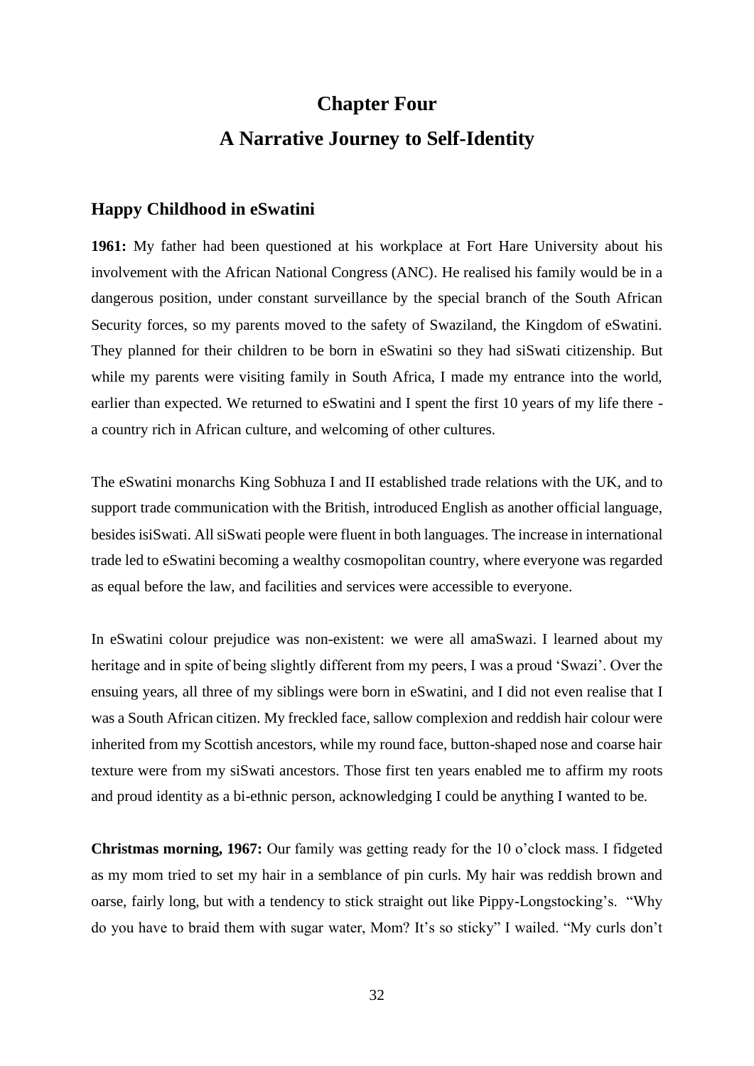# Chapter Four

# A Narrative Journey to Self-Identity

## Happy Childhood in eSwatini

**1961:** My father had been questioned at his workplace at Fort Hare University about his involvement with the African National Congress (ANC). He realised his family would be in a dangerous position, under constant surveillance by the special branch of the South African Security forces, so my parents moved to the safety of Swaziland, the Kingdom of eSwatini. They planned for their children to be born in eSwatini so they had siSwati citizenship. But while my parents were visiting family in South Africa, I made my entrance into the world, earlier than expected. We returned to eSwatini and I spent the first 10 years of my life there - a country rich in African culture, and welcoming of other cultures.

The eSwatini monarchs King Sobhuza I and II established trade relations with the UK, and to support trade communication with the British, introduced English as another official language, besides isiSwati. All siSwati people were fluent in both languages. The increase in international trade led to eSwatini becoming a wealthy cosmopolitan country, where everyone was regarded as equal before the law, and facilities and services were accessible to everyone.

In eSwatini colour prejudice was non-existent: we were all amaSwazi. I learned about my heritage and in spite of being slightly different from my peers, I was a proud 'Swazi'. Over the ensuing years, all three of my siblings were born in eSwatini, and I did not even realise that I was a South African citizen. My freckled face, sallow complexion and reddish hair colour were inherited from my Scottish ancestors, while my round face, button-shaped nose and coarse hair texture were from my siSwati ancestors. Those first ten years enabled me to affirm my roots and proud identity as a bi-ethnic person, acknowledging I could be anything I wanted to be.

**Christmas morning, 1967:** Our family was getting ready for the 10 o'clock mass. I fidgeted as my mom tried to set my hair in a semblance of pin curls. My hair was reddish brown and oarse, fairly long, but with a tendency to stick straight out like Pippy-Longstocking's. "Why do you have to braid them with sugar water, Mom? It's so sticky" I wailed. "My curls don't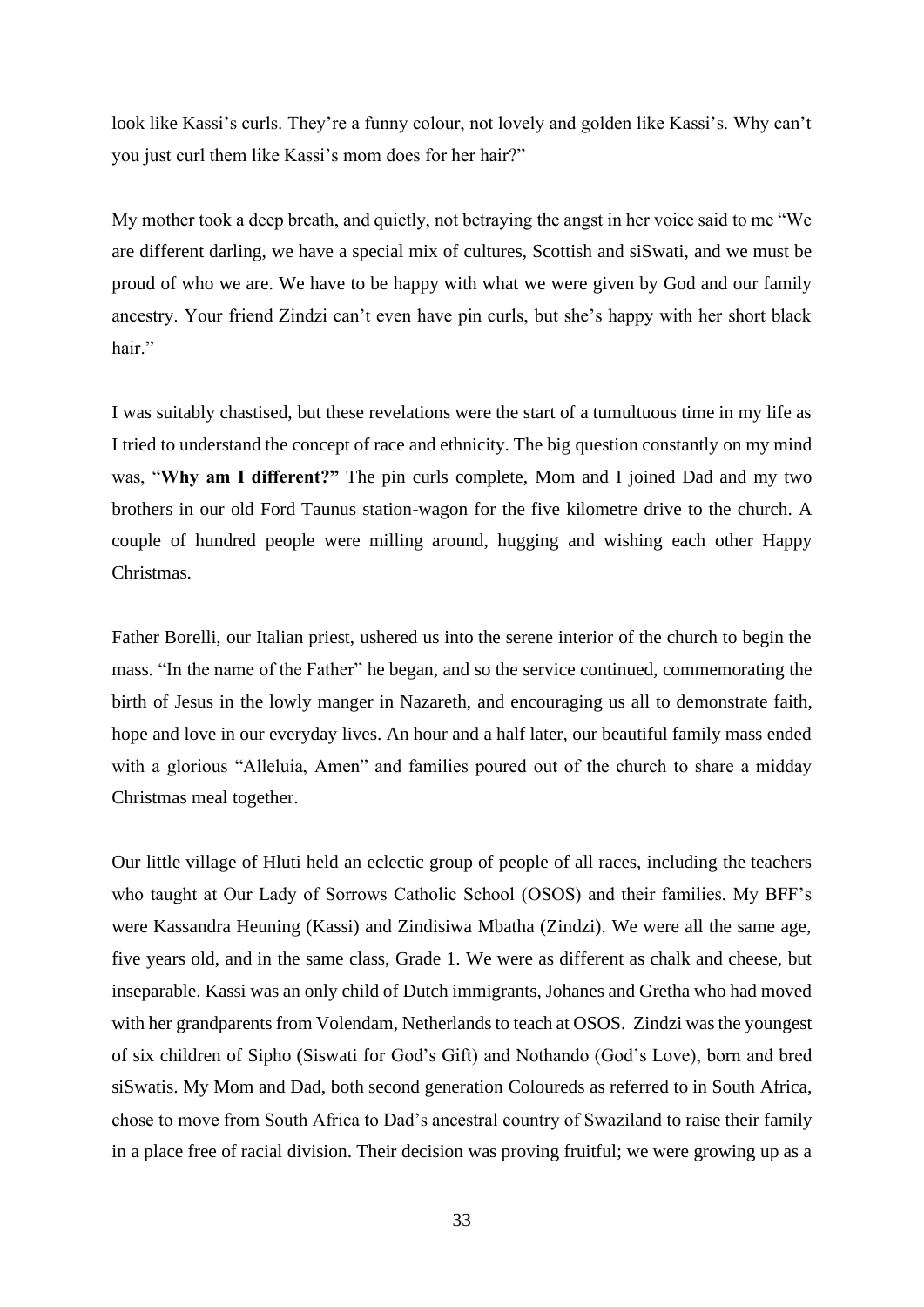look like Kassi's curls. They're a funny colour, not lovely and golden like Kassi's. Why can't you just curl them like Kassi's mom does for her hair?"

My mother took a deep breath, and quietly, not betraying the angst in her voice said to me "We are different darling, we have a special mix of cultures, Scottish and siSwati, and we must be proud of who we are. We have to be happy with what we were given by God and our family ancestry. Your friend Zindzi can't even have pin curls, but she's happy with her short black hair."

I was suitably chastised, but these revelations were the start of a tumultuous time in my life as I tried to understand the concept of race and ethnicity. The big question constantly on my mind was, "**Why am I different?"** The pin curls complete, Mom and I joined Dad and my two brothers in our old Ford Taunus station-wagon for the five kilometre drive to the church. A couple of hundred people were milling around, hugging and wishing each other Happy Christmas.

Father Borelli, our Italian priest, ushered us into the serene interior of the church to begin the mass. "In the name of the Father" he began, and so the service continued, commemorating the birth of Jesus in the lowly manger in Nazareth, and encouraging us all to demonstrate faith, hope and love in our everyday lives. An hour and a half later, our beautiful family mass ended with a glorious "Alleluia, Amen" and families poured out of the church to share a midday Christmas meal together.

Our little village of Hluti held an eclectic group of people of all races, including the teachers who taught at Our Lady of Sorrows Catholic School (OSOS) and their families. My BFF's were Kassandra Heuning (Kassi) and Zindisiwa Mbatha (Zindzi). We were all the same age, five years old, and in the same class, Grade 1. We were as different as chalk and cheese, but inseparable. Kassi was an only child of Dutch immigrants, Johanes and Gretha who had moved with her grandparents from Volendam, Netherlands to teach at OSOS. Zindzi was the youngest of six children of Sipho (Siswati for God's Gift) and Nothando (God's Love), born and bred siSwatis. My Mom and Dad, both second generation Coloureds as referred to in South Africa, chose to move from South Africa to Dad's ancestral country of Swaziland to raise their family in a place free of racial division. Their decision was proving fruitful; we were growing up as a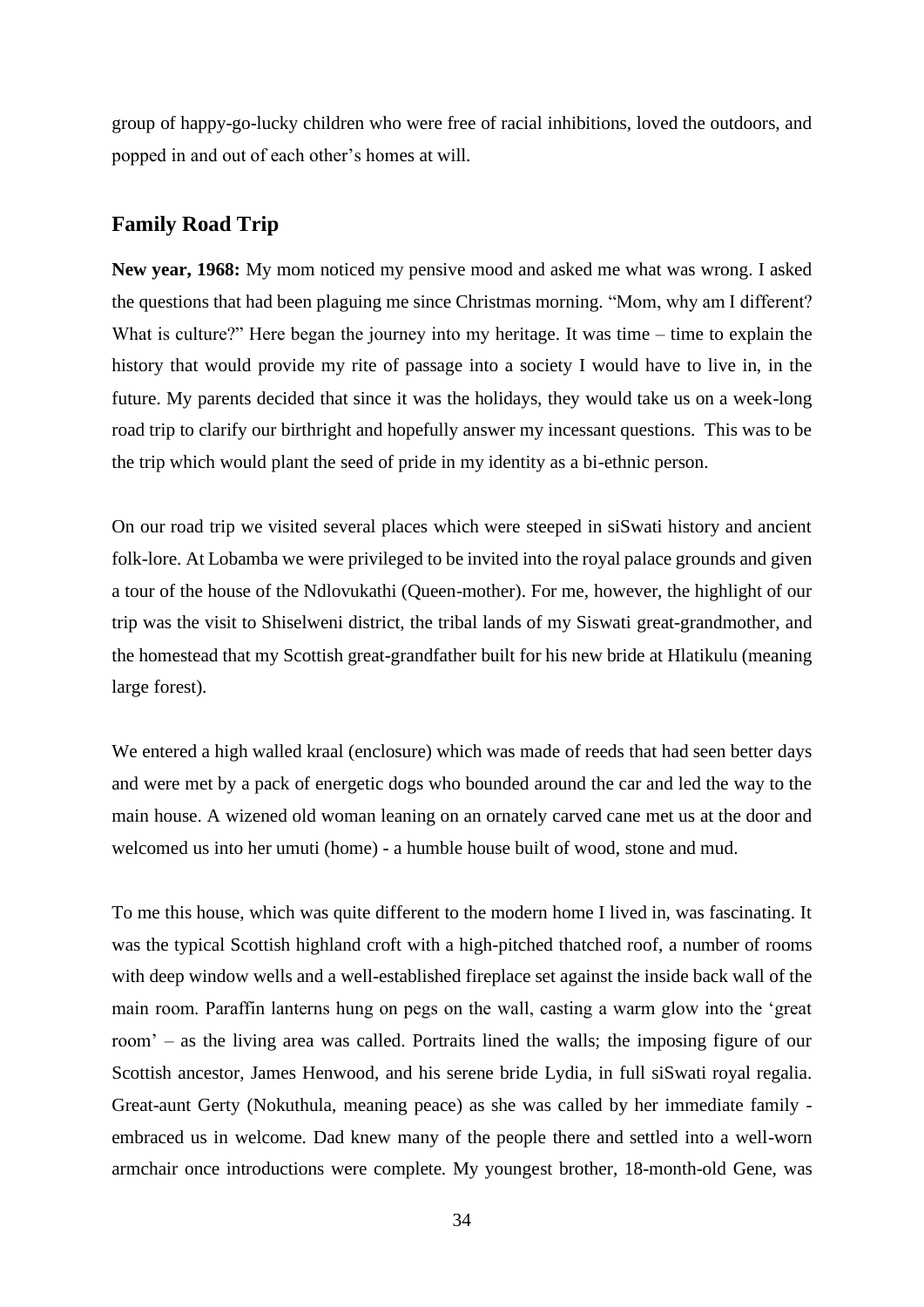group of happy-go-lucky children who were free of racial inhibitions, loved the outdoors, and popped in and out of each other's homes at will.

## Family Road Trip

**New year, 1968:** My mom noticed my pensive mood and asked me what was wrong. I asked the questions that had been plaguing me since Christmas morning. "Mom, why am I different? What is culture?" Here began the journey into my heritage. It was time – time to explain the history that would provide my rite of passage into a society I would have to live in, in the future. My parents decided that since it was the holidays, they would take us on a week-long road trip to clarify our birthright and hopefully answer my incessant questions. This was to be the trip which would plant the seed of pride in my identity as a bi-ethnic person.

On our road trip we visited several places which were steeped in siSwati history and ancient folk-lore. At Lobamba we were privileged to be invited into the royal palace grounds and given a tour of the house of the Ndlovukathi (Queen-mother). For me, however, the highlight of our trip was the visit to Shiselweni district, the tribal lands of my Siswati great-grandmother, and the homestead that my Scottish great-grandfather built for his new bride at Hlatikulu (meaning large forest).

We entered a high walled kraal (enclosure) which was made of reeds that had seen better days and were met by a pack of energetic dogs who bounded around the car and led the way to the main house. A wizened old woman leaning on an ornately carved cane met us at the door and welcomed us into her umuti (home) - a humble house built of wood, stone and mud.

To me this house, which was quite different to the modern home I lived in, was fascinating. It was the typical Scottish highland croft with a high-pitched thatched roof, a number of rooms with deep window wells and a well-established fireplace set against the inside back wall of the main room. Paraffin lanterns hung on pegs on the wall, casting a warm glow into the 'great room' – as the living area was called. Portraits lined the walls; the imposing figure of our Scottish ancestor, James Henwood, and his serene bride Lydia, in full siSwati royal regalia. Great-aunt Gerty (Nokuthula, meaning peace) as she was called by her immediate family - embraced us in welcome. Dad knew many of the people there and settled into a well-worn armchair once introductions were complete. My youngest brother, 18-month-old Gene, was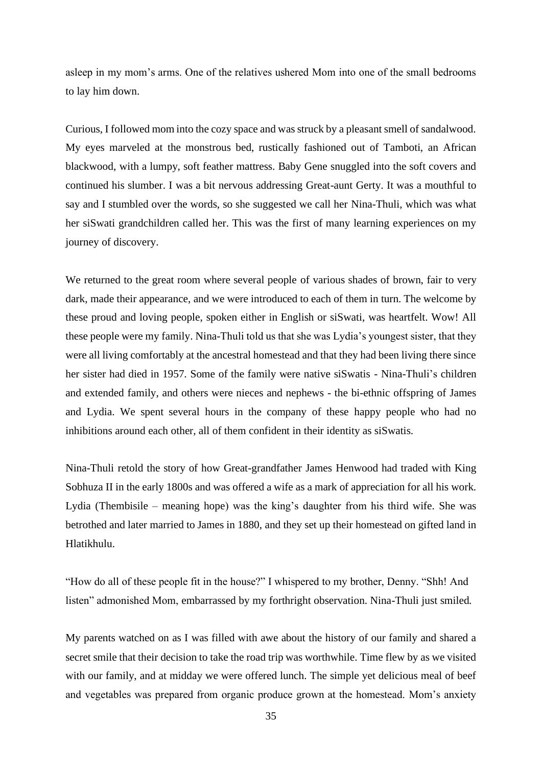asleep in my mom's arms. One of the relatives ushered Mom into one of the small bedrooms to lay him down.

Curious, I followed mom into the cozy space and was struck by a pleasant smell of sandalwood. My eyes marveled at the monstrous bed, rustically fashioned out of Tamboti, an African blackwood, with a lumpy, soft feather mattress. Baby Gene snuggled into the soft covers and continued his slumber. I was a bit nervous addressing Great-aunt Gerty. It was a mouthful to say and I stumbled over the words, so she suggested we call her Nina-Thuli, which was what her siSwati grandchildren called her. This was the first of many learning experiences on my journey of discovery.

We returned to the great room where several people of various shades of brown, fair to very dark, made their appearance, and we were introduced to each of them in turn. The welcome by these proud and loving people, spoken either in English or siSwati, was heartfelt. Wow! All these people were my family. Nina-Thuli told us that she was Lydia's youngest sister, that they were all living comfortably at the ancestral homestead and that they had been living there since her sister had died in 1957. Some of the family were native siSwatis - Nina-Thuli's children and extended family, and others were nieces and nephews - the bi-ethnic offspring of James and Lydia. We spent several hours in the company of these happy people who had no inhibitions around each other, all of them confident in their identity as siSwatis.

Nina-Thuli retold the story of how Great-grandfather James Henwood had traded with King Sobhuza II in the early 1800s and was offered a wife as a mark of appreciation for all his work. Lydia (Thembisile – meaning hope) was the king's daughter from his third wife. She was betrothed and later married to James in 1880, and they set up their homestead on gifted land in Hlatikhulu.

"How do all of these people fit in the house?" I whispered to my brother, Denny. "Shh! And listen" admonished Mom, embarrassed by my forthright observation. Nina-Thuli just smiled.

My parents watched on as I was filled with awe about the history of our family and shared a secret smile that their decision to take the road trip was worthwhile. Time flew by as we visited with our family, and at midday we were offered lunch. The simple yet delicious meal of beef and vegetables was prepared from organic produce grown at the homestead. Mom's anxiety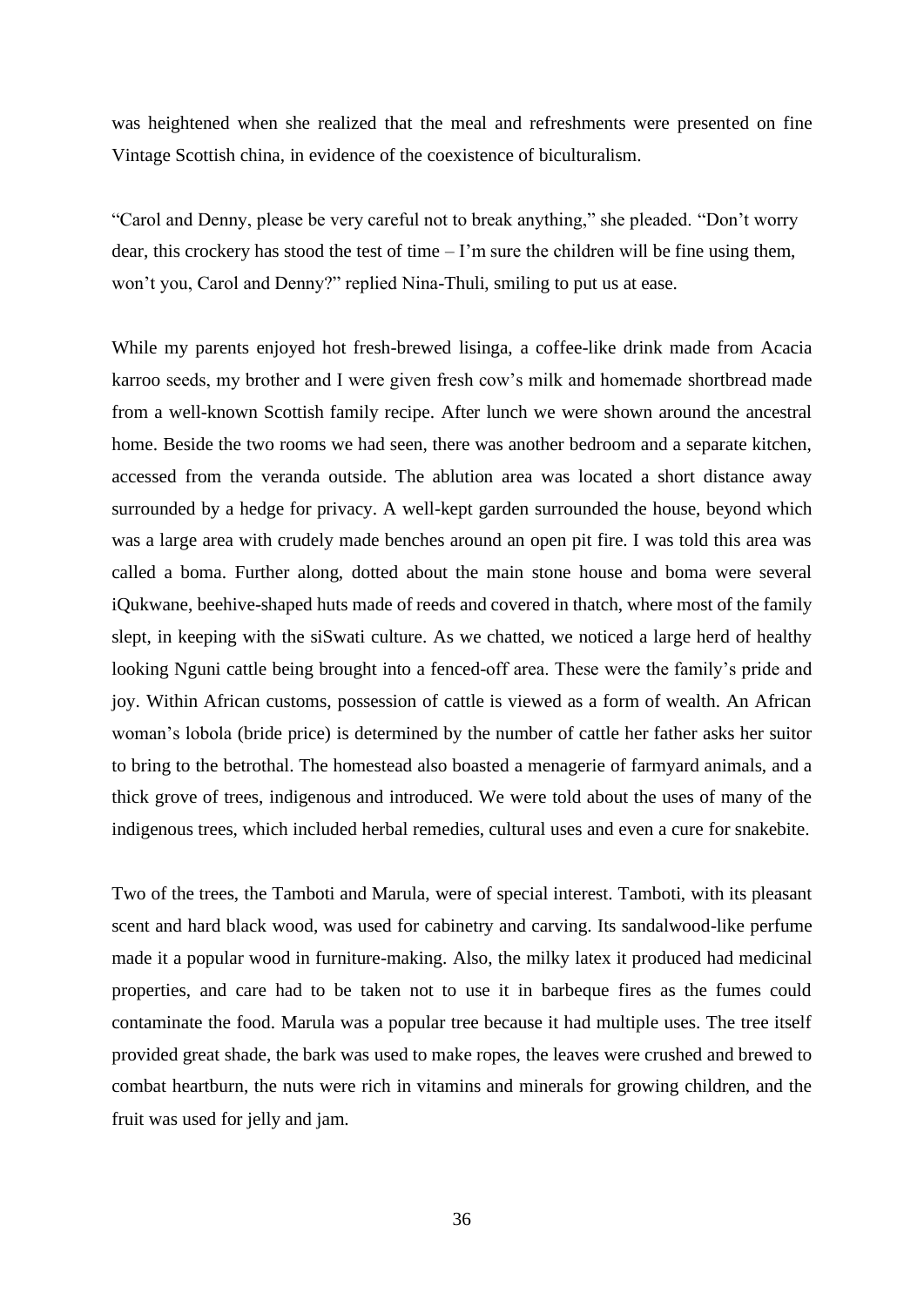was heightened when she realized that the meal and refreshments were presented on fine Vintage Scottish china, in evidence of the coexistence of biculturalism.

"Carol and Denny, please be very careful not to break anything," she pleaded. "Don't worry dear, this crockery has stood the test of time – I'm sure the children will be fine using them, won't you, Carol and Denny?" replied Nina-Thuli, smiling to put us at ease.

While my parents enjoyed hot fresh-brewed lisinga, a coffee-like drink made from Acacia karroo seeds, my brother and I were given fresh cow's milk and homemade shortbread made from a well-known Scottish family recipe. After lunch we were shown around the ancestral home. Beside the two rooms we had seen, there was another bedroom and a separate kitchen, accessed from the veranda outside. The ablution area was located a short distance away surrounded by a hedge for privacy. A well-kept garden surrounded the house, beyond which was a large area with crudely made benches around an open pit fire. I was told this area was called a boma. Further along, dotted about the main stone house and boma were several iQukwane, beehive-shaped huts made of reeds and covered in thatch, where most of the family slept, in keeping with the siSwati culture. As we chatted, we noticed a large herd of healthy looking Nguni cattle being brought into a fenced-off area. These were the family's pride and joy. Within African customs, possession of cattle is viewed as a form of wealth. An African woman's lobola (bride price) is determined by the number of cattle her father asks her suitor to bring to the betrothal. The homestead also boasted a menagerie of farmyard animals, and a thick grove of trees, indigenous and introduced. We were told about the uses of many of the indigenous trees, which included herbal remedies, cultural uses and even a cure for snakebite.

Two of the trees, the Tamboti and Marula, were of special interest. Tamboti, with its pleasant scent and hard black wood, was used for cabinetry and carving. Its sandalwood-like perfume made it a popular wood in furniture-making. Also, the milky latex it produced had medicinal properties, and care had to be taken not to use it in barbeque fires as the fumes could contaminate the food. Marula was a popular tree because it had multiple uses. The tree itself provided great shade, the bark was used to make ropes, the leaves were crushed and brewed to combat heartburn, the nuts were rich in vitamins and minerals for growing children, and the fruit was used for jelly and jam.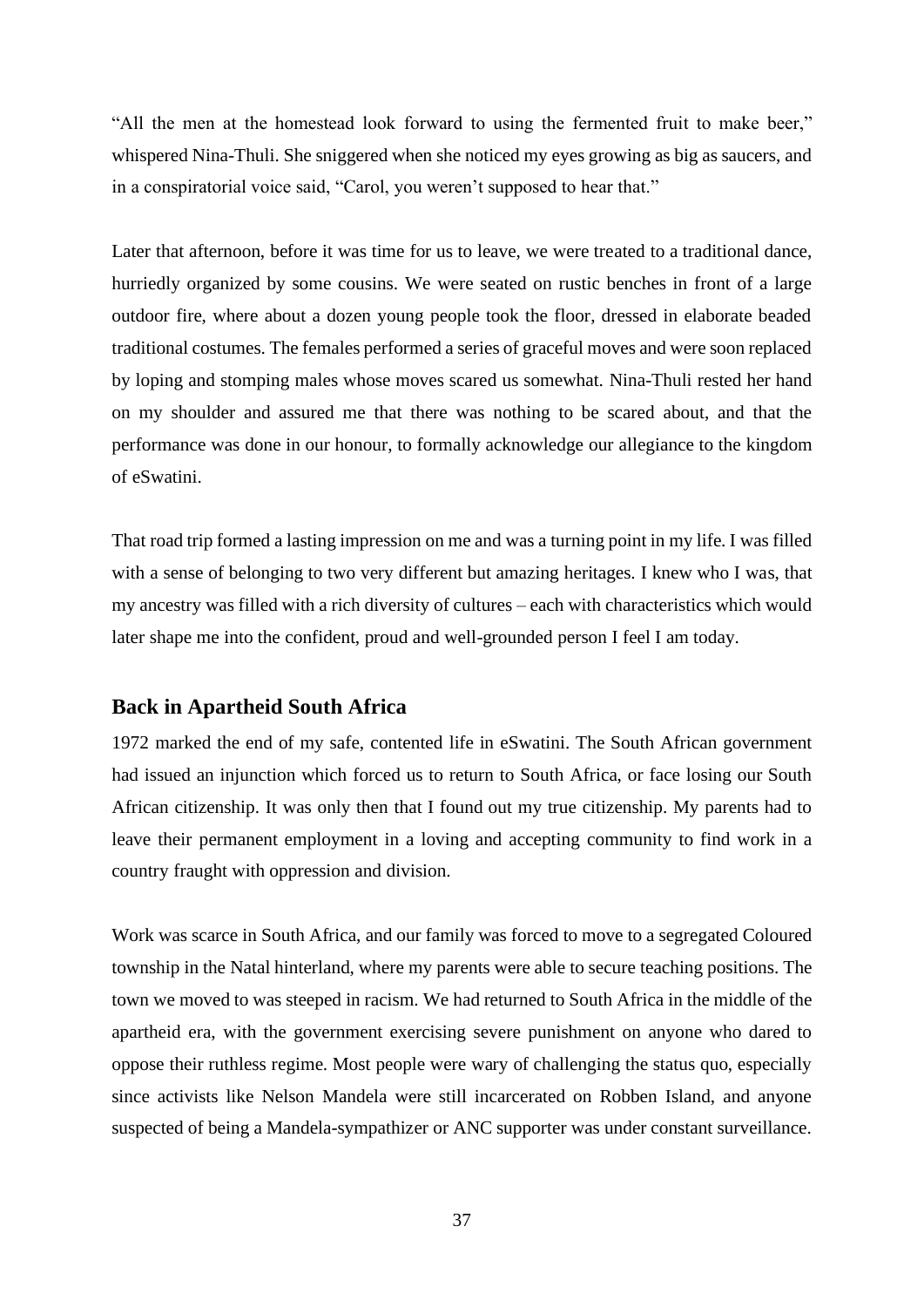"All the men at the homestead look forward to using the fermented fruit to make beer," whispered Nina-Thuli. She sniggered when she noticed my eyes growing as big as saucers, and in a conspiratorial voice said, "Carol, you weren't supposed to hear that."

Later that afternoon, before it was time for us to leave, we were treated to a traditional dance, hurriedly organized by some cousins. We were seated on rustic benches in front of a large outdoor fire, where about a dozen young people took the floor, dressed in elaborate beaded traditional costumes. The females performed a series of graceful moves and were soon replaced by loping and stomping males whose moves scared us somewhat. Nina-Thuli rested her hand on my shoulder and assured me that there was nothing to be scared about, and that the performance was done in our honour, to formally acknowledge our allegiance to the kingdom of eSwatini.

That road trip formed a lasting impression on me and was a turning point in my life. I was filled with a sense of belonging to two very different but amazing heritages. I knew who I was, that my ancestry was filled with a rich diversity of cultures – each with characteristics which would later shape me into the confident, proud and well-grounded person I feel I am today.

## Back in Apartheid South Africa

1972 marked the end of my safe, contented life in eSwatini. The South African government had issued an injunction which forced us to return to South Africa, or face losing our South African citizenship. It was only then that I found out my true citizenship. My parents had to leave their permanent employment in a loving and accepting community to find work in a country fraught with oppression and division.

Work was scarce in South Africa, and our family was forced to move to a segregated Coloured township in the Natal hinterland, where my parents were able to secure teaching positions. The town we moved to was steeped in racism. We had returned to South Africa in the middle of the apartheid era, with the government exercising severe punishment on anyone who dared to oppose their ruthless regime. Most people were wary of challenging the status quo, especially since activists like Nelson Mandela were still incarcerated on Robben Island, and anyone suspected of being a Mandela-sympathizer or ANC supporter was under constant surveillance.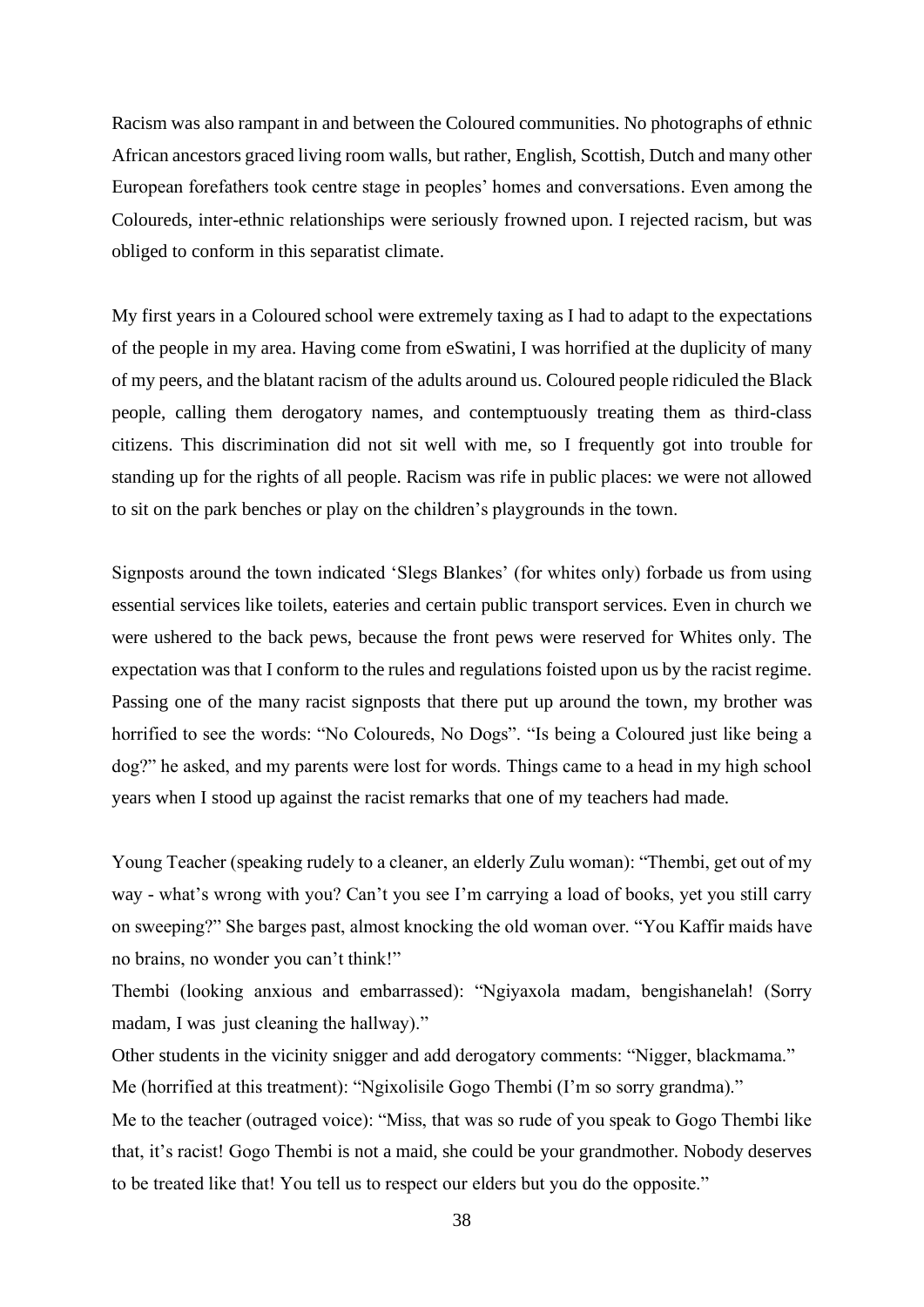Racism was also rampant in and between the Coloured communities. No photographs of ethnic African ancestors graced living room walls, but rather, English, Scottish, Dutch and many other European forefathers took centre stage in peoples' homes and conversations. Even among the Coloureds, inter-ethnic relationships were seriously frowned upon. I rejected racism, but was obliged to conform in this separatist climate.

My first years in a Coloured school were extremely taxing as I had to adapt to the expectations of the people in my area. Having come from eSwatini, I was horrified at the duplicity of many of my peers, and the blatant racism of the adults around us. Coloured people ridiculed the Black people, calling them derogatory names, and contemptuously treating them as third-class citizens. This discrimination did not sit well with me, so I frequently got into trouble for standing up for the rights of all people. Racism was rife in public places: we were not allowed to sit on the park benches or play on the children's playgrounds in the town.

Signposts around the town indicated 'Slegs Blankes' (for whites only) forbade us from using essential services like toilets, eateries and certain public transport services. Even in church we were ushered to the back pews, because the front pews were reserved for Whites only. The expectation was that I conform to the rules and regulations foisted upon us by the racist regime. Passing one of the many racist signposts that there put up around the town, my brother was horrified to see the words: "No Coloureds, No Dogs". "Is being a Coloured just like being a dog?" he asked, and my parents were lost for words. Things came to a head in my high school years when I stood up against the racist remarks that one of my teachers had made.

Young Teacher (speaking rudely to a cleaner, an elderly Zulu woman): "Thembi, get out of my way - what's wrong with you? Can't you see I'm carrying a load of books, yet you still carry on sweeping?" She barges past, almost knocking the old woman over. "You Kaffir maids have no brains, no wonder you can't think!"

Thembi (looking anxious and embarrassed): "Ngiyaxola madam, bengishanelah! (Sorry madam, I was just cleaning the hallway)."

Other students in the vicinity snigger and add derogatory comments: "Nigger, blackmama."

Me (horrified at this treatment): "Ngixolisile Gogo Thembi (I'm so sorry grandma)."

Me to the teacher (outraged voice): "Miss, that was so rude of you speak to Gogo Thembi like that, it's racist! Gogo Thembi is not a maid, she could be your grandmother. Nobody deserves to be treated like that! You tell us to respect our elders but you do the opposite."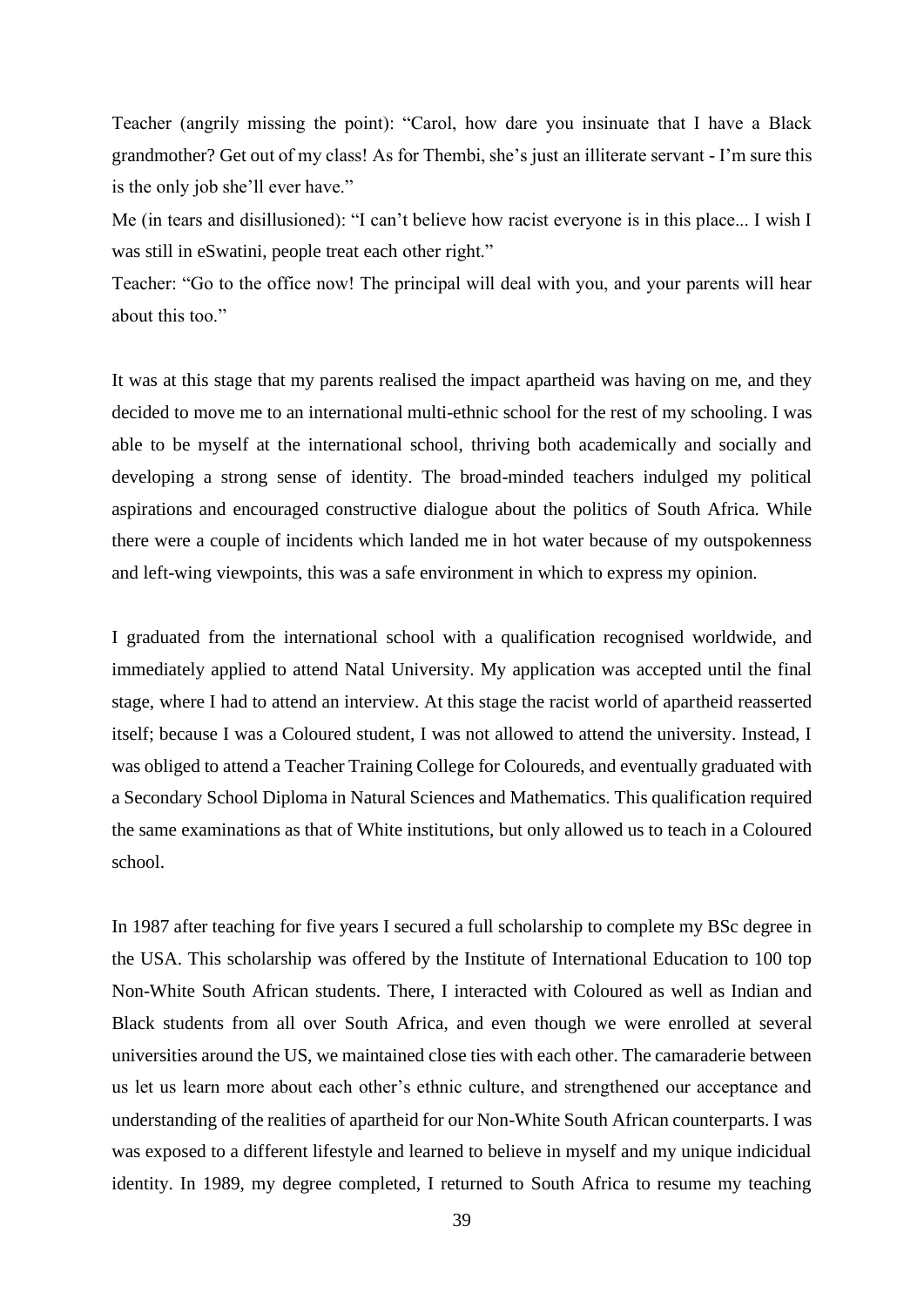Teacher (angrily missing the point): "Carol, how dare you insinuate that I have a Black grandmother? Get out of my class! As for Thembi, she's just an illiterate servant - I'm sure this is the only job she'll ever have."

Me (in tears and disillusioned): "I can't believe how racist everyone is in this place... I wish I was still in eSwatini, people treat each other right."

Teacher: "Go to the office now! The principal will deal with you, and your parents will hear about this too."

It was at this stage that my parents realised the impact apartheid was having on me, and they decided to move me to an international multi-ethnic school for the rest of my schooling. I was able to be myself at the international school, thriving both academically and socially and developing a strong sense of identity. The broad-minded teachers indulged my political aspirations and encouraged constructive dialogue about the politics of South Africa. While there were a couple of incidents which landed me in hot water because of my outspokenness and left-wing viewpoints, this was a safe environment in which to express my opinion.

I graduated from the international school with a qualification recognised worldwide, and immediately applied to attend Natal University. My application was accepted until the final stage, where I had to attend an interview. At this stage the racist world of apartheid reasserted itself; because I was a Coloured student, I was not allowed to attend the university. Instead, I was obliged to attend a Teacher Training College for Coloureds, and eventually graduated with a Secondary School Diploma in Natural Sciences and Mathematics. This qualification required the same examinations as that of White institutions, but only allowed us to teach in a Coloured school.

In 1987 after teaching for five years I secured a full scholarship to complete my BSc degree in the USA. This scholarship was offered by the Institute of International Education to 100 top Non-White South African students. There, I interacted with Coloured as well as Indian and Black students from all over South Africa, and even though we were enrolled at several universities around the US, we maintained close ties with each other. The camaraderie between us let us learn more about each other's ethnic culture, and strengthened our acceptance and understanding of the realities of apartheid for our Non-White South African counterparts. I was was exposed to a different lifestyle and learned to believe in myself and my unique indicidual identity. In 1989, my degree completed, I returned to South Africa to resume my teaching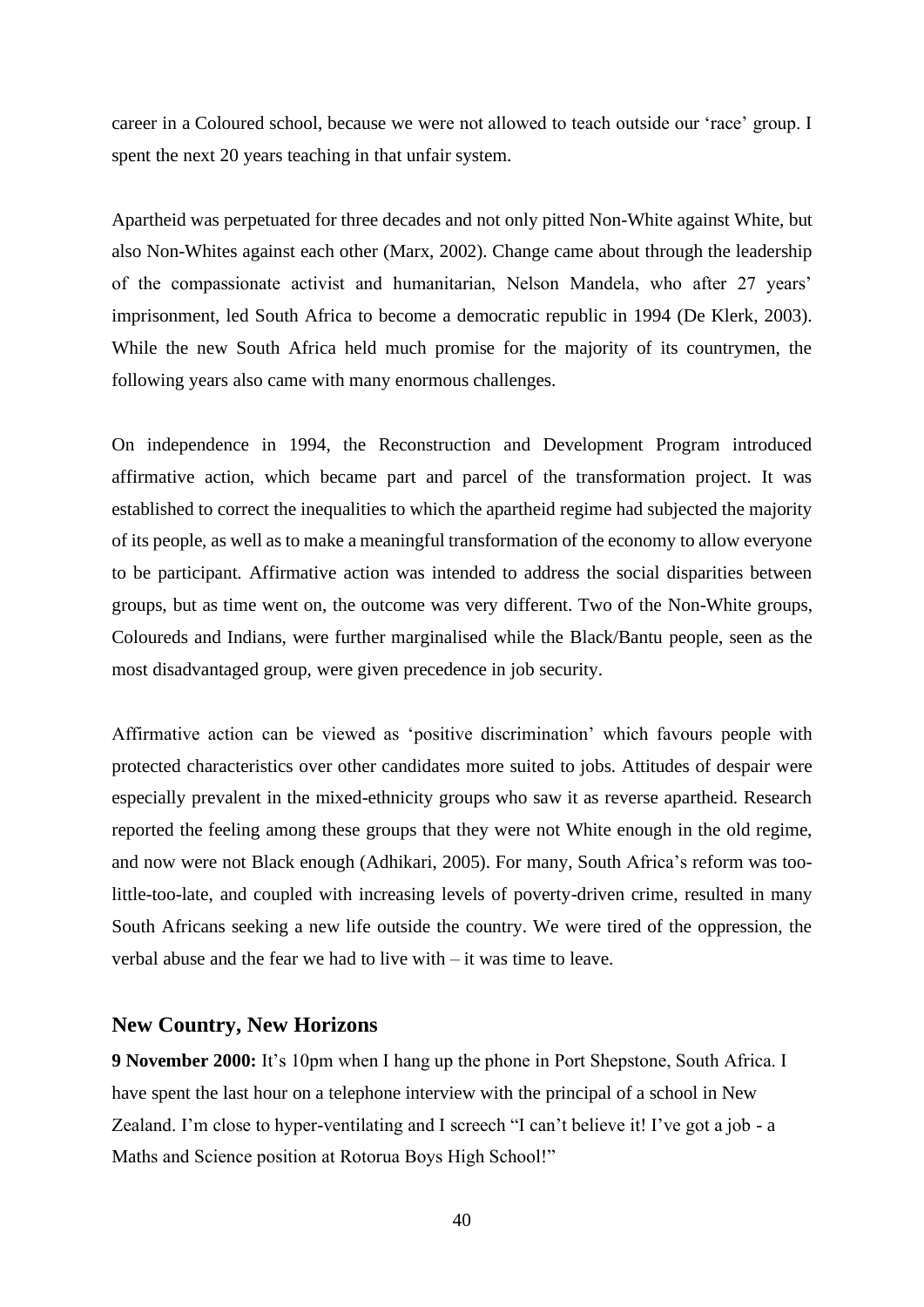career in a Coloured school, because we were not allowed to teach outside our 'race' group. I spent the next 20 years teaching in that unfair system.

Apartheid was perpetuated for three decades and not only pitted Non-White against White, but also Non-Whites against each other (Marx, 2002). Change came about through the leadership of the compassionate activist and humanitarian, Nelson Mandela, who after 27 years' imprisonment, led South Africa to become a democratic republic in 1994 (De Klerk, 2003). While the new South Africa held much promise for the majority of its countrymen, the following years also came with many enormous challenges.

On independence in 1994, the Reconstruction and Development Program introduced affirmative action, which became part and parcel of the transformation project. It was established to correct the inequalities to which the apartheid regime had subjected the majority of its people, as well as to make a meaningful transformation of the economy to allow everyone to be participant. Affirmative action was intended to address the social disparities between groups, but as time went on, the outcome was very different. Two of the Non-White groups, Coloureds and Indians, were further marginalised while the Black/Bantu people, seen as the most disadvantaged group, were given precedence in job security.

Affirmative action can be viewed as 'positive discrimination' which favours people with protected characteristics over other candidates more suited to jobs. Attitudes of despair were especially prevalent in the mixed-ethnicity groups who saw it as reverse apartheid. Research reported the feeling among these groups that they were not White enough in the old regime, and now were not Black enough (Adhikari, 2005). For many, South Africa's reform was too-little-too-late, and coupled with increasing levels of poverty-driven crime, resulted in many South Africans seeking a new life outside the country. We were tired of the oppression, the verbal abuse and the fear we had to live with – it was time to leave.

## New Country, New Horizons

**9 November 2000:** It's 10pm when I hang up the phone in Port Shepstone, South Africa. I have spent the last hour on a telephone interview with the principal of a school in New Zealand. I'm close to hyper-ventilating and I screech "I can't believe it! I've got a job - a Maths and Science position at Rotorua Boys High School!"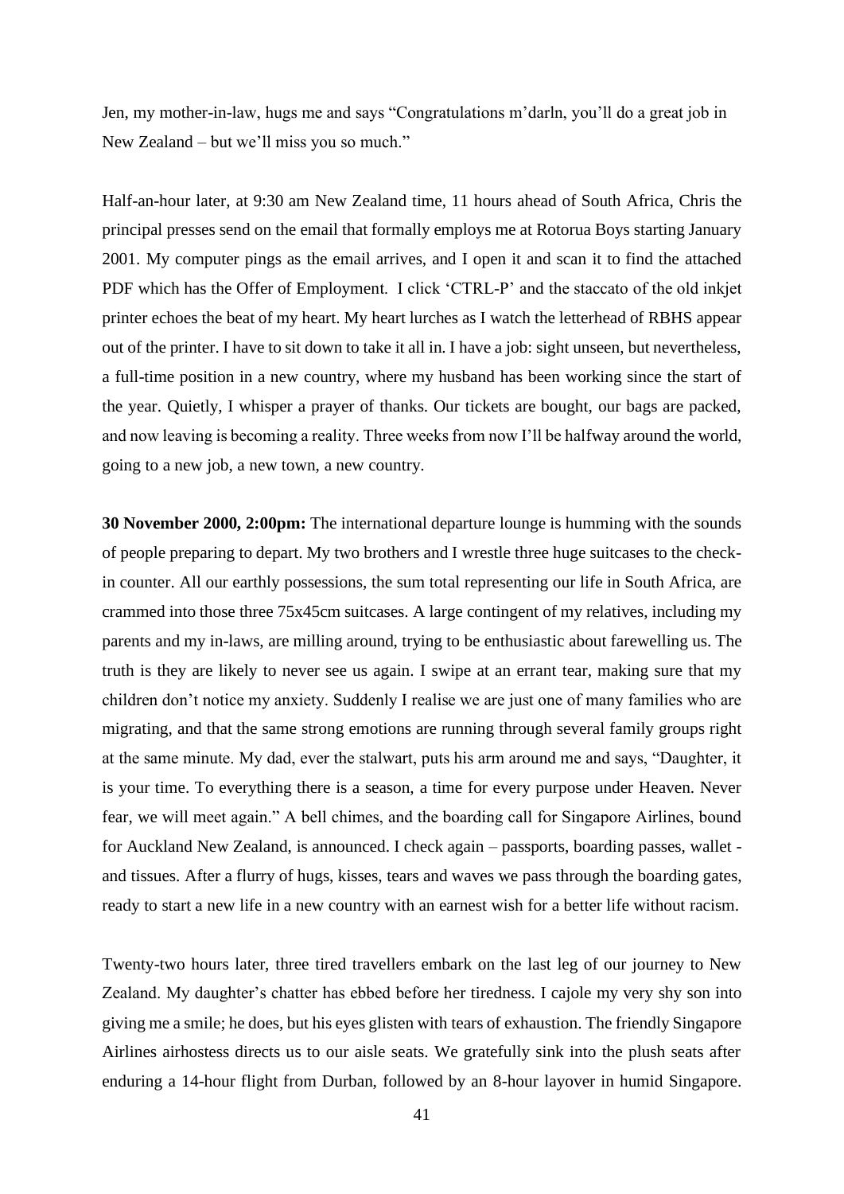Jen, my mother-in-law, hugs me and says "Congratulations m'darln, you'll do a great job in New Zealand – but we'll miss you so much."

Half-an-hour later, at 9:30 am New Zealand time, 11 hours ahead of South Africa, Chris the principal presses send on the email that formally employs me at Rotorua Boys starting January 2001. My computer pings as the email arrives, and I open it and scan it to find the attached PDF which has the Offer of Employment. I click 'CTRL-P' and the staccato of the old inkjet printer echoes the beat of my heart. My heart lurches as I watch the letterhead of RBHS appear out of the printer. I have to sit down to take it all in. I have a job: sight unseen, but nevertheless, a full-time position in a new country, where my husband has been working since the start of the year. Quietly, I whisper a prayer of thanks. Our tickets are bought, our bags are packed, and now leaving is becoming a reality. Three weeks from now I'll be halfway around the world, going to a new job, a new town, a new country.

**30 November 2000, 2:00pm:** The international departure lounge is humming with the sounds of people preparing to depart. My two brothers and I wrestle three huge suitcases to the check-in counter. All our earthly possessions, the sum total representing our life in South Africa, are crammed into those three 75x45cm suitcases. A large contingent of my relatives, including my parents and my in-laws, are milling around, trying to be enthusiastic about farewelling us. The truth is they are likely to never see us again. I swipe at an errant tear, making sure that my children don't notice my anxiety. Suddenly I realise we are just one of many families who are migrating, and that the same strong emotions are running through several family groups right at the same minute. My dad, ever the stalwart, puts his arm around me and says, "Daughter, it is your time. To everything there is a season, a time for every purpose under Heaven. Never fear, we will meet again." A bell chimes, and the boarding call for Singapore Airlines, bound for Auckland New Zealand, is announced. I check again – passports, boarding passes, wallet - and tissues. After a flurry of hugs, kisses, tears and waves we pass through the boarding gates, ready to start a new life in a new country with an earnest wish for a better life without racism.

Twenty-two hours later, three tired travellers embark on the last leg of our journey to New Zealand. My daughter's chatter has ebbed before her tiredness. I cajole my very shy son into giving me a smile; he does, but his eyes glisten with tears of exhaustion. The friendly Singapore Airlines airhostess directs us to our aisle seats. We gratefully sink into the plush seats after enduring a 14-hour flight from Durban, followed by an 8-hour layover in humid Singapore.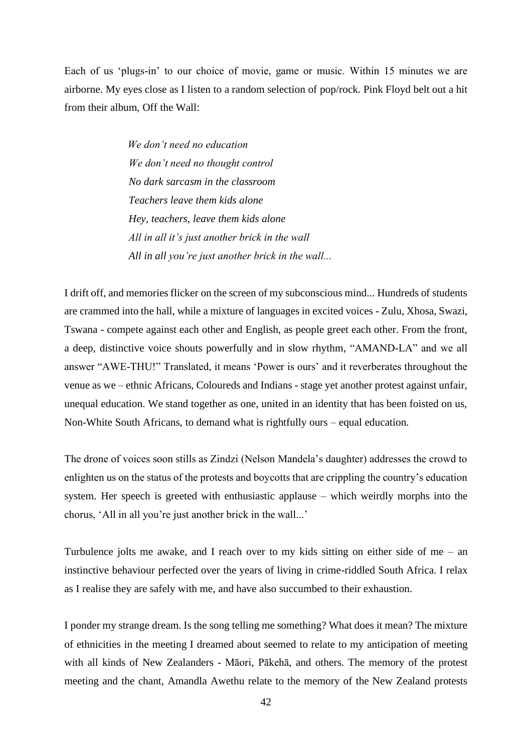Each of us 'plugs-in' to our choice of movie, game or music. Within 15 minutes we are airborne. My eyes close as I listen to a random selection of pop/rock. Pink Floyd belt out a hit from their album, Off the Wall:

> *We don't need no education*
> *We don't need no thought control*
> *No dark sarcasm in the classroom*
> *Teachers leave them kids alone*
> *Hey, teachers, leave them kids alone*
> *All in all it's just another brick in the wall*
> *All in all you're just another brick in the wall...*

I drift off, and memories flicker on the screen of my subconscious mind... Hundreds of students are crammed into the hall, while a mixture of languages in excited voices - Zulu, Xhosa, Swazi, Tswana - compete against each other and English, as people greet each other. From the front, a deep, distinctive voice shouts powerfully and in slow rhythm, "AMAND-LA" and we all answer "AWE-THU!" Translated, it means 'Power is ours' and it reverberates throughout the venue as we – ethnic Africans, Coloureds and Indians - stage yet another protest against unfair, unequal education. We stand together as one, united in an identity that has been foisted on us, Non-White South Africans, to demand what is rightfully ours – equal education.

The drone of voices soon stills as Zindzi (Nelson Mandela's daughter) addresses the crowd to enlighten us on the status of the protests and boycotts that are crippling the country's education system. Her speech is greeted with enthusiastic applause – which weirdly morphs into the chorus, 'All in all you're just another brick in the wall...'

Turbulence jolts me awake, and I reach over to my kids sitting on either side of me – an instinctive behaviour perfected over the years of living in crime-riddled South Africa. I relax as I realise they are safely with me, and have also succumbed to their exhaustion.

I ponder my strange dream. Is the song telling me something? What does it mean? The mixture of ethnicities in the meeting I dreamed about seemed to relate to my anticipation of meeting with all kinds of New Zealanders - Māori, Pākehā, and others. The memory of the protest meeting and the chant, Amandla Awethu relate to the memory of the New Zealand protests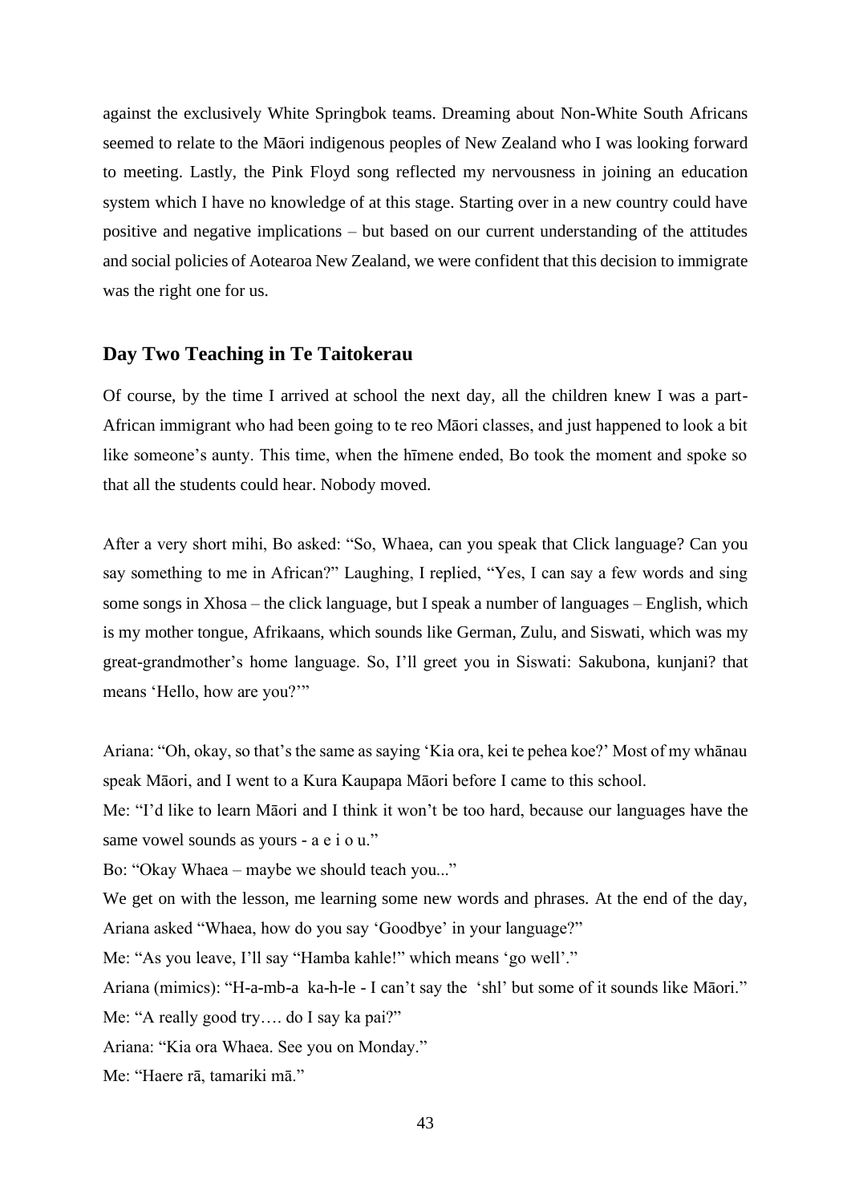against the exclusively White Springbok teams. Dreaming about Non-White South Africans seemed to relate to the Māori indigenous peoples of New Zealand who I was looking forward to meeting. Lastly, the Pink Floyd song reflected my nervousness in joining an education system which I have no knowledge of at this stage. Starting over in a new country could have positive and negative implications – but based on our current understanding of the attitudes and social policies of Aotearoa New Zealand, we were confident that this decision to immigrate was the right one for us.

## Day Two Teaching in Te Taitokerau

Of course, by the time I arrived at school the next day, all the children knew I was a part-African immigrant who had been going to te reo Māori classes, and just happened to look a bit like someone's aunty. This time, when the hīmene ended, Bo took the moment and spoke so that all the students could hear. Nobody moved.

After a very short mihi, Bo asked: "So, Whaea, can you speak that Click language? Can you say something to me in African?" Laughing, I replied, "Yes, I can say a few words and sing some songs in Xhosa – the click language, but I speak a number of languages – English, which is my mother tongue, Afrikaans, which sounds like German, Zulu, and Siswati, which was my great-grandmother's home language. So, I'll greet you in Siswati: Sakubona, kunjani? that means 'Hello, how are you?'"

Ariana: "Oh, okay, so that's the same as saying 'Kia ora, kei te pehea koe?' Most of my whānau speak Māori, and I went to a Kura Kaupapa Māori before I came to this school.
Me: "I'd like to learn Māori and I think it won't be too hard, because our languages have the same vowel sounds as yours - a e i o u."
Bo: "Okay Whaea – maybe we should teach you..."
We get on with the lesson, me learning some new words and phrases. At the end of the day, Ariana asked "Whaea, how do you say 'Goodbye' in your language?"
Me: "As you leave, I'll say "Hamba kahle!" which means 'go well'."
Ariana (mimics): "H-a-mb-a ka-h-le - I can't say the 'shl' but some of it sounds like Māori."
Me: "A really good try…. do I say ka pai?"
Ariana: "Kia ora Whaea. See you on Monday."
Me: "Haere rā, tamariki mā."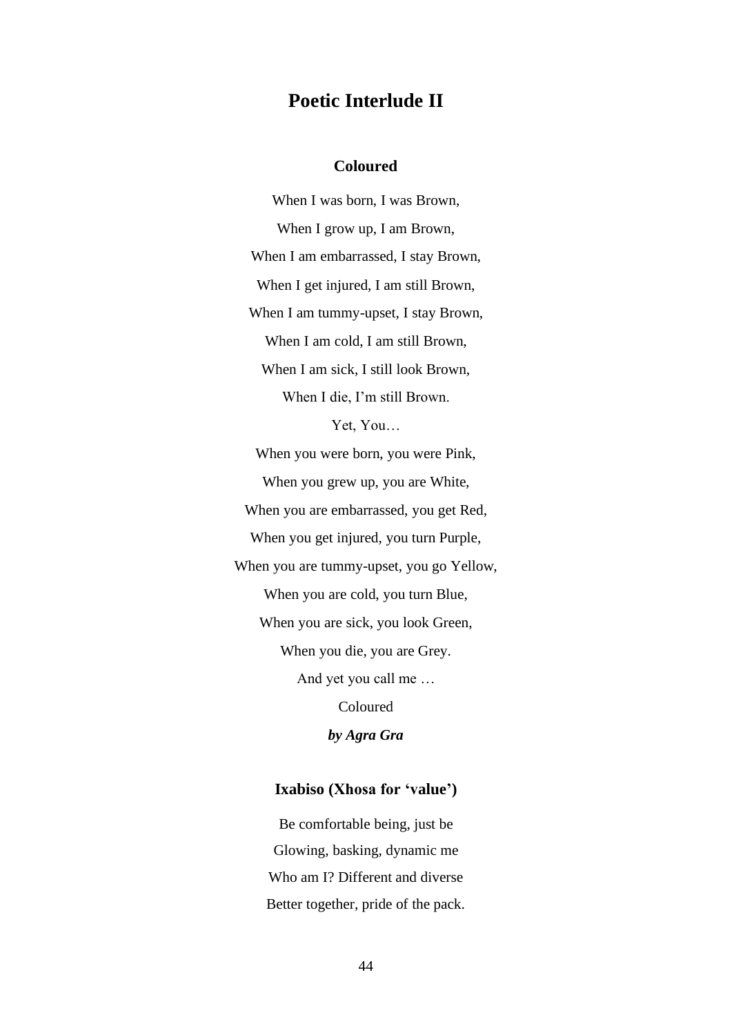# Poetic Interlude II

### Coloured

When I was born, I was Brown,

When I grow up, I am Brown,

When I am embarrassed, I stay Brown,

When I get injured, I am still Brown,

When I am tummy-upset, I stay Brown,

When I am cold, I am still Brown,

When I am sick, I still look Brown,

When I die, I'm still Brown.

Yet, You…

When you were born, you were Pink,

When you grew up, you are White,

When you are embarrassed, you get Red,

When you get injured, you turn Purple,

When you are tummy-upset, you go Yellow,

When you are cold, you turn Blue,

When you are sick, you look Green,

When you die, you are Grey.

And yet you call me …

Coloured

***by Agra Gra***

### Ixabiso (Xhosa for 'value')

Be comfortable being, just be

Glowing, basking, dynamic me

Who am I? Different and diverse

Better together, pride of the pack.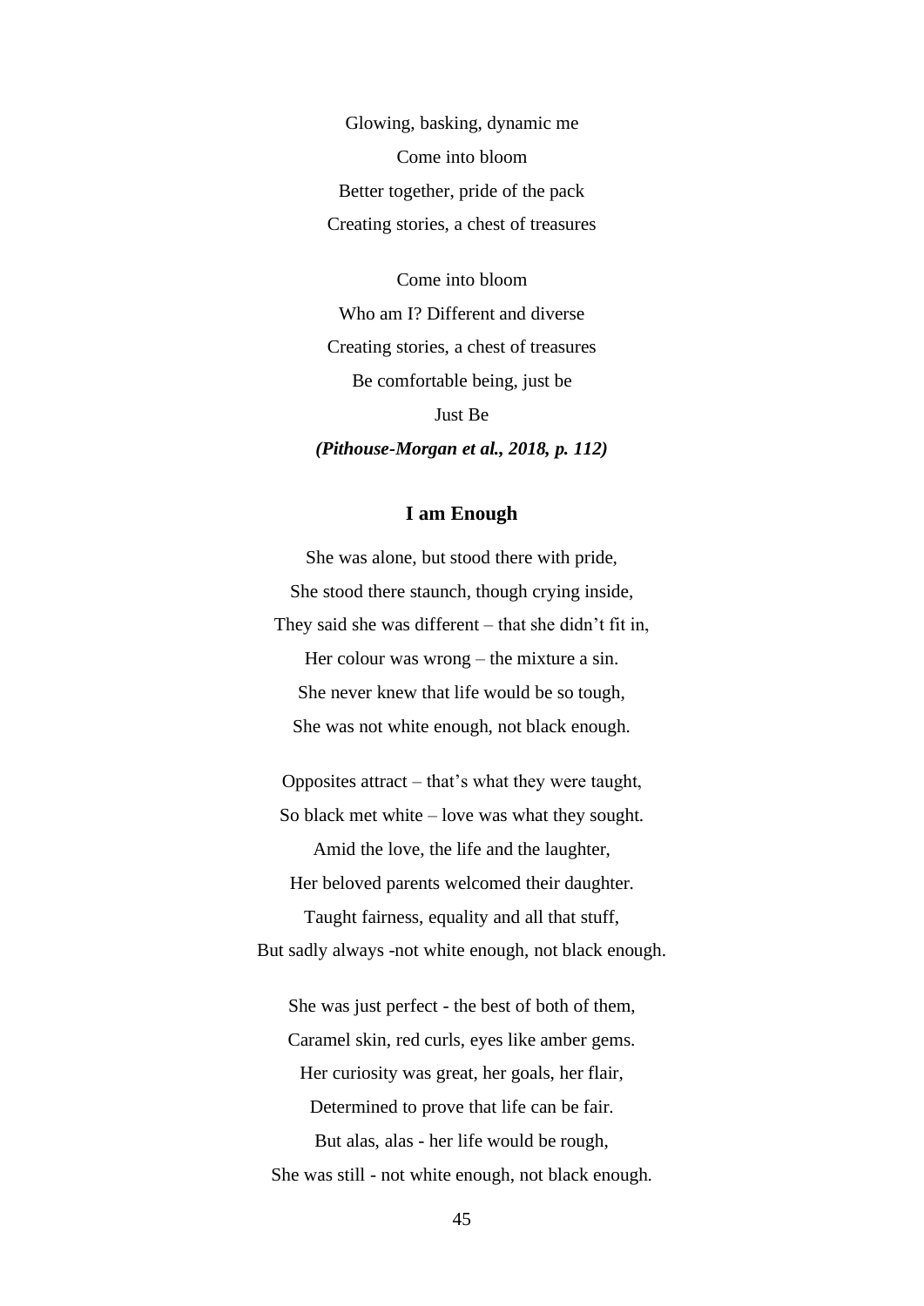Glowing, basking, dynamic me
Come into bloom
Better together, pride of the pack
Creating stories, a chest of treasures

Come into bloom
Who am I? Different and diverse
Creating stories, a chest of treasures
Be comfortable being, just be
Just Be
***(Pithouse-Morgan et al., 2018, p. 112)***

### I am Enough

She was alone, but stood there with pride,
She stood there staunch, though crying inside,
They said she was different – that she didn't fit in,
Her colour was wrong – the mixture a sin.
She never knew that life would be so tough,
She was not white enough, not black enough.

Opposites attract – that's what they were taught,
So black met white – love was what they sought.
Amid the love, the life and the laughter,
Her beloved parents welcomed their daughter.
Taught fairness, equality and all that stuff,
But sadly always -not white enough, not black enough.

She was just perfect - the best of both of them,
Caramel skin, red curls, eyes like amber gems.
Her curiosity was great, her goals, her flair,
Determined to prove that life can be fair.
But alas, alas - her life would be rough,
She was still - not white enough, not black enough.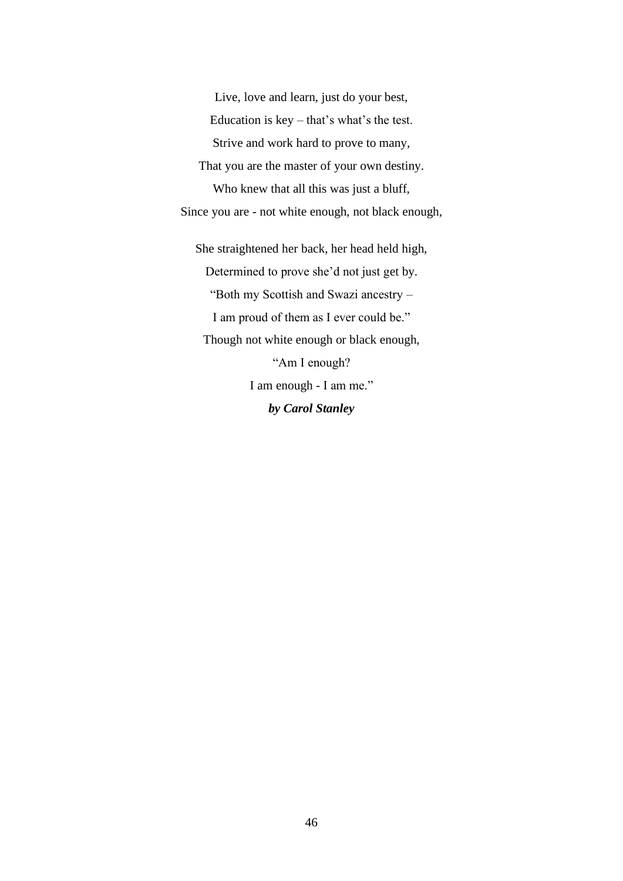Live, love and learn, just do your best,  
Education is key – that's what's the test.  
Strive and work hard to prove to many,  
That you are the master of your own destiny.  
Who knew that all this was just a bluff,  
Since you are - not white enough, not black enough,

She straightened her back, her head held high,  
Determined to prove she'd not just get by.  
"Both my Scottish and Swazi ancestry –  
I am proud of them as I ever could be."  
Though not white enough or black enough,  
"Am I enough?  
I am enough - I am me."

***by Carol Stanley***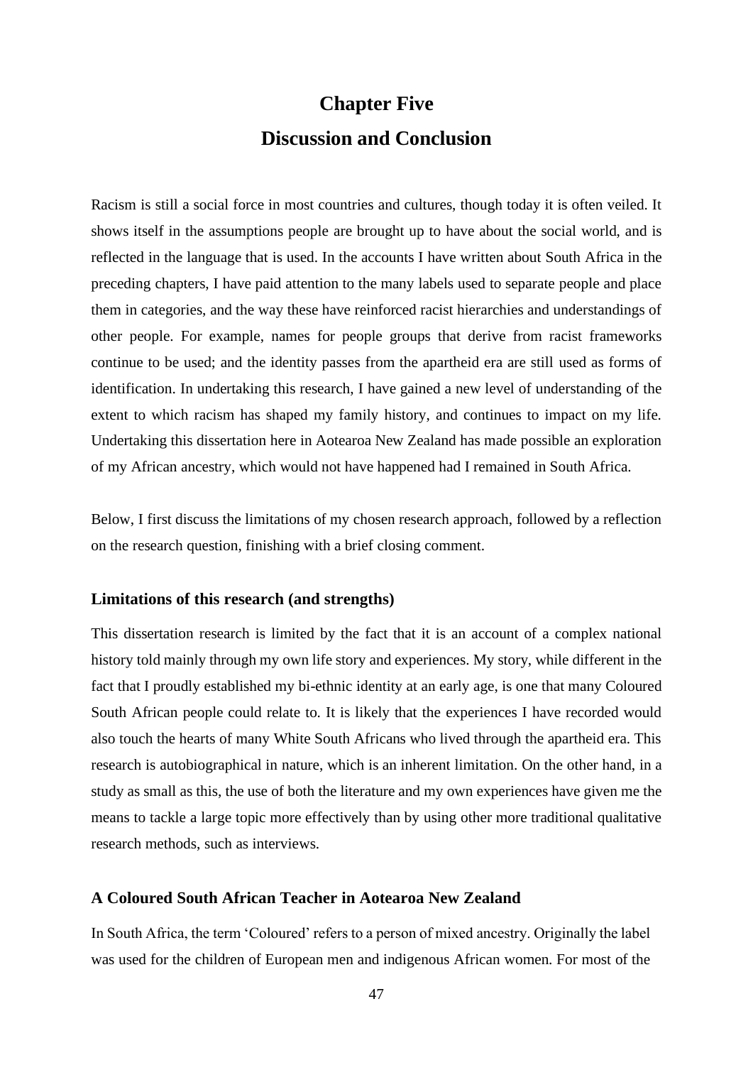# Chapter Five
# Discussion and Conclusion

Racism is still a social force in most countries and cultures, though today it is often veiled. It shows itself in the assumptions people are brought up to have about the social world, and is reflected in the language that is used. In the accounts I have written about South Africa in the preceding chapters, I have paid attention to the many labels used to separate people and place them in categories, and the way these have reinforced racist hierarchies and understandings of other people. For example, names for people groups that derive from racist frameworks continue to be used; and the identity passes from the apartheid era are still used as forms of identification. In undertaking this research, I have gained a new level of understanding of the extent to which racism has shaped my family history, and continues to impact on my life. Undertaking this dissertation here in Aotearoa New Zealand has made possible an exploration of my African ancestry, which would not have happened had I remained in South Africa.

Below, I first discuss the limitations of my chosen research approach, followed by a reflection on the research question, finishing with a brief closing comment.

### Limitations of this research (and strengths)

This dissertation research is limited by the fact that it is an account of a complex national history told mainly through my own life story and experiences. My story, while different in the fact that I proudly established my bi-ethnic identity at an early age, is one that many Coloured South African people could relate to. It is likely that the experiences I have recorded would also touch the hearts of many White South Africans who lived through the apartheid era. This research is autobiographical in nature, which is an inherent limitation. On the other hand, in a study as small as this, the use of both the literature and my own experiences have given me the means to tackle a large topic more effectively than by using other more traditional qualitative research methods, such as interviews.

### A Coloured South African Teacher in Aotearoa New Zealand

In South Africa, the term 'Coloured' refers to a person of mixed ancestry. Originally the label was used for the children of European men and indigenous African women. For most of the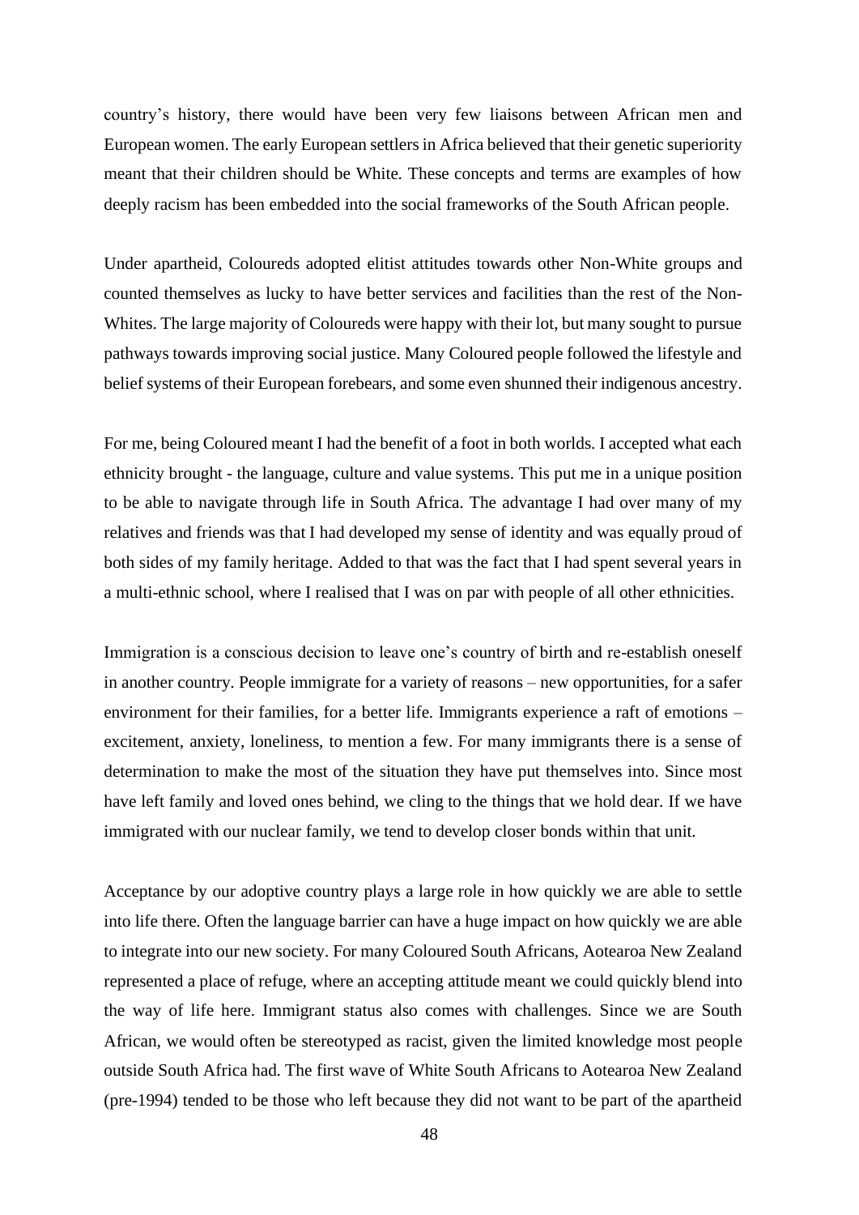country's history, there would have been very few liaisons between African men and European women. The early European settlers in Africa believed that their genetic superiority meant that their children should be White. These concepts and terms are examples of how deeply racism has been embedded into the social frameworks of the South African people.

Under apartheid, Coloureds adopted elitist attitudes towards other Non-White groups and counted themselves as lucky to have better services and facilities than the rest of the Non-Whites. The large majority of Coloureds were happy with their lot, but many sought to pursue pathways towards improving social justice. Many Coloured people followed the lifestyle and belief systems of their European forebears, and some even shunned their indigenous ancestry.

For me, being Coloured meant I had the benefit of a foot in both worlds. I accepted what each ethnicity brought - the language, culture and value systems. This put me in a unique position to be able to navigate through life in South Africa. The advantage I had over many of my relatives and friends was that I had developed my sense of identity and was equally proud of both sides of my family heritage. Added to that was the fact that I had spent several years in a multi-ethnic school, where I realised that I was on par with people of all other ethnicities.

Immigration is a conscious decision to leave one's country of birth and re-establish oneself in another country. People immigrate for a variety of reasons – new opportunities, for a safer environment for their families, for a better life. Immigrants experience a raft of emotions – excitement, anxiety, loneliness, to mention a few. For many immigrants there is a sense of determination to make the most of the situation they have put themselves into. Since most have left family and loved ones behind, we cling to the things that we hold dear. If we have immigrated with our nuclear family, we tend to develop closer bonds within that unit.

Acceptance by our adoptive country plays a large role in how quickly we are able to settle into life there. Often the language barrier can have a huge impact on how quickly we are able to integrate into our new society. For many Coloured South Africans, Aotearoa New Zealand represented a place of refuge, where an accepting attitude meant we could quickly blend into the way of life here. Immigrant status also comes with challenges. Since we are South African, we would often be stereotyped as racist, given the limited knowledge most people outside South Africa had. The first wave of White South Africans to Aotearoa New Zealand (pre-1994) tended to be those who left because they did not want to be part of the apartheid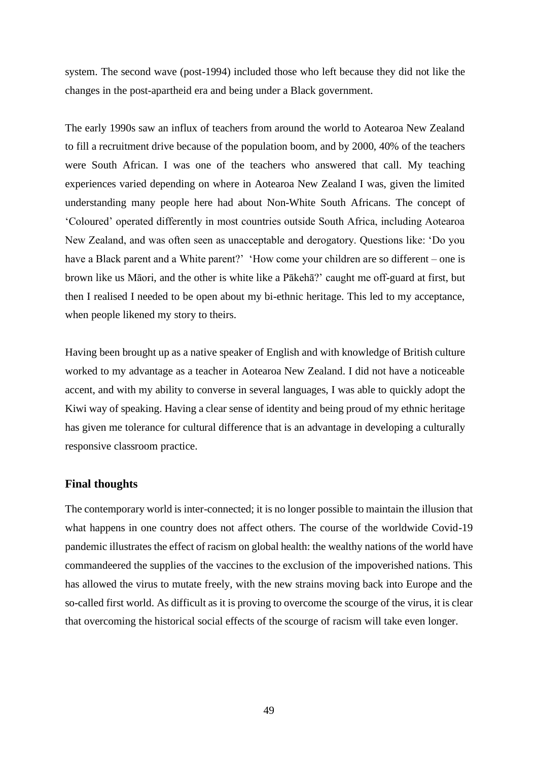system. The second wave (post-1994) included those who left because they did not like the changes in the post-apartheid era and being under a Black government.

The early 1990s saw an influx of teachers from around the world to Aotearoa New Zealand to fill a recruitment drive because of the population boom, and by 2000, 40% of the teachers were South African. I was one of the teachers who answered that call. My teaching experiences varied depending on where in Aotearoa New Zealand I was, given the limited understanding many people here had about Non-White South Africans. The concept of 'Coloured' operated differently in most countries outside South Africa, including Aotearoa New Zealand, and was often seen as unacceptable and derogatory. Questions like: 'Do you have a Black parent and a White parent?' 'How come your children are so different – one is brown like us Māori, and the other is white like a Pākehā?' caught me off-guard at first, but then I realised I needed to be open about my bi-ethnic heritage. This led to my acceptance, when people likened my story to theirs.

Having been brought up as a native speaker of English and with knowledge of British culture worked to my advantage as a teacher in Aotearoa New Zealand. I did not have a noticeable accent, and with my ability to converse in several languages, I was able to quickly adopt the Kiwi way of speaking. Having a clear sense of identity and being proud of my ethnic heritage has given me tolerance for cultural difference that is an advantage in developing a culturally responsive classroom practice.

### Final thoughts

The contemporary world is inter-connected; it is no longer possible to maintain the illusion that what happens in one country does not affect others. The course of the worldwide Covid-19 pandemic illustrates the effect of racism on global health: the wealthy nations of the world have commandeered the supplies of the vaccines to the exclusion of the impoverished nations. This has allowed the virus to mutate freely, with the new strains moving back into Europe and the so-called first world. As difficult as it is proving to overcome the scourge of the virus, it is clear that overcoming the historical social effects of the scourge of racism will take even longer.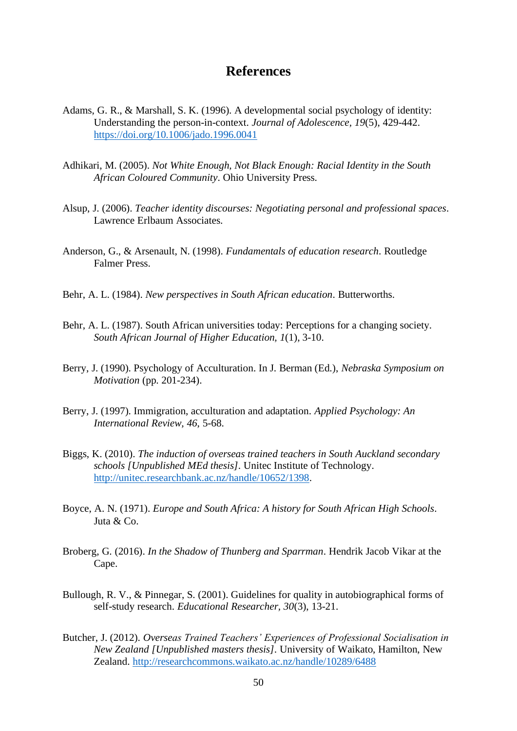# References

Adams, G. R., & Marshall, S. K. (1996). A developmental social psychology of identity: Understanding the person-in-context. *Journal of Adolescence, 19*(5), 429-442. https://doi.org/10.1006/jado.1996.0041

Adhikari, M. (2005). *Not White Enough, Not Black Enough: Racial Identity in the South African Coloured Community*. Ohio University Press.

Alsup, J. (2006). *Teacher identity discourses: Negotiating personal and professional spaces*. Lawrence Erlbaum Associates.

Anderson, G., & Arsenault, N. (1998). *Fundamentals of education research*. Routledge Falmer Press.

Behr, A. L. (1984). *New perspectives in South African education*. Butterworths.

Behr, A. L. (1987). South African universities today: Perceptions for a changing society. *South African Journal of Higher Education, 1*(1), 3-10.

Berry, J. (1990). Psychology of Acculturation. In J. Berman (Ed.), *Nebraska Symposium on Motivation* (pp. 201-234).

Berry, J. (1997). Immigration, acculturation and adaptation. *Applied Psychology: An International Review, 46,* 5-68.

Biggs, K. (2010). *The induction of overseas trained teachers in South Auckland secondary schools [Unpublished MEd thesis]*. Unitec Institute of Technology. http://unitec.researchbank.ac.nz/handle/10652/1398.

Boyce, A. N. (1971). *Europe and South Africa: A history for South African High Schools*. Juta & Co.

Broberg, G. (2016). *In the Shadow of Thunberg and Sparrman*. Hendrik Jacob Vikar at the Cape.

Bullough, R. V., & Pinnegar, S. (2001). Guidelines for quality in autobiographical forms of self-study research. *Educational Researcher, 30*(3), 13-21.

Butcher, J. (2012). *Overseas Trained Teachers' Experiences of Professional Socialisation in New Zealand [Unpublished masters thesis]*. University of Waikato, Hamilton, New Zealand. http://researchcommons.waikato.ac.nz/handle/10289/6488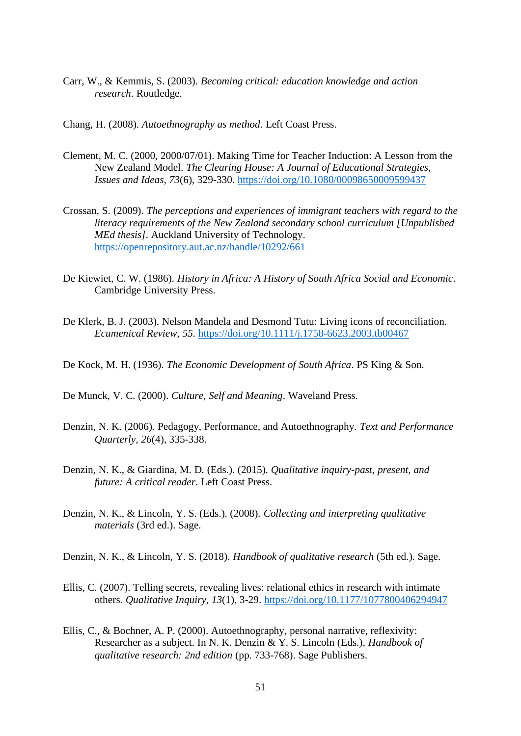Carr, W., & Kemmis, S. (2003). *Becoming critical: education knowledge and action research*. Routledge.

Chang, H. (2008). *Autoethnography as method*. Left Coast Press.

Clement, M. C. (2000, 2000/07/01). Making Time for Teacher Induction: A Lesson from the New Zealand Model. *The Clearing House: A Journal of Educational Strategies, Issues and Ideas, 73*(6), 329-330. https://doi.org/10.1080/00098650009599437

Crossan, S. (2009). *The perceptions and experiences of immigrant teachers with regard to the literacy requirements of the New Zealand secondary school curriculum [Unpublished MEd thesis]*. Auckland University of Technology. https://openrepository.aut.ac.nz/handle/10292/661

De Kiewiet, C. W. (1986). *History in Africa: A History of South Africa Social and Economic*. Cambridge University Press.

De Klerk, B. J. (2003). Nelson Mandela and Desmond Tutu: Living icons of reconciliation. *Ecumenical Review, 55*. https://doi.org/10.1111/j.1758-6623.2003.tb00467

De Kock, M. H. (1936). *The Economic Development of South Africa*. PS King & Son.

De Munck, V. C. (2000). *Culture, Self and Meaning*. Waveland Press.

Denzin, N. K. (2006). Pedagogy, Performance, and Autoethnography. *Text and Performance Quarterly, 26*(4), 335-338.

Denzin, N. K., & Giardina, M. D. (Eds.). (2015). *Qualitative inquiry-past, present, and future: A critical reader*. Left Coast Press.

Denzin, N. K., & Lincoln, Y. S. (Eds.). (2008). *Collecting and interpreting qualitative materials* (3rd ed.). Sage.

Denzin, N. K., & Lincoln, Y. S. (2018). *Handbook of qualitative research* (5th ed.). Sage.

Ellis, C. (2007). Telling secrets, revealing lives: relational ethics in research with intimate others. *Qualitative Inquiry, 13*(1), 3-29. https://doi.org/10.1177/1077800406294947

Ellis, C., & Bochner, A. P. (2000). Autoethnography, personal narrative, reflexivity: Researcher as a subject. In N. K. Denzin & Y. S. Lincoln (Eds.), *Handbook of qualitative research: 2nd edition* (pp. 733-768). Sage Publishers.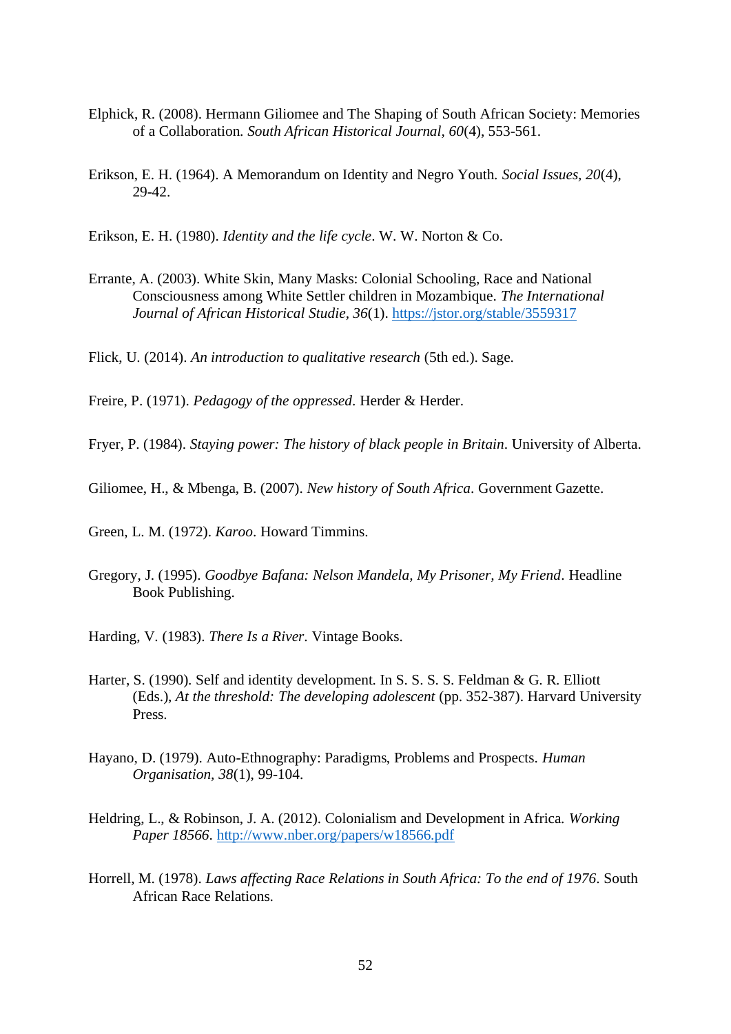Elphick, R. (2008). Hermann Giliomee and The Shaping of South African Society: Memories of a Collaboration. *South African Historical Journal, 60*(4), 553-561.

Erikson, E. H. (1964). A Memorandum on Identity and Negro Youth. *Social Issues, 20*(4), 29-42.

Erikson, E. H. (1980). *Identity and the life cycle*. W. W. Norton & Co.

Errante, A. (2003). White Skin, Many Masks: Colonial Schooling, Race and National Consciousness among White Settler children in Mozambique. *The International Journal of African Historical Studie, 36*(1). https://jstor.org/stable/3559317

Flick, U. (2014). *An introduction to qualitative research* (5th ed.). Sage.

Freire, P. (1971). *Pedagogy of the oppressed*. Herder & Herder.

Fryer, P. (1984). *Staying power: The history of black people in Britain*. University of Alberta.

Giliomee, H., & Mbenga, B. (2007). *New history of South Africa*. Government Gazette.

Green, L. M. (1972). *Karoo*. Howard Timmins.

Gregory, J. (1995). *Goodbye Bafana: Nelson Mandela, My Prisoner, My Friend*. Headline Book Publishing.

Harding, V. (1983). *There Is a River*. Vintage Books.

Harter, S. (1990). Self and identity development. In S. S. S. S. Feldman & G. R. Elliott (Eds.), *At the threshold: The developing adolescent* (pp. 352-387). Harvard University Press.

Hayano, D. (1979). Auto-Ethnography: Paradigms, Problems and Prospects. *Human Organisation, 38*(1), 99-104.

Heldring, L., & Robinson, J. A. (2012). Colonialism and Development in Africa. *Working Paper 18566*. http://www.nber.org/papers/w18566.pdf

Horrell, M. (1978). *Laws affecting Race Relations in South Africa: To the end of 1976*. South African Race Relations.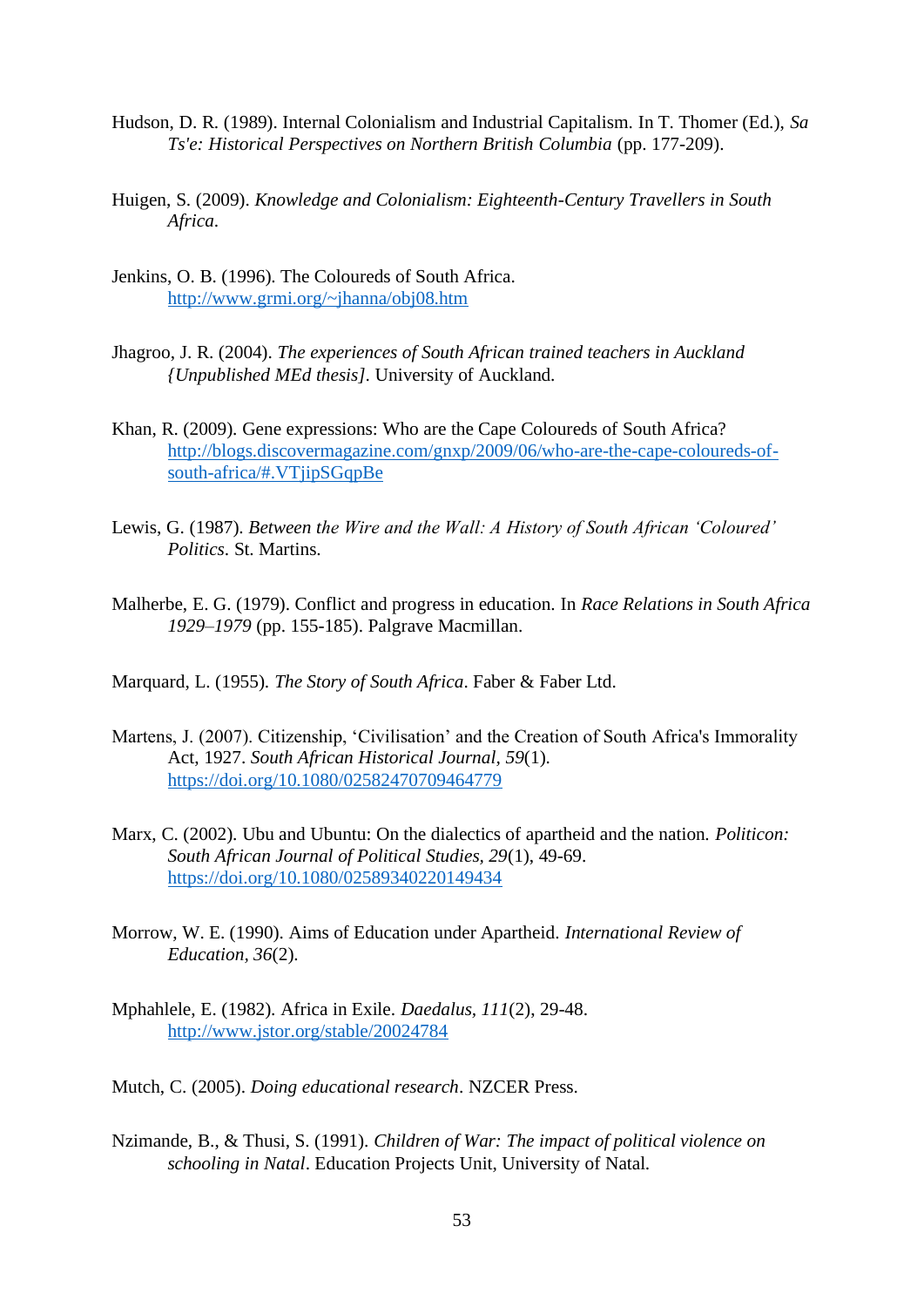Hudson, D. R. (1989). Internal Colonialism and Industrial Capitalism. In T. Thomer (Ed.), *Sa Ts'e: Historical Perspectives on Northern British Columbia* (pp. 177-209).

Huigen, S. (2009). *Knowledge and Colonialism: Eighteenth-Century Travellers in South Africa*.

Jenkins, O. B. (1996). The Coloureds of South Africa. http://www.grmi.org/~jhanna/obj08.htm

Jhagroo, J. R. (2004). *The experiences of South African trained teachers in Auckland {Unpublished MEd thesis]*. University of Auckland.

Khan, R. (2009). Gene expressions: Who are the Cape Coloureds of South Africa? http://blogs.discovermagazine.com/gnxp/2009/06/who-are-the-cape-coloureds-of-south-africa/#.VTjipSGqpBe

Lewis, G. (1987). *Between the Wire and the Wall: A History of South African 'Coloured' Politics*. St. Martins.

Malherbe, E. G. (1979). Conflict and progress in education. In *Race Relations in South Africa 1929–1979* (pp. 155-185). Palgrave Macmillan.

Marquard, L. (1955). *The Story of South Africa*. Faber & Faber Ltd.

Martens, J. (2007). Citizenship, 'Civilisation' and the Creation of South Africa's Immorality Act, 1927. *South African Historical Journal, 59*(1). https://doi.org/10.1080/02582470709464779

Marx, C. (2002). Ubu and Ubuntu: On the dialectics of apartheid and the nation. *Politicon: South African Journal of Political Studies, 29*(1), 49-69. https://doi.org/10.1080/02589340220149434

Morrow, W. E. (1990). Aims of Education under Apartheid. *International Review of Education, 36*(2).

Mphahlele, E. (1982). Africa in Exile. *Daedalus, 111*(2), 29-48. http://www.jstor.org/stable/20024784

Mutch, C. (2005). *Doing educational research*. NZCER Press.

Nzimande, B., & Thusi, S. (1991). *Children of War: The impact of political violence on schooling in Natal*. Education Projects Unit, University of Natal.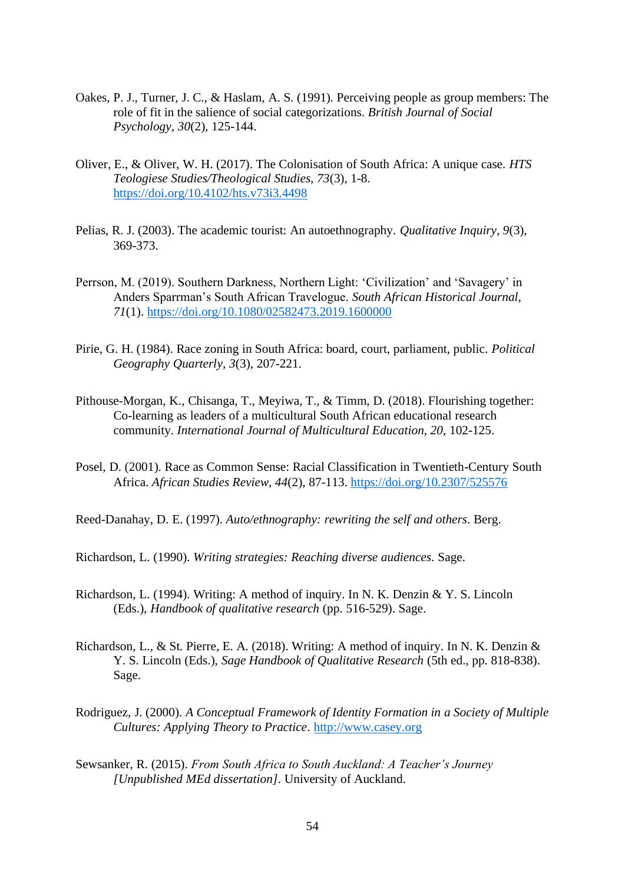Oakes, P. J., Turner, J. C., & Haslam, A. S. (1991). Perceiving people as group members: The role of fit in the salience of social categorizations. *British Journal of Social Psychology, 30*(2), 125-144.

Oliver, E., & Oliver, W. H. (2017). The Colonisation of South Africa: A unique case. *HTS Teologiese Studies/Theological Studies, 73*(3), 1-8. https://doi.org/10.4102/hts.v73i3.4498

Pelias, R. J. (2003). The academic tourist: An autoethnography. *Qualitative Inquiry, 9*(3), 369-373.

Perrson, M. (2019). Southern Darkness, Northern Light: 'Civilization' and 'Savagery' in Anders Sparrman's South African Travelogue. *South African Historical Journal, 71*(1). https://doi.org/10.1080/02582473.2019.1600000

Pirie, G. H. (1984). Race zoning in South Africa: board, court, parliament, public. *Political Geography Quarterly, 3*(3), 207-221.

Pithouse-Morgan, K., Chisanga, T., Meyiwa, T., & Timm, D. (2018). Flourishing together: Co-learning as leaders of a multicultural South African educational research community. *International Journal of Multicultural Education, 20*, 102-125.

Posel, D. (2001). Race as Common Sense: Racial Classification in Twentieth-Century South Africa. *African Studies Review, 44*(2), 87-113. https://doi.org/10.2307/525576

Reed-Danahay, D. E. (1997). *Auto/ethnography: rewriting the self and others*. Berg.

Richardson, L. (1990). *Writing strategies: Reaching diverse audiences*. Sage.

Richardson, L. (1994). Writing: A method of inquiry. In N. K. Denzin & Y. S. Lincoln (Eds.), *Handbook of qualitative research* (pp. 516-529). Sage.

Richardson, L., & St. Pierre, E. A. (2018). Writing: A method of inquiry. In N. K. Denzin & Y. S. Lincoln (Eds.), *Sage Handbook of Qualitative Research* (5th ed., pp. 818-838). Sage.

Rodriguez, J. (2000). *A Conceptual Framework of Identity Formation in a Society of Multiple Cultures: Applying Theory to Practice*. http://www.casey.org

Sewsanker, R. (2015). *From South Africa to South Auckland: A Teacher's Journey [Unpublished MEd dissertation]*. University of Auckland.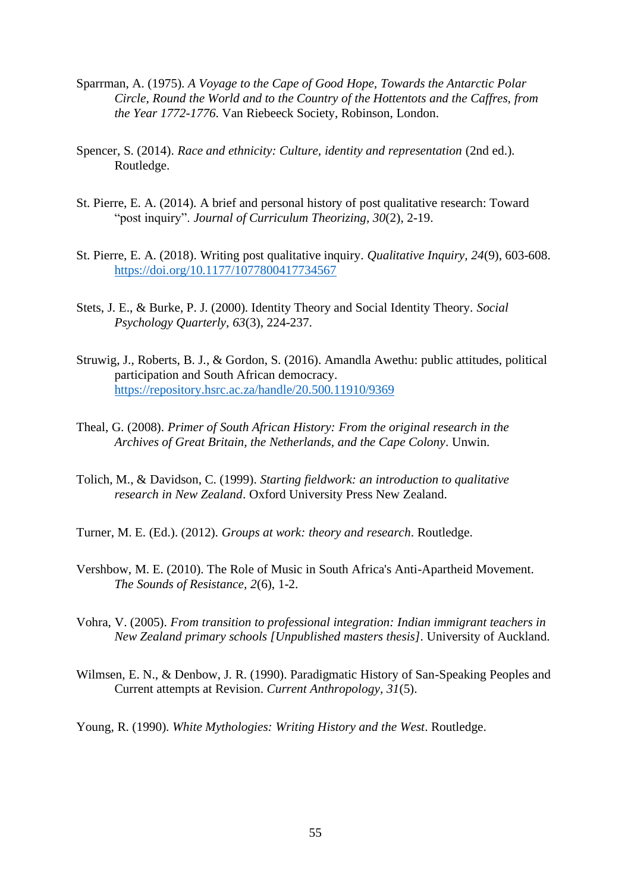Sparrman, A. (1975). *A Voyage to the Cape of Good Hope, Towards the Antarctic Polar Circle, Round the World and to the Country of the Hottentots and the Caffres, from the Year 1772-1776*. Van Riebeeck Society, Robinson, London.

Spencer, S. (2014). *Race and ethnicity: Culture, identity and representation* (2nd ed.). Routledge.

St. Pierre, E. A. (2014). A brief and personal history of post qualitative research: Toward "post inquiry". *Journal of Curriculum Theorizing, 30*(2), 2-19.

St. Pierre, E. A. (2018). Writing post qualitative inquiry. *Qualitative Inquiry, 24*(9), 603-608. https://doi.org/10.1177/1077800417734567

Stets, J. E., & Burke, P. J. (2000). Identity Theory and Social Identity Theory. *Social Psychology Quarterly, 63*(3), 224-237.

Struwig, J., Roberts, B. J., & Gordon, S. (2016). Amandla Awethu: public attitudes, political participation and South African democracy. https://repository.hsrc.ac.za/handle/20.500.11910/9369

Theal, G. (2008). *Primer of South African History: From the original research in the Archives of Great Britain, the Netherlands, and the Cape Colony*. Unwin.

Tolich, M., & Davidson, C. (1999). *Starting fieldwork: an introduction to qualitative research in New Zealand*. Oxford University Press New Zealand.

Turner, M. E. (Ed.). (2012). *Groups at work: theory and research*. Routledge.

Vershbow, M. E. (2010). The Role of Music in South Africa's Anti-Apartheid Movement. *The Sounds of Resistance, 2*(6), 1-2.

Vohra, V. (2005). *From transition to professional integration: Indian immigrant teachers in New Zealand primary schools [Unpublished masters thesis]*. University of Auckland.

Wilmsen, E. N., & Denbow, J. R. (1990). Paradigmatic History of San-Speaking Peoples and Current attempts at Revision. *Current Anthropology, 31*(5).

Young, R. (1990). *White Mythologies: Writing History and the West*. Routledge.